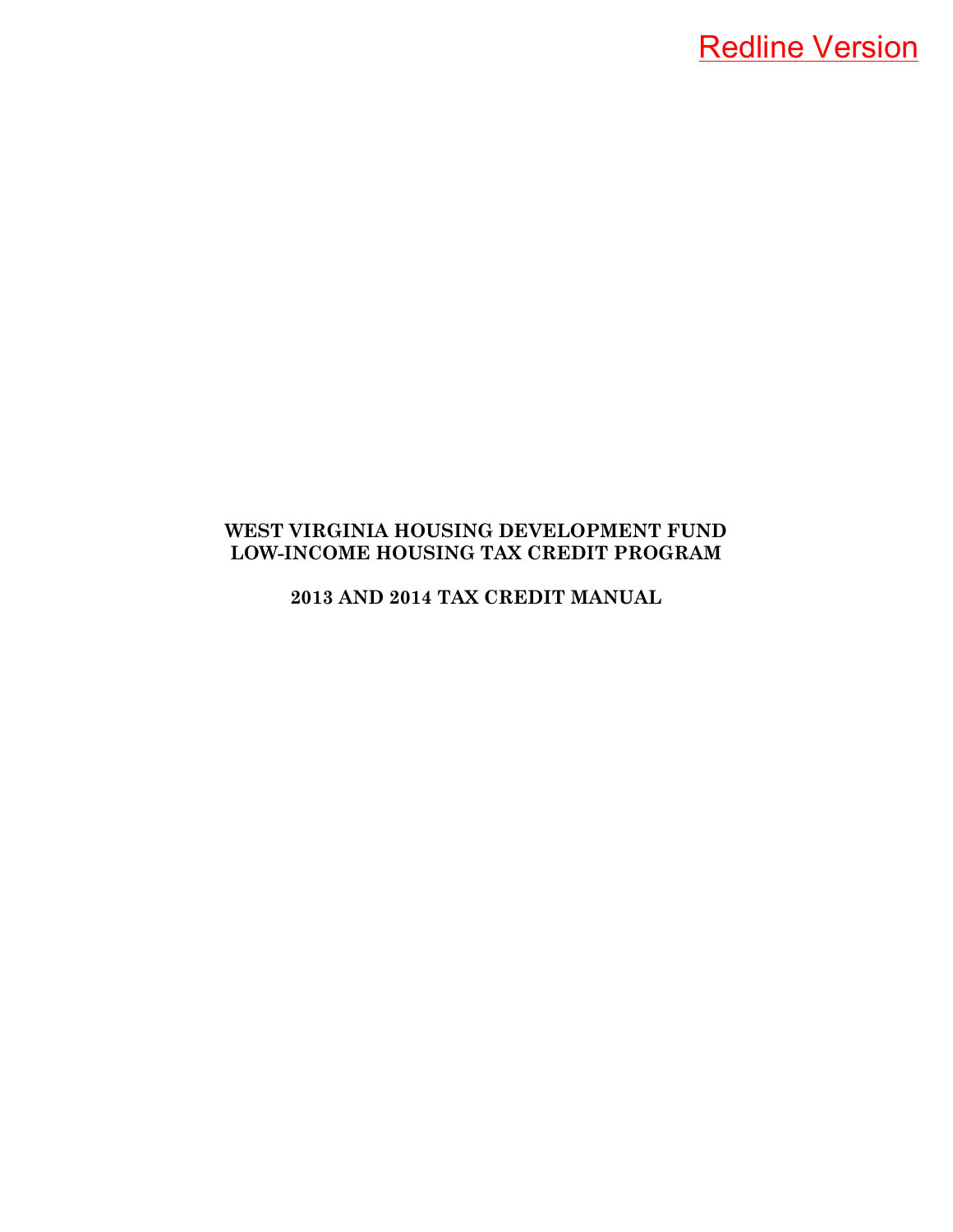Redline Version

**WEST VIRGINIA HOUSING DEVELOPMENT FUND**
**LOW-INCOME HOUSING TAX CREDIT PROGRAM**

**2013 AND 2014 TAX CREDIT MANUAL**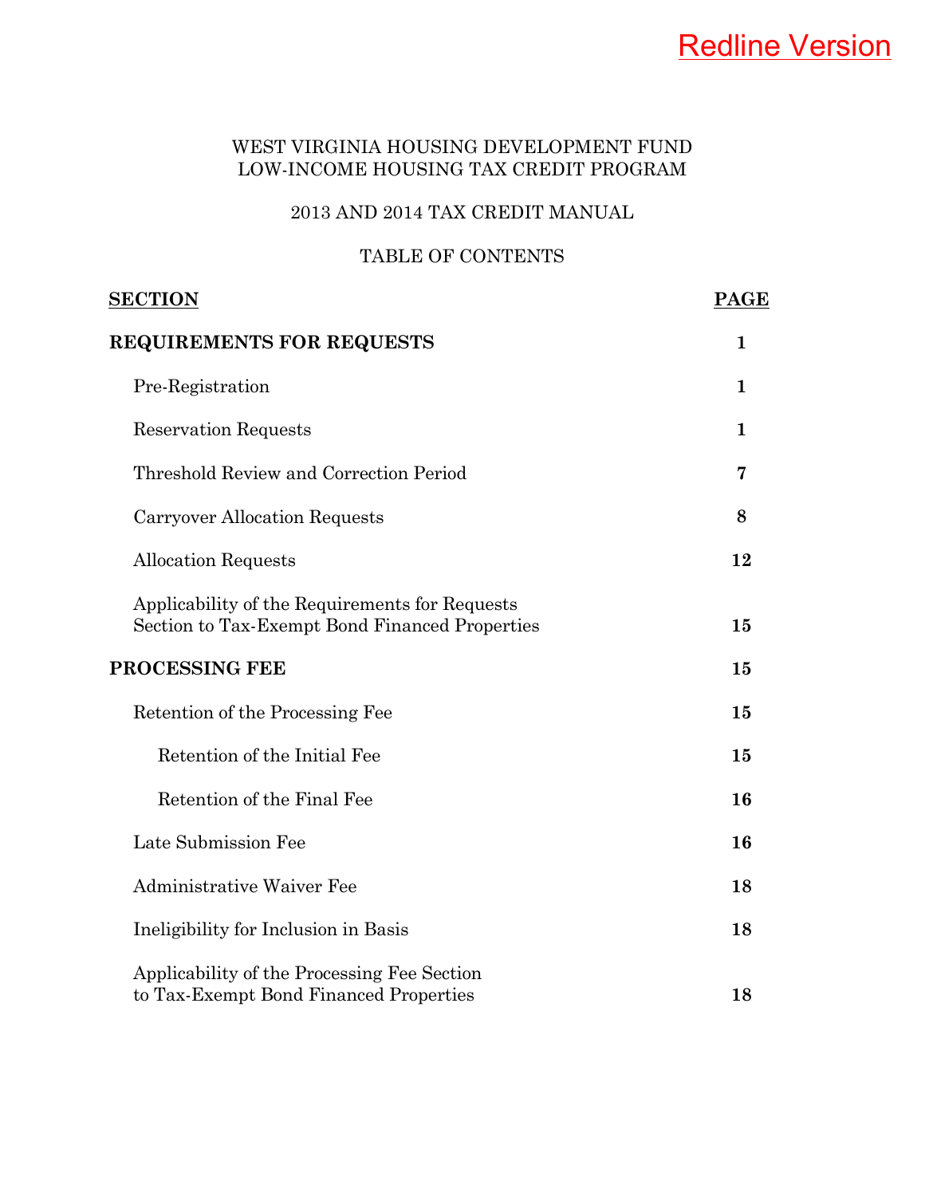Redline Version

WEST VIRGINIA HOUSING DEVELOPMENT FUND
LOW-INCOME HOUSING TAX CREDIT PROGRAM

2013 AND 2014 TAX CREDIT MANUAL

TABLE OF CONTENTS

| SECTION | PAGE |
|---|---|
| **REQUIREMENTS FOR REQUESTS** | **1** |
| Pre-Registration | **1** |
| Reservation Requests | **1** |
| Threshold Review and Correction Period | **7** |
| Carryover Allocation Requests | **8** |
| Allocation Requests | **12** |
| Applicability of the Requirements for Requests Section to Tax-Exempt Bond Financed Properties | **15** |
| **PROCESSING FEE** | **15** |
| Retention of the Processing Fee | **15** |
| Retention of the Initial Fee | **15** |
| Retention of the Final Fee | **16** |
| Late Submission Fee | **16** |
| Administrative Waiver Fee | **18** |
| Ineligibility for Inclusion in Basis | **18** |
| Applicability of the Processing Fee Section to Tax-Exempt Bond Financed Properties | **18** |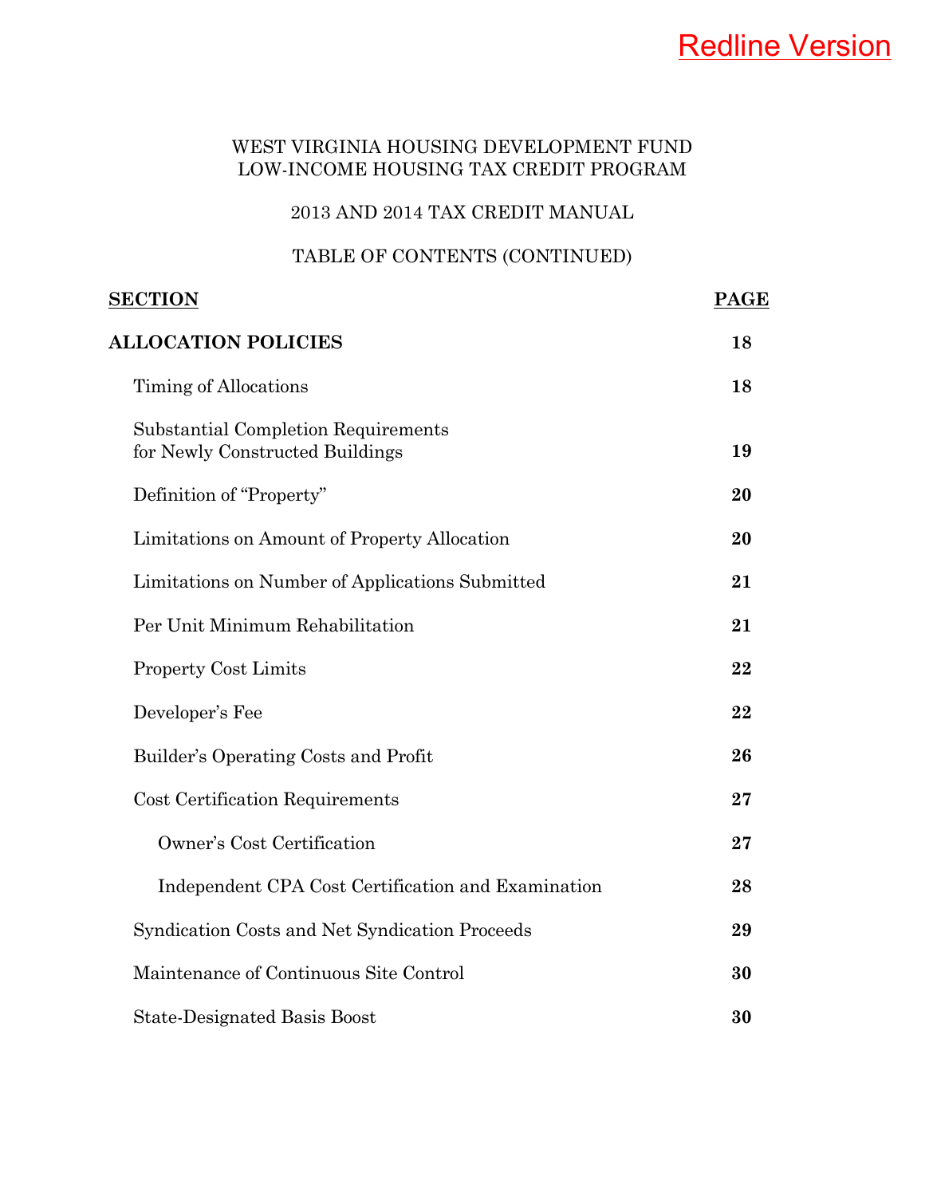Redline Version

WEST VIRGINIA HOUSING DEVELOPMENT FUND
LOW-INCOME HOUSING TAX CREDIT PROGRAM

2013 AND 2014 TAX CREDIT MANUAL

TABLE OF CONTENTS (CONTINUED)

| SECTION | PAGE |
|---|---|
| **ALLOCATION POLICIES** | **18** |
| Timing of Allocations | **18** |
| Substantial Completion Requirements for Newly Constructed Buildings | **19** |
| Definition of "Property" | **20** |
| Limitations on Amount of Property Allocation | **20** |
| Limitations on Number of Applications Submitted | **21** |
| Per Unit Minimum Rehabilitation | **21** |
| Property Cost Limits | **22** |
| Developer's Fee | **22** |
| Builder's Operating Costs and Profit | **26** |
| Cost Certification Requirements | **27** |
| Owner's Cost Certification | **27** |
| Independent CPA Cost Certification and Examination | **28** |
| Syndication Costs and Net Syndication Proceeds | **29** |
| Maintenance of Continuous Site Control | **30** |
| State-Designated Basis Boost | **30** |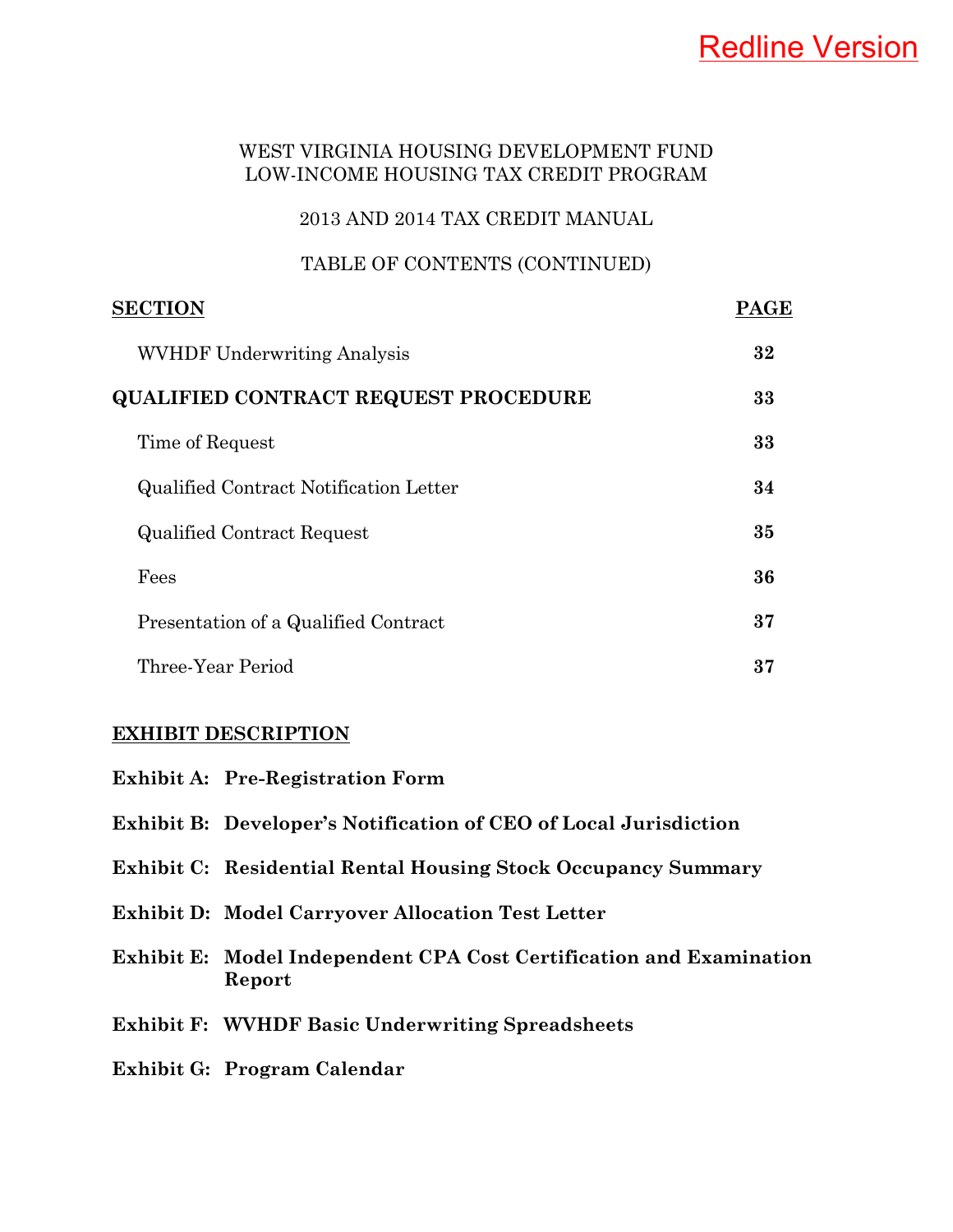Redline Version

WEST VIRGINIA HOUSING DEVELOPMENT FUND
LOW-INCOME HOUSING TAX CREDIT PROGRAM

2013 AND 2014 TAX CREDIT MANUAL

TABLE OF CONTENTS (CONTINUED)

| SECTION | PAGE |
|---|---|
| WVHDF Underwriting Analysis | **32** |
| **QUALIFIED CONTRACT REQUEST PROCEDURE** | **33** |
| Time of Request | **33** |
| Qualified Contract Notification Letter | **34** |
| Qualified Contract Request | **35** |
| Fees | **36** |
| Presentation of a Qualified Contract | **37** |
| Three-Year Period | **37** |

**EXHIBIT DESCRIPTION**

**Exhibit A: Pre-Registration Form**

**Exhibit B: Developer's Notification of CEO of Local Jurisdiction**

**Exhibit C: Residential Rental Housing Stock Occupancy Summary**

**Exhibit D: Model Carryover Allocation Test Letter**

**Exhibit E: Model Independent CPA Cost Certification and Examination Report**

**Exhibit F: WVHDF Basic Underwriting Spreadsheets**

**Exhibit G: Program Calendar**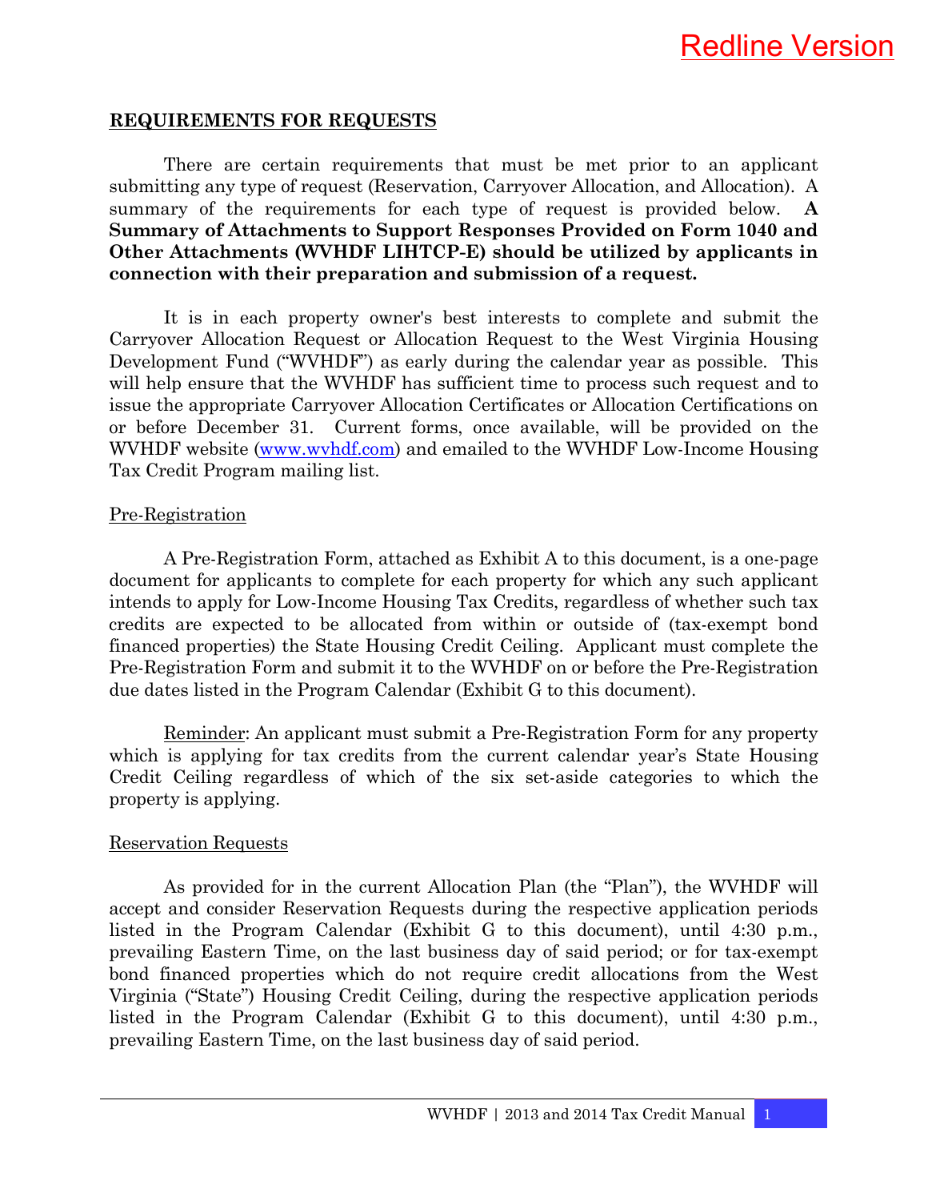Redline Version

## REQUIREMENTS FOR REQUESTS

There are certain requirements that must be met prior to an applicant submitting any type of request (Reservation, Carryover Allocation, and Allocation). A summary of the requirements for each type of request is provided below. **A Summary of Attachments to Support Responses Provided on Form 1040 and Other Attachments (WVHDF LIHTCP-E) should be utilized by applicants in connection with their preparation and submission of a request.**

It is in each property owner's best interests to complete and submit the Carryover Allocation Request or Allocation Request to the West Virginia Housing Development Fund ("WVHDF") as early during the calendar year as possible. This will help ensure that the WVHDF has sufficient time to process such request and to issue the appropriate Carryover Allocation Certificates or Allocation Certifications on or before December 31. Current forms, once available, will be provided on the WVHDF website (www.wvhdf.com) and emailed to the WVHDF Low-Income Housing Tax Credit Program mailing list.

### Pre-Registration

A Pre-Registration Form, attached as Exhibit A to this document, is a one-page document for applicants to complete for each property for which any such applicant intends to apply for Low-Income Housing Tax Credits, regardless of whether such tax credits are expected to be allocated from within or outside of (tax-exempt bond financed properties) the State Housing Credit Ceiling. Applicant must complete the Pre-Registration Form and submit it to the WVHDF on or before the Pre-Registration due dates listed in the Program Calendar (Exhibit G to this document).

Reminder: An applicant must submit a Pre-Registration Form for any property which is applying for tax credits from the current calendar year's State Housing Credit Ceiling regardless of which of the six set-aside categories to which the property is applying.

### Reservation Requests

As provided for in the current Allocation Plan (the "Plan"), the WVHDF will accept and consider Reservation Requests during the respective application periods listed in the Program Calendar (Exhibit G to this document), until 4:30 p.m., prevailing Eastern Time, on the last business day of said period; or for tax-exempt bond financed properties which do not require credit allocations from the West Virginia ("State") Housing Credit Ceiling, during the respective application periods listed in the Program Calendar (Exhibit G to this document), until 4:30 p.m., prevailing Eastern Time, on the last business day of said period.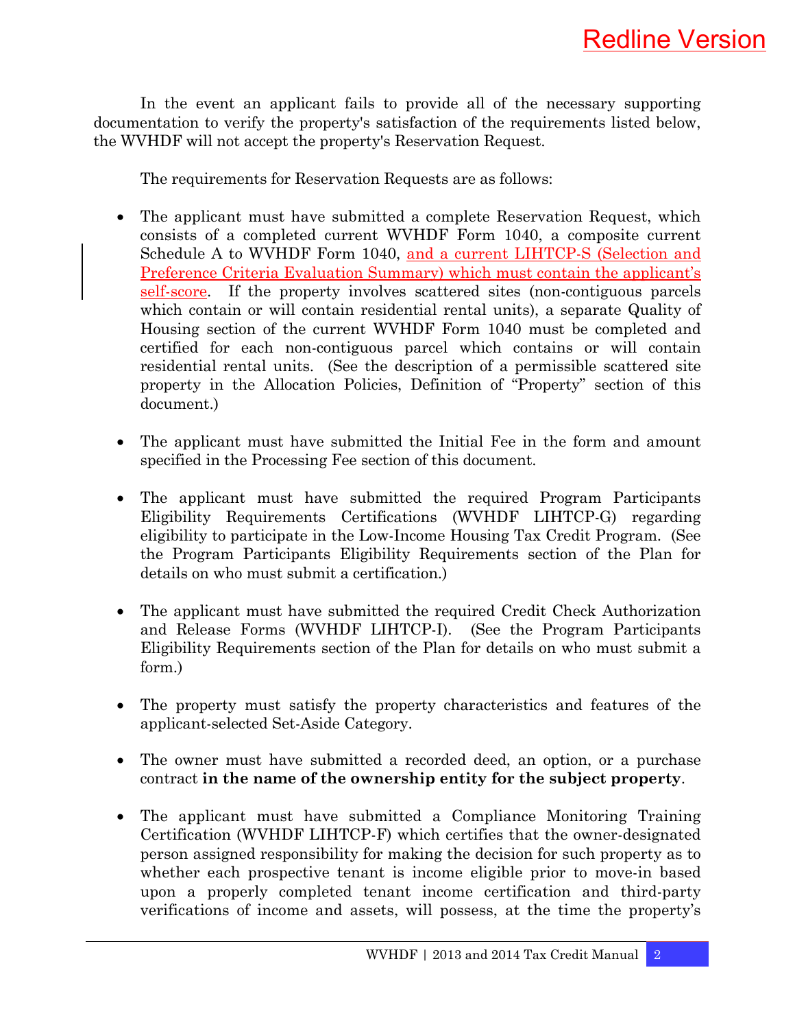In the event an applicant fails to provide all of the necessary supporting documentation to verify the property's satisfaction of the requirements listed below, the WVHDF will not accept the property's Reservation Request.

The requirements for Reservation Requests are as follows:

- The applicant must have submitted a complete Reservation Request, which consists of a completed current WVHDF Form 1040, a composite current Schedule A to WVHDF Form 1040, and a current LIHTCP-S (Selection and Preference Criteria Evaluation Summary) which must contain the applicant's self-score. If the property involves scattered sites (non-contiguous parcels which contain or will contain residential rental units), a separate Quality of Housing section of the current WVHDF Form 1040 must be completed and certified for each non-contiguous parcel which contains or will contain residential rental units. (See the description of a permissible scattered site property in the Allocation Policies, Definition of "Property" section of this document.)

- The applicant must have submitted the Initial Fee in the form and amount specified in the Processing Fee section of this document.

- The applicant must have submitted the required Program Participants Eligibility Requirements Certifications (WVHDF LIHTCP-G) regarding eligibility to participate in the Low-Income Housing Tax Credit Program. (See the Program Participants Eligibility Requirements section of the Plan for details on who must submit a certification.)

- The applicant must have submitted the required Credit Check Authorization and Release Forms (WVHDF LIHTCP-I). (See the Program Participants Eligibility Requirements section of the Plan for details on who must submit a form.)

- The property must satisfy the property characteristics and features of the applicant-selected Set-Aside Category.

- The owner must have submitted a recorded deed, an option, or a purchase contract **in the name of the ownership entity for the subject property**.

- The applicant must have submitted a Compliance Monitoring Training Certification (WVHDF LIHTCP-F) which certifies that the owner-designated person assigned responsibility for making the decision for such property as to whether each prospective tenant is income eligible prior to move-in based upon a properly completed tenant income certification and third-party verifications of income and assets, will possess, at the time the property's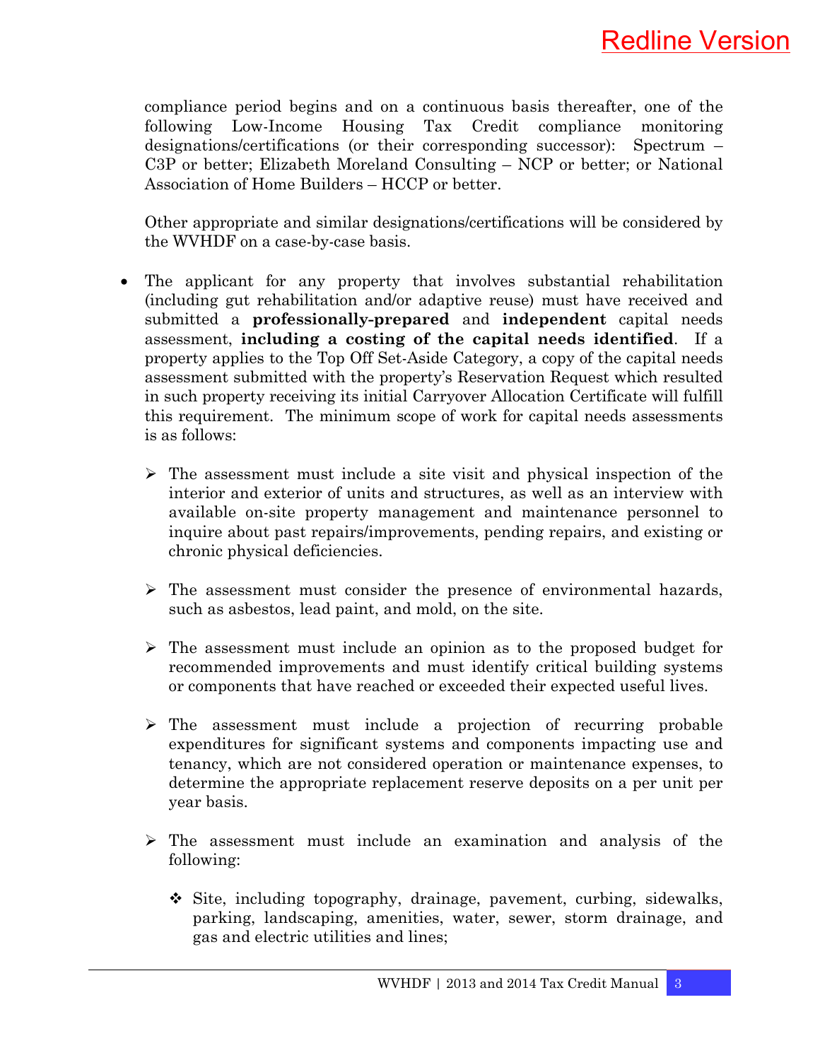compliance period begins and on a continuous basis thereafter, one of the following Low-Income Housing Tax Credit compliance monitoring designations/certifications (or their corresponding successor): Spectrum – C3P or better; Elizabeth Moreland Consulting – NCP or better; or National Association of Home Builders – HCCP or better.

Other appropriate and similar designations/certifications will be considered by the WVHDF on a case-by-case basis.

- The applicant for any property that involves substantial rehabilitation (including gut rehabilitation and/or adaptive reuse) must have received and submitted a **professionally-prepared** and **independent** capital needs assessment, **including a costing of the capital needs identified**. If a property applies to the Top Off Set-Aside Category, a copy of the capital needs assessment submitted with the property's Reservation Request which resulted in such property receiving its initial Carryover Allocation Certificate will fulfill this requirement. The minimum scope of work for capital needs assessments is as follows:

  - The assessment must include a site visit and physical inspection of the interior and exterior of units and structures, as well as an interview with available on-site property management and maintenance personnel to inquire about past repairs/improvements, pending repairs, and existing or chronic physical deficiencies.

  - The assessment must consider the presence of environmental hazards, such as asbestos, lead paint, and mold, on the site.

  - The assessment must include an opinion as to the proposed budget for recommended improvements and must identify critical building systems or components that have reached or exceeded their expected useful lives.

  - The assessment must include a projection of recurring probable expenditures for significant systems and components impacting use and tenancy, which are not considered operation or maintenance expenses, to determine the appropriate replacement reserve deposits on a per unit per year basis.

  - The assessment must include an examination and analysis of the following:

    - Site, including topography, drainage, pavement, curbing, sidewalks, parking, landscaping, amenities, water, sewer, storm drainage, and gas and electric utilities and lines;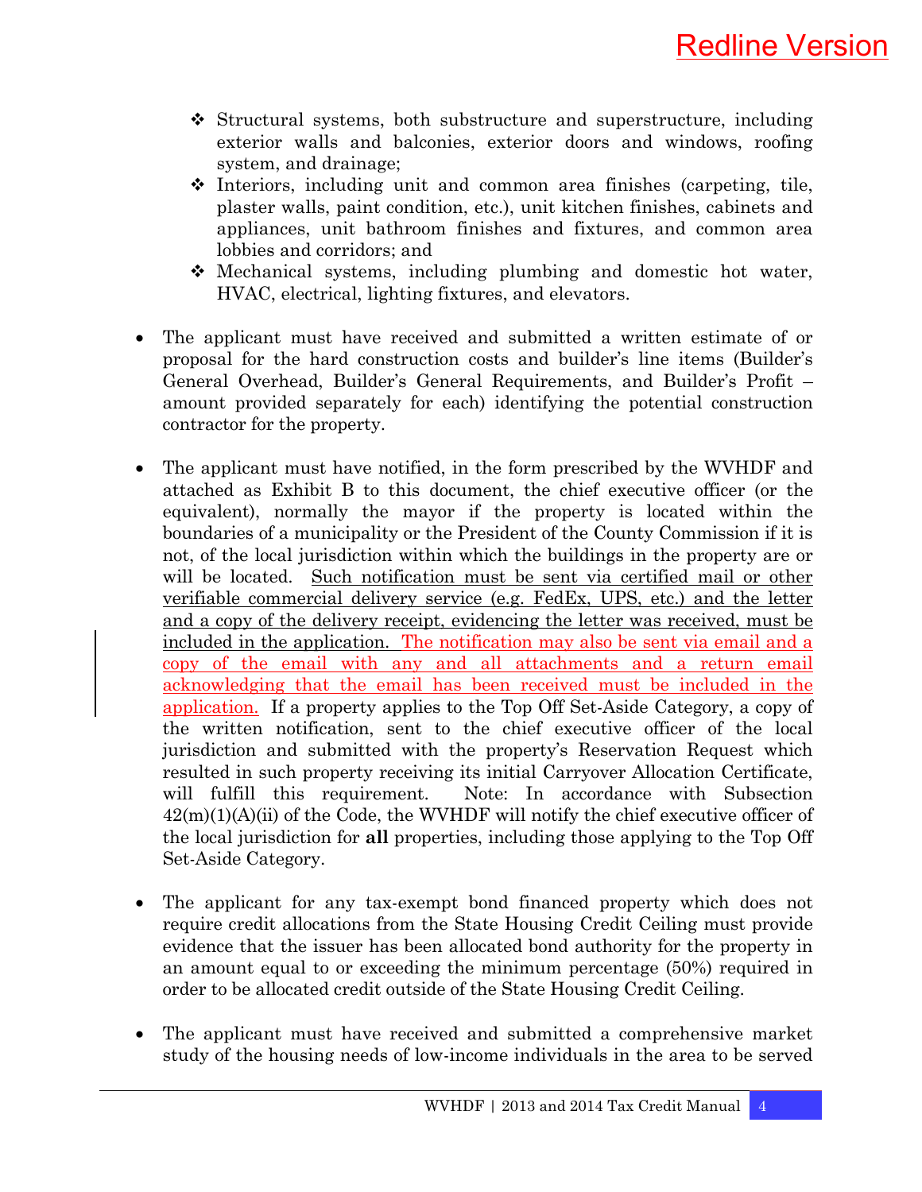- ❖ Structural systems, both substructure and superstructure, including exterior walls and balconies, exterior doors and windows, roofing system, and drainage;
  - ❖ Interiors, including unit and common area finishes (carpeting, tile, plaster walls, paint condition, etc.), unit kitchen finishes, cabinets and appliances, unit bathroom finishes and fixtures, and common area lobbies and corridors; and
  - ❖ Mechanical systems, including plumbing and domestic hot water, HVAC, electrical, lighting fixtures, and elevators.

- The applicant must have received and submitted a written estimate of or proposal for the hard construction costs and builder's line items (Builder's General Overhead, Builder's General Requirements, and Builder's Profit – amount provided separately for each) identifying the potential construction contractor for the property.

- The applicant must have notified, in the form prescribed by the WVHDF and attached as Exhibit B to this document, the chief executive officer (or the equivalent), normally the mayor if the property is located within the boundaries of a municipality or the President of the County Commission if it is not, of the local jurisdiction within which the buildings in the property are or will be located. Such notification must be sent via certified mail or other verifiable commercial delivery service (e.g. FedEx, UPS, etc.) and the letter and a copy of the delivery receipt, evidencing the letter was received, must be included in the application. The notification may also be sent via email and a copy of the email with any and all attachments and a return email acknowledging that the email has been received must be included in the application. If a property applies to the Top Off Set-Aside Category, a copy of the written notification, sent to the chief executive officer of the local jurisdiction and submitted with the property's Reservation Request which resulted in such property receiving its initial Carryover Allocation Certificate, will fulfill this requirement. Note: In accordance with Subsection 42(m)(1)(A)(ii) of the Code, the WVHDF will notify the chief executive officer of the local jurisdiction for **all** properties, including those applying to the Top Off Set-Aside Category.

- The applicant for any tax-exempt bond financed property which does not require credit allocations from the State Housing Credit Ceiling must provide evidence that the issuer has been allocated bond authority for the property in an amount equal to or exceeding the minimum percentage (50%) required in order to be allocated credit outside of the State Housing Credit Ceiling.

- The applicant must have received and submitted a comprehensive market study of the housing needs of low-income individuals in the area to be served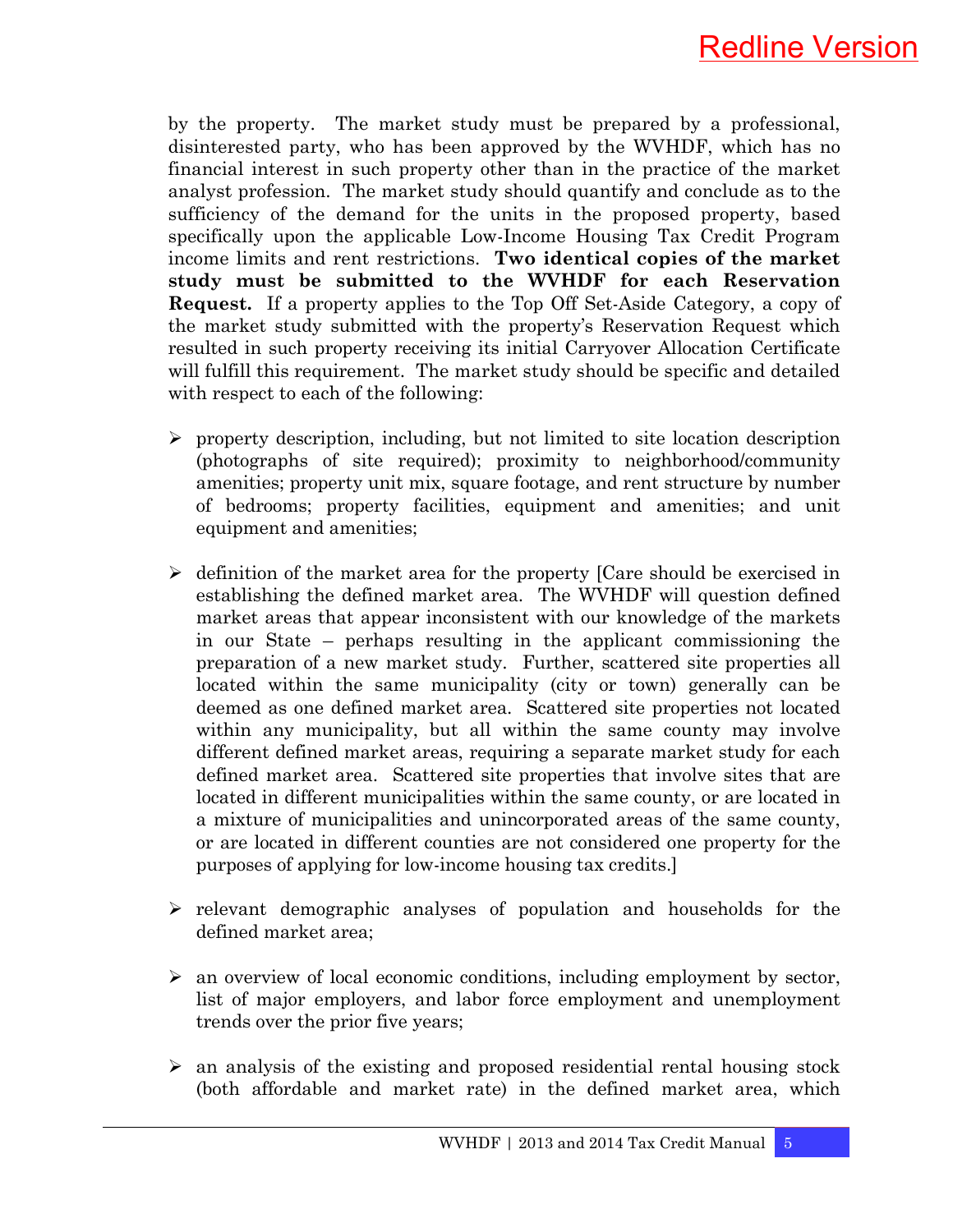by the property. The market study must be prepared by a professional, disinterested party, who has been approved by the WVHDF, which has no financial interest in such property other than in the practice of the market analyst profession. The market study should quantify and conclude as to the sufficiency of the demand for the units in the proposed property, based specifically upon the applicable Low-Income Housing Tax Credit Program income limits and rent restrictions. **Two identical copies of the market study must be submitted to the WVHDF for each Reservation Request.** If a property applies to the Top Off Set-Aside Category, a copy of the market study submitted with the property's Reservation Request which resulted in such property receiving its initial Carryover Allocation Certificate will fulfill this requirement. The market study should be specific and detailed with respect to each of the following:

- property description, including, but not limited to site location description (photographs of site required); proximity to neighborhood/community amenities; property unit mix, square footage, and rent structure by number of bedrooms; property facilities, equipment and amenities; and unit equipment and amenities;

- definition of the market area for the property [Care should be exercised in establishing the defined market area. The WVHDF will question defined market areas that appear inconsistent with our knowledge of the markets in our State – perhaps resulting in the applicant commissioning the preparation of a new market study. Further, scattered site properties all located within the same municipality (city or town) generally can be deemed as one defined market area. Scattered site properties not located within any municipality, but all within the same county may involve different defined market areas, requiring a separate market study for each defined market area. Scattered site properties that involve sites that are located in different municipalities within the same county, or are located in a mixture of municipalities and unincorporated areas of the same county, or are located in different counties are not considered one property for the purposes of applying for low-income housing tax credits.]

- relevant demographic analyses of population and households for the defined market area;

- an overview of local economic conditions, including employment by sector, list of major employers, and labor force employment and unemployment trends over the prior five years;

- an analysis of the existing and proposed residential rental housing stock (both affordable and market rate) in the defined market area, which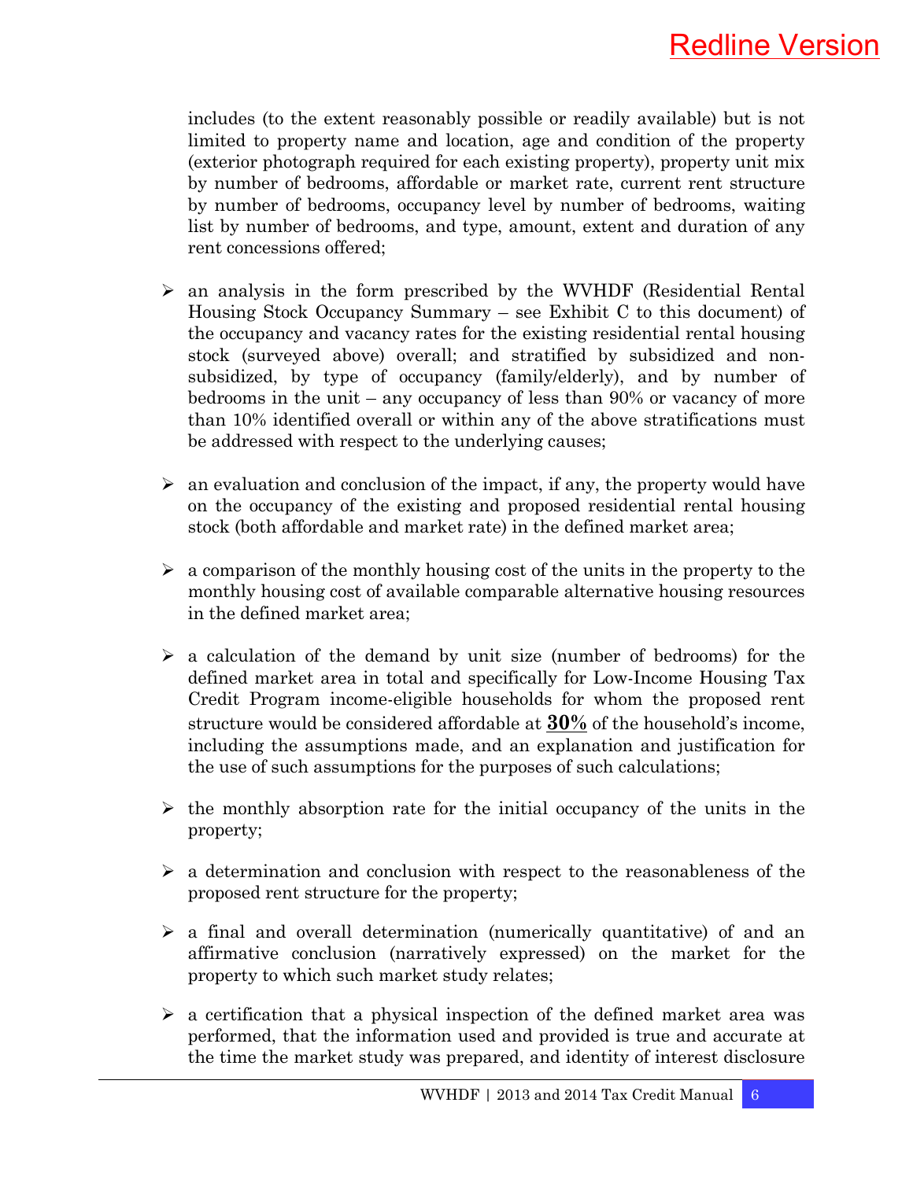includes (to the extent reasonably possible or readily available) but is not limited to property name and location, age and condition of the property (exterior photograph required for each existing property), property unit mix by number of bedrooms, affordable or market rate, current rent structure by number of bedrooms, occupancy level by number of bedrooms, waiting list by number of bedrooms, and type, amount, extent and duration of any rent concessions offered;

- an analysis in the form prescribed by the WVHDF (Residential Rental Housing Stock Occupancy Summary – see Exhibit C to this document) of the occupancy and vacancy rates for the existing residential rental housing stock (surveyed above) overall; and stratified by subsidized and non-subsidized, by type of occupancy (family/elderly), and by number of bedrooms in the unit – any occupancy of less than 90% or vacancy of more than 10% identified overall or within any of the above stratifications must be addressed with respect to the underlying causes;

- an evaluation and conclusion of the impact, if any, the property would have on the occupancy of the existing and proposed residential rental housing stock (both affordable and market rate) in the defined market area;

- a comparison of the monthly housing cost of the units in the property to the monthly housing cost of available comparable alternative housing resources in the defined market area;

- a calculation of the demand by unit size (number of bedrooms) for the defined market area in total and specifically for Low-Income Housing Tax Credit Program income-eligible households for whom the proposed rent structure would be considered affordable at **30%** of the household's income, including the assumptions made, and an explanation and justification for the use of such assumptions for the purposes of such calculations;

- the monthly absorption rate for the initial occupancy of the units in the property;

- a determination and conclusion with respect to the reasonableness of the proposed rent structure for the property;

- a final and overall determination (numerically quantitative) of and an affirmative conclusion (narratively expressed) on the market for the property to which such market study relates;

- a certification that a physical inspection of the defined market area was performed, that the information used and provided is true and accurate at the time the market study was prepared, and identity of interest disclosure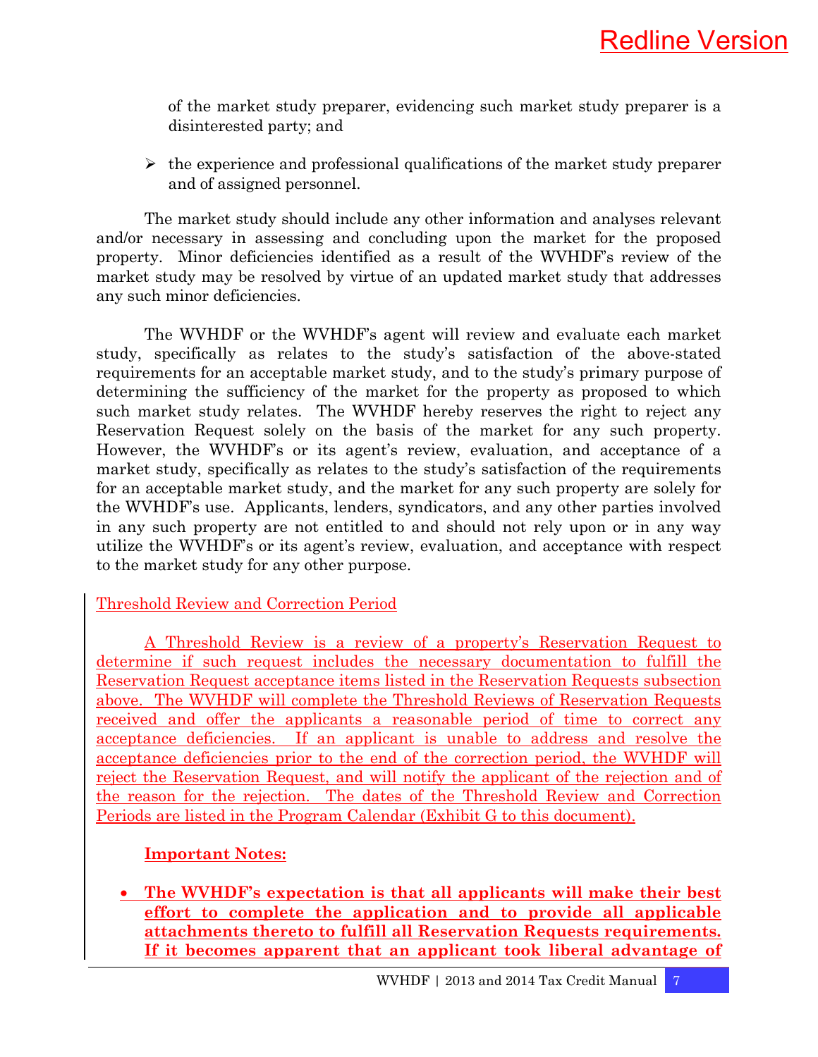of the market study preparer, evidencing such market study preparer is a disinterested party; and

- the experience and professional qualifications of the market study preparer and of assigned personnel.

The market study should include any other information and analyses relevant and/or necessary in assessing and concluding upon the market for the proposed property. Minor deficiencies identified as a result of the WVHDF's review of the market study may be resolved by virtue of an updated market study that addresses any such minor deficiencies.

The WVHDF or the WVHDF's agent will review and evaluate each market study, specifically as relates to the study's satisfaction of the above-stated requirements for an acceptable market study, and to the study's primary purpose of determining the sufficiency of the market for the property as proposed to which such market study relates. The WVHDF hereby reserves the right to reject any Reservation Request solely on the basis of the market for any such property. However, the WVHDF's or its agent's review, evaluation, and acceptance of a market study, specifically as relates to the study's satisfaction of the requirements for an acceptable market study, and the market for any such property are solely for the WVHDF's use. Applicants, lenders, syndicators, and any other parties involved in any such property are not entitled to and should not rely upon or in any way utilize the WVHDF's or its agent's review, evaluation, and acceptance with respect to the market study for any other purpose.

Threshold Review and Correction Period

A Threshold Review is a review of a property's Reservation Request to determine if such request includes the necessary documentation to fulfill the Reservation Request acceptance items listed in the Reservation Requests subsection above. The WVHDF will complete the Threshold Reviews of Reservation Requests received and offer the applicants a reasonable period of time to correct any acceptance deficiencies. If an applicant is unable to address and resolve the acceptance deficiencies prior to the end of the correction period, the WVHDF will reject the Reservation Request, and will notify the applicant of the rejection and of the reason for the rejection. The dates of the Threshold Review and Correction Periods are listed in the Program Calendar (Exhibit G to this document).

**Important Notes:**

- **The WVHDF's expectation is that all applicants will make their best effort to complete the application and to provide all applicable attachments thereto to fulfill all Reservation Requests requirements. If it becomes apparent that an applicant took liberal advantage of**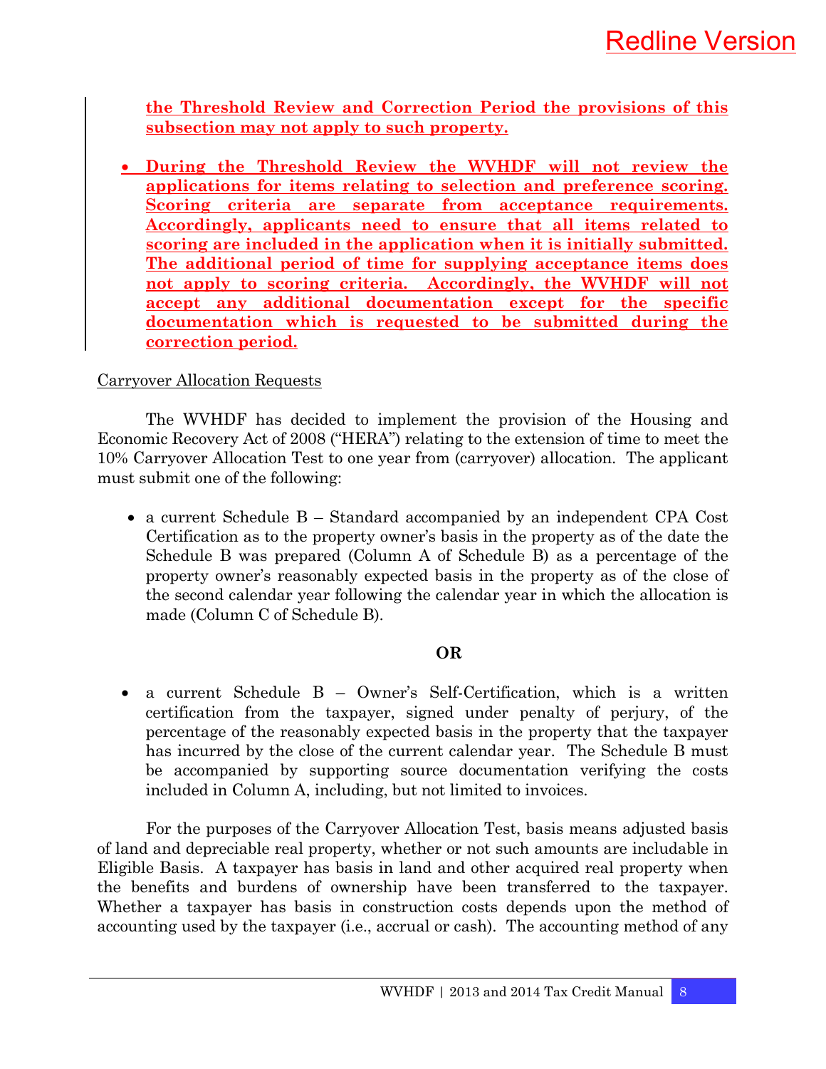**the Threshold Review and Correction Period the provisions of this subsection may not apply to such property.**

- **During the Threshold Review the WVHDF will not review the applications for items relating to selection and preference scoring. Scoring criteria are separate from acceptance requirements. Accordingly, applicants need to ensure that all items related to scoring are included in the application when it is initially submitted. The additional period of time for supplying acceptance items does not apply to scoring criteria. Accordingly, the WVHDF will not accept any additional documentation except for the specific documentation which is requested to be submitted during the correction period.**

Carryover Allocation Requests

The WVHDF has decided to implement the provision of the Housing and Economic Recovery Act of 2008 ("HERA") relating to the extension of time to meet the 10% Carryover Allocation Test to one year from (carryover) allocation. The applicant must submit one of the following:

- a current Schedule B – Standard accompanied by an independent CPA Cost Certification as to the property owner's basis in the property as of the date the Schedule B was prepared (Column A of Schedule B) as a percentage of the property owner's reasonably expected basis in the property as of the close of the second calendar year following the calendar year in which the allocation is made (Column C of Schedule B).

**OR**

- a current Schedule B – Owner's Self-Certification, which is a written certification from the taxpayer, signed under penalty of perjury, of the percentage of the reasonably expected basis in the property that the taxpayer has incurred by the close of the current calendar year. The Schedule B must be accompanied by supporting source documentation verifying the costs included in Column A, including, but not limited to invoices.

For the purposes of the Carryover Allocation Test, basis means adjusted basis of land and depreciable real property, whether or not such amounts are includable in Eligible Basis. A taxpayer has basis in land and other acquired real property when the benefits and burdens of ownership have been transferred to the taxpayer. Whether a taxpayer has basis in construction costs depends upon the method of accounting used by the taxpayer (i.e., accrual or cash). The accounting method of any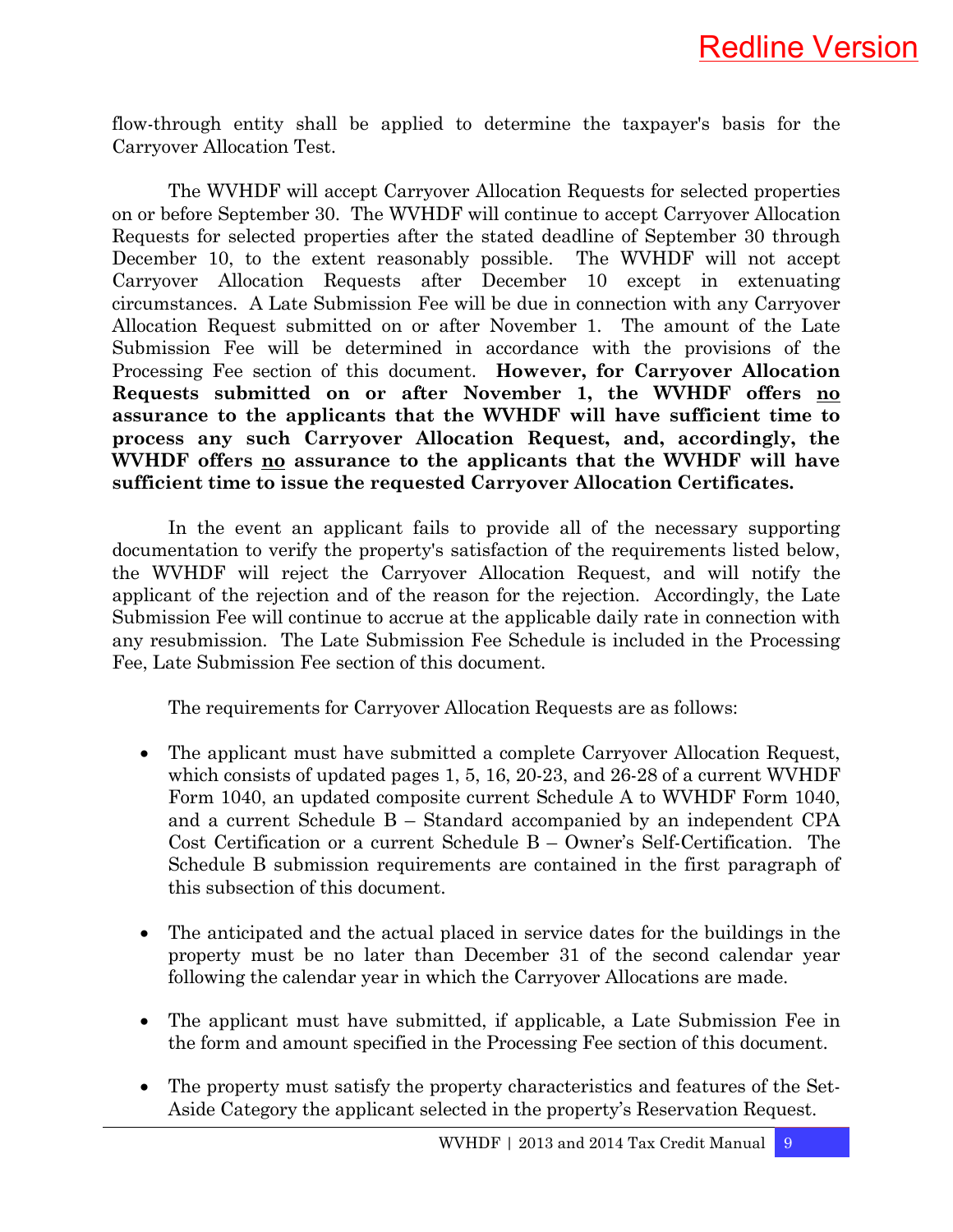flow-through entity shall be applied to determine the taxpayer's basis for the Carryover Allocation Test.

The WVHDF will accept Carryover Allocation Requests for selected properties on or before September 30. The WVHDF will continue to accept Carryover Allocation Requests for selected properties after the stated deadline of September 30 through December 10, to the extent reasonably possible. The WVHDF will not accept Carryover Allocation Requests after December 10 except in extenuating circumstances. A Late Submission Fee will be due in connection with any Carryover Allocation Request submitted on or after November 1. The amount of the Late Submission Fee will be determined in accordance with the provisions of the Processing Fee section of this document. **However, for Carryover Allocation Requests submitted on or after November 1, the WVHDF offers <u>no</u> assurance to the applicants that the WVHDF will have sufficient time to process any such Carryover Allocation Request, and, accordingly, the WVHDF offers <u>no</u> assurance to the applicants that the WVHDF will have sufficient time to issue the requested Carryover Allocation Certificates.**

In the event an applicant fails to provide all of the necessary supporting documentation to verify the property's satisfaction of the requirements listed below, the WVHDF will reject the Carryover Allocation Request, and will notify the applicant of the rejection and of the reason for the rejection. Accordingly, the Late Submission Fee will continue to accrue at the applicable daily rate in connection with any resubmission. The Late Submission Fee Schedule is included in the Processing Fee, Late Submission Fee section of this document.

The requirements for Carryover Allocation Requests are as follows:

- The applicant must have submitted a complete Carryover Allocation Request, which consists of updated pages 1, 5, 16, 20-23, and 26-28 of a current WVHDF Form 1040, an updated composite current Schedule A to WVHDF Form 1040, and a current Schedule B – Standard accompanied by an independent CPA Cost Certification or a current Schedule B – Owner's Self-Certification. The Schedule B submission requirements are contained in the first paragraph of this subsection of this document.

- The anticipated and the actual placed in service dates for the buildings in the property must be no later than December 31 of the second calendar year following the calendar year in which the Carryover Allocations are made.

- The applicant must have submitted, if applicable, a Late Submission Fee in the form and amount specified in the Processing Fee section of this document.

- The property must satisfy the property characteristics and features of the Set-Aside Category the applicant selected in the property's Reservation Request.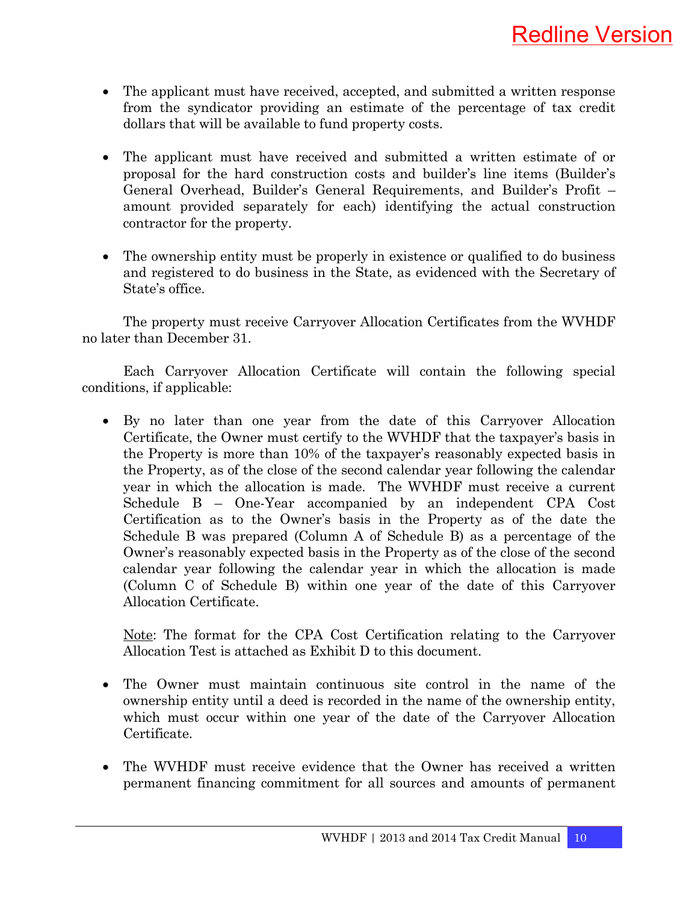- The applicant must have received, accepted, and submitted a written response from the syndicator providing an estimate of the percentage of tax credit dollars that will be available to fund property costs.

- The applicant must have received and submitted a written estimate of or proposal for the hard construction costs and builder's line items (Builder's General Overhead, Builder's General Requirements, and Builder's Profit – amount provided separately for each) identifying the actual construction contractor for the property.

- The ownership entity must be properly in existence or qualified to do business and registered to do business in the State, as evidenced with the Secretary of State's office.

The property must receive Carryover Allocation Certificates from the WVHDF no later than December 31.

Each Carryover Allocation Certificate will contain the following special conditions, if applicable:

- By no later than one year from the date of this Carryover Allocation Certificate, the Owner must certify to the WVHDF that the taxpayer's basis in the Property is more than 10% of the taxpayer's reasonably expected basis in the Property, as of the close of the second calendar year following the calendar year in which the allocation is made. The WVHDF must receive a current Schedule B – One-Year accompanied by an independent CPA Cost Certification as to the Owner's basis in the Property as of the date the Schedule B was prepared (Column A of Schedule B) as a percentage of the Owner's reasonably expected basis in the Property as of the close of the second calendar year following the calendar year in which the allocation is made (Column C of Schedule B) within one year of the date of this Carryover Allocation Certificate.

  Note: The format for the CPA Cost Certification relating to the Carryover Allocation Test is attached as Exhibit D to this document.

- The Owner must maintain continuous site control in the name of the ownership entity until a deed is recorded in the name of the ownership entity, which must occur within one year of the date of the Carryover Allocation Certificate.

- The WVHDF must receive evidence that the Owner has received a written permanent financing commitment for all sources and amounts of permanent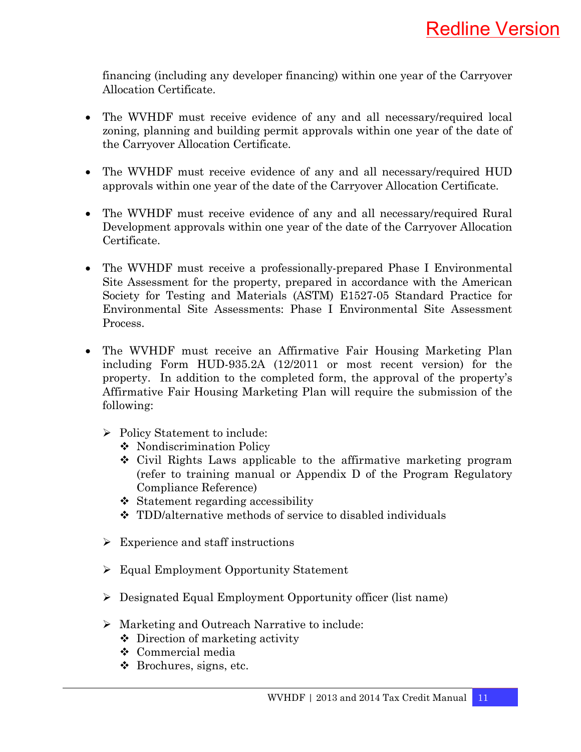financing (including any developer financing) within one year of the Carryover Allocation Certificate.

- The WVHDF must receive evidence of any and all necessary/required local zoning, planning and building permit approvals within one year of the date of the Carryover Allocation Certificate.

- The WVHDF must receive evidence of any and all necessary/required HUD approvals within one year of the date of the Carryover Allocation Certificate.

- The WVHDF must receive evidence of any and all necessary/required Rural Development approvals within one year of the date of the Carryover Allocation Certificate.

- The WVHDF must receive a professionally-prepared Phase I Environmental Site Assessment for the property, prepared in accordance with the American Society for Testing and Materials (ASTM) E1527-05 Standard Practice for Environmental Site Assessments: Phase I Environmental Site Assessment Process.

- The WVHDF must receive an Affirmative Fair Housing Marketing Plan including Form HUD-935.2A (12/2011 or most recent version) for the property. In addition to the completed form, the approval of the property's Affirmative Fair Housing Marketing Plan will require the submission of the following:

    - Policy Statement to include:
        - Nondiscrimination Policy
        - Civil Rights Laws applicable to the affirmative marketing program (refer to training manual or Appendix D of the Program Regulatory Compliance Reference)
        - Statement regarding accessibility
        - TDD/alternative methods of service to disabled individuals

    - Experience and staff instructions

    - Equal Employment Opportunity Statement

    - Designated Equal Employment Opportunity officer (list name)

    - Marketing and Outreach Narrative to include:
        - Direction of marketing activity
        - Commercial media
        - Brochures, signs, etc.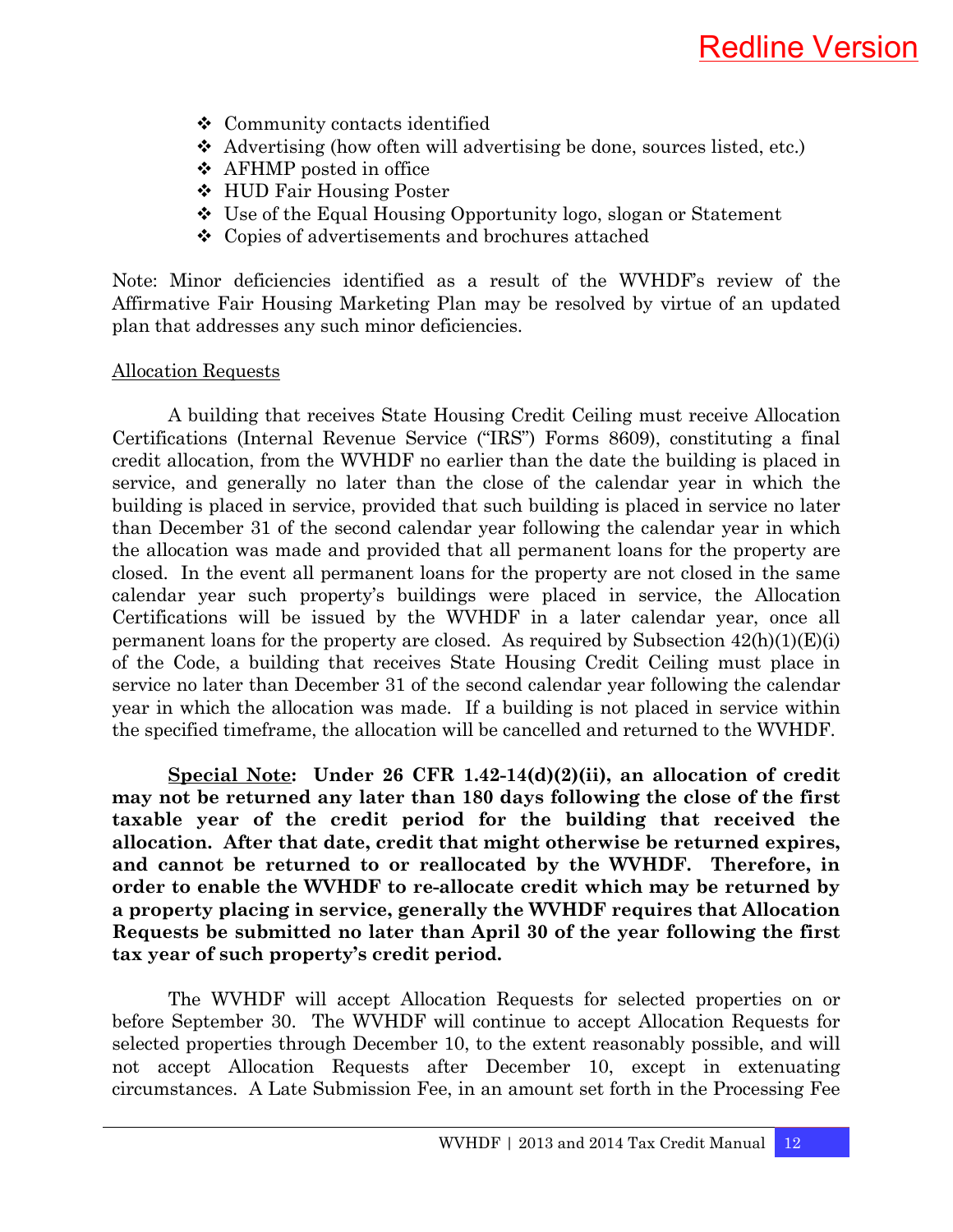- Community contacts identified
- Advertising (how often will advertising be done, sources listed, etc.)
- AFHMP posted in office
- HUD Fair Housing Poster
- Use of the Equal Housing Opportunity logo, slogan or Statement
- Copies of advertisements and brochures attached

Note: Minor deficiencies identified as a result of the WVHDF's review of the Affirmative Fair Housing Marketing Plan may be resolved by virtue of an updated plan that addresses any such minor deficiencies.

Allocation Requests

A building that receives State Housing Credit Ceiling must receive Allocation Certifications (Internal Revenue Service ("IRS") Forms 8609), constituting a final credit allocation, from the WVHDF no earlier than the date the building is placed in service, and generally no later than the close of the calendar year in which the building is placed in service, provided that such building is placed in service no later than December 31 of the second calendar year following the calendar year in which the allocation was made and provided that all permanent loans for the property are closed. In the event all permanent loans for the property are not closed in the same calendar year such property's buildings were placed in service, the Allocation Certifications will be issued by the WVHDF in a later calendar year, once all permanent loans for the property are closed. As required by Subsection 42(h)(1)(E)(i) of the Code, a building that receives State Housing Credit Ceiling must place in service no later than December 31 of the second calendar year following the calendar year in which the allocation was made. If a building is not placed in service within the specified timeframe, the allocation will be cancelled and returned to the WVHDF.

**Special Note: Under 26 CFR 1.42-14(d)(2)(ii), an allocation of credit may not be returned any later than 180 days following the close of the first taxable year of the credit period for the building that received the allocation. After that date, credit that might otherwise be returned expires, and cannot be returned to or reallocated by the WVHDF. Therefore, in order to enable the WVHDF to re-allocate credit which may be returned by a property placing in service, generally the WVHDF requires that Allocation Requests be submitted no later than April 30 of the year following the first tax year of such property's credit period.**

The WVHDF will accept Allocation Requests for selected properties on or before September 30. The WVHDF will continue to accept Allocation Requests for selected properties through December 10, to the extent reasonably possible, and will not accept Allocation Requests after December 10, except in extenuating circumstances. A Late Submission Fee, in an amount set forth in the Processing Fee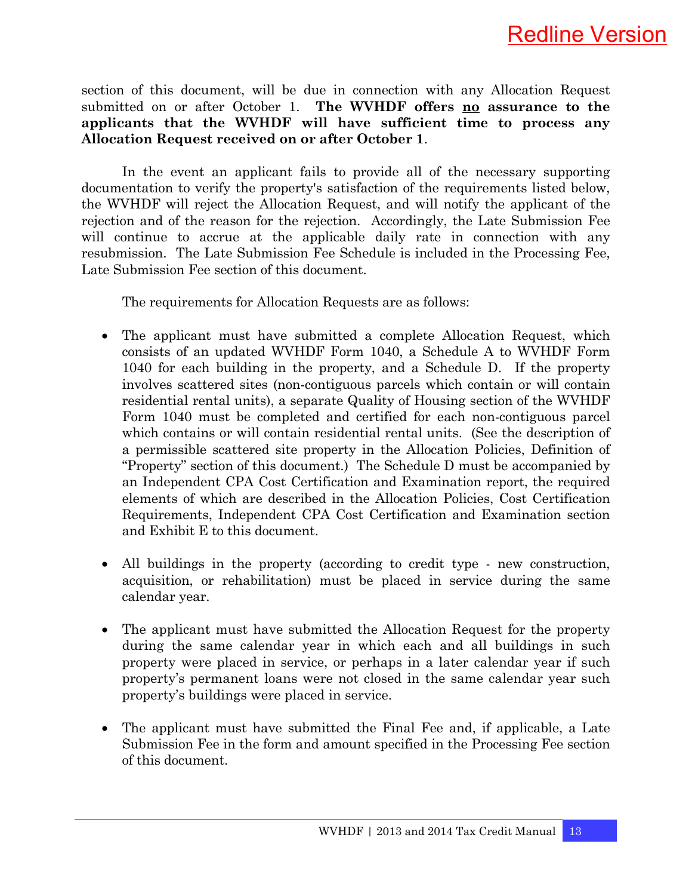section of this document, will be due in connection with any Allocation Request submitted on or after October 1. **The WVHDF offers <u>no</u> assurance to the applicants that the WVHDF will have sufficient time to process any Allocation Request received on or after October 1**.

In the event an applicant fails to provide all of the necessary supporting documentation to verify the property's satisfaction of the requirements listed below, the WVHDF will reject the Allocation Request, and will notify the applicant of the rejection and of the reason for the rejection. Accordingly, the Late Submission Fee will continue to accrue at the applicable daily rate in connection with any resubmission. The Late Submission Fee Schedule is included in the Processing Fee, Late Submission Fee section of this document.

The requirements for Allocation Requests are as follows:

- The applicant must have submitted a complete Allocation Request, which consists of an updated WVHDF Form 1040, a Schedule A to WVHDF Form 1040 for each building in the property, and a Schedule D. If the property involves scattered sites (non-contiguous parcels which contain or will contain residential rental units), a separate Quality of Housing section of the WVHDF Form 1040 must be completed and certified for each non-contiguous parcel which contains or will contain residential rental units. (See the description of a permissible scattered site property in the Allocation Policies, Definition of "Property" section of this document.) The Schedule D must be accompanied by an Independent CPA Cost Certification and Examination report, the required elements of which are described in the Allocation Policies, Cost Certification Requirements, Independent CPA Cost Certification and Examination section and Exhibit E to this document.

- All buildings in the property (according to credit type - new construction, acquisition, or rehabilitation) must be placed in service during the same calendar year.

- The applicant must have submitted the Allocation Request for the property during the same calendar year in which each and all buildings in such property were placed in service, or perhaps in a later calendar year if such property's permanent loans were not closed in the same calendar year such property's buildings were placed in service.

- The applicant must have submitted the Final Fee and, if applicable, a Late Submission Fee in the form and amount specified in the Processing Fee section of this document.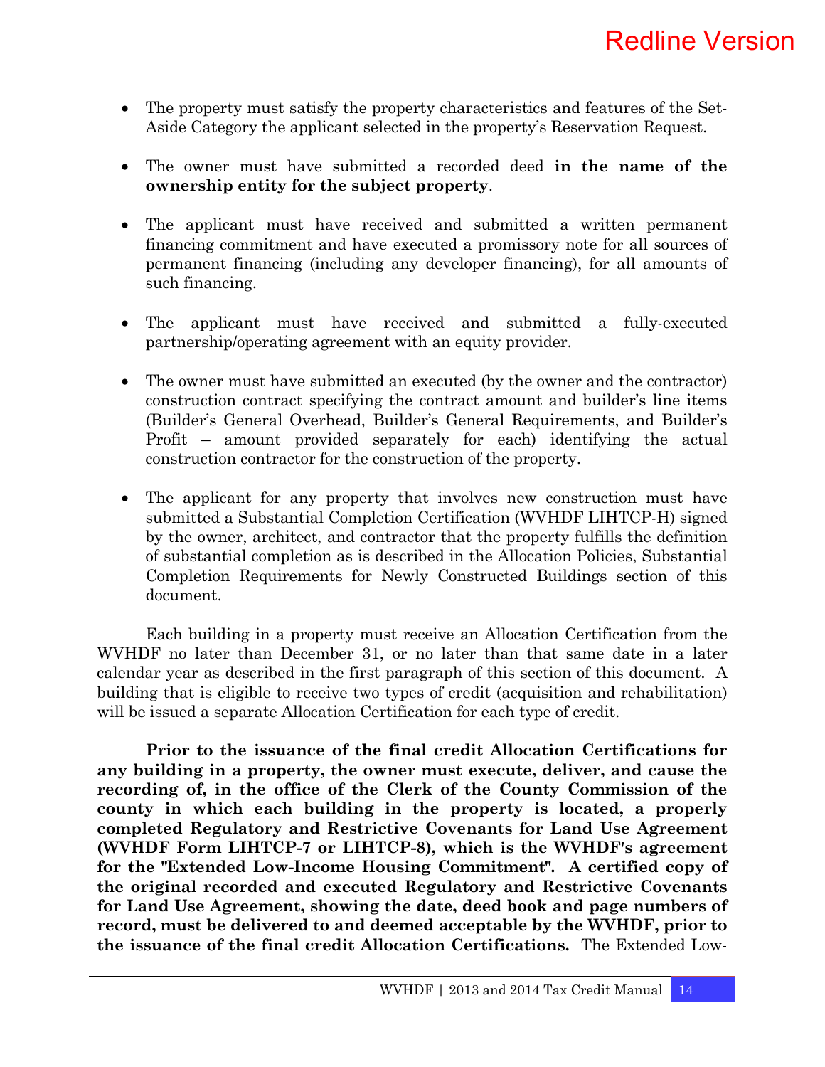- The property must satisfy the property characteristics and features of the Set-Aside Category the applicant selected in the property's Reservation Request.

- The owner must have submitted a recorded deed **in the name of the ownership entity for the subject property**.

- The applicant must have received and submitted a written permanent financing commitment and have executed a promissory note for all sources of permanent financing (including any developer financing), for all amounts of such financing.

- The applicant must have received and submitted a fully-executed partnership/operating agreement with an equity provider.

- The owner must have submitted an executed (by the owner and the contractor) construction contract specifying the contract amount and builder's line items (Builder's General Overhead, Builder's General Requirements, and Builder's Profit – amount provided separately for each) identifying the actual construction contractor for the construction of the property.

- The applicant for any property that involves new construction must have submitted a Substantial Completion Certification (WVHDF LIHTCP-H) signed by the owner, architect, and contractor that the property fulfills the definition of substantial completion as is described in the Allocation Policies, Substantial Completion Requirements for Newly Constructed Buildings section of this document.

Each building in a property must receive an Allocation Certification from the WVHDF no later than December 31, or no later than that same date in a later calendar year as described in the first paragraph of this section of this document. A building that is eligible to receive two types of credit (acquisition and rehabilitation) will be issued a separate Allocation Certification for each type of credit.

**Prior to the issuance of the final credit Allocation Certifications for any building in a property, the owner must execute, deliver, and cause the recording of, in the office of the Clerk of the County Commission of the county in which each building in the property is located, a properly completed Regulatory and Restrictive Covenants for Land Use Agreement (WVHDF Form LIHTCP-7 or LIHTCP-8), which is the WVHDF's agreement for the "Extended Low-Income Housing Commitment". A certified copy of the original recorded and executed Regulatory and Restrictive Covenants for Land Use Agreement, showing the date, deed book and page numbers of record, must be delivered to and deemed acceptable by the WVHDF, prior to the issuance of the final credit Allocation Certifications.** The Extended Low-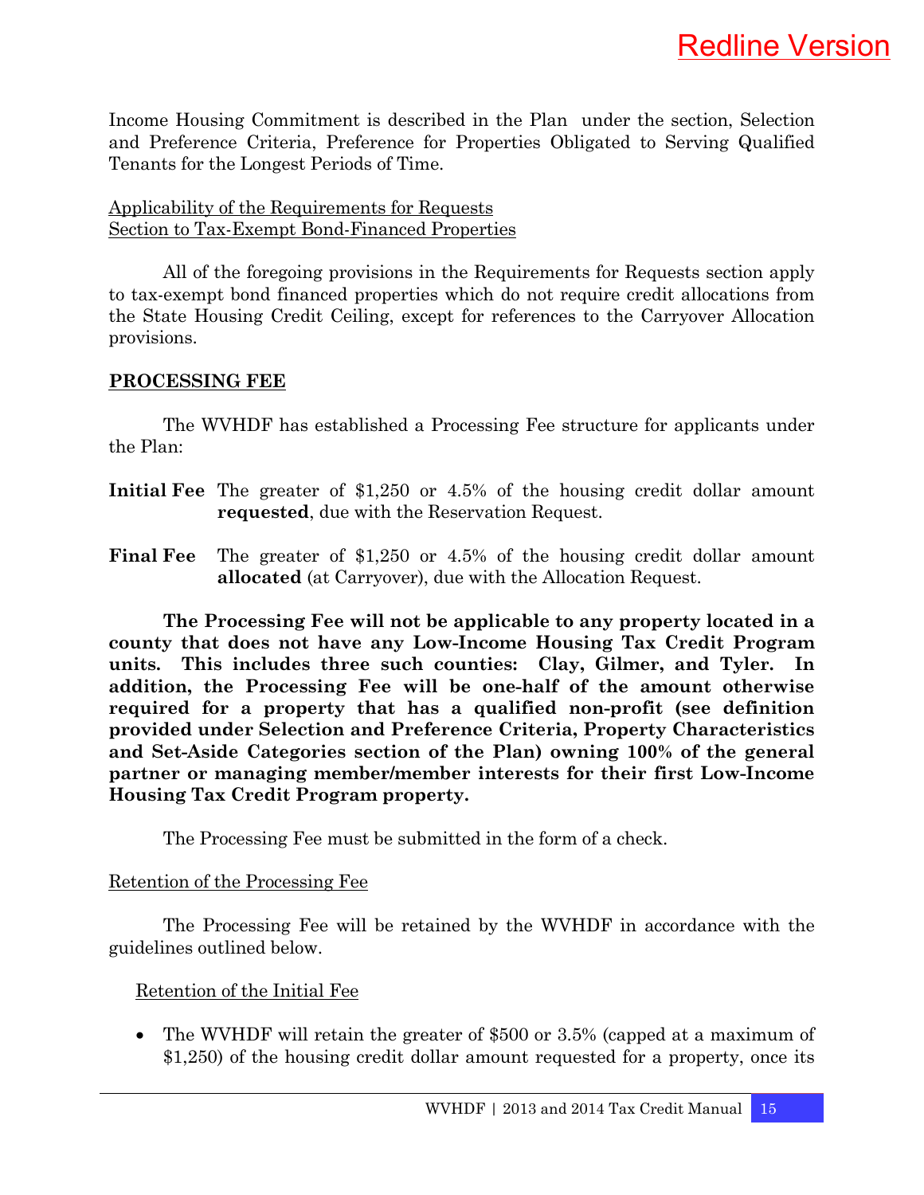Income Housing Commitment is described in the Plan under the section, Selection and Preference Criteria, Preference for Properties Obligated to Serving Qualified Tenants for the Longest Periods of Time.

Applicability of the Requirements for Requests
Section to Tax-Exempt Bond-Financed Properties

All of the foregoing provisions in the Requirements for Requests section apply to tax-exempt bond financed properties which do not require credit allocations from the State Housing Credit Ceiling, except for references to the Carryover Allocation provisions.

## PROCESSING FEE

The WVHDF has established a Processing Fee structure for applicants under the Plan:

**Initial Fee** The greater of $1,250 or 4.5% of the housing credit dollar amount **requested**, due with the Reservation Request.

**Final Fee** The greater of $1,250 or 4.5% of the housing credit dollar amount **allocated** (at Carryover), due with the Allocation Request.

**The Processing Fee will not be applicable to any property located in a county that does not have any Low-Income Housing Tax Credit Program units. This includes three such counties: Clay, Gilmer, and Tyler. In addition, the Processing Fee will be one-half of the amount otherwise required for a property that has a qualified non-profit (see definition provided under Selection and Preference Criteria, Property Characteristics and Set-Aside Categories section of the Plan) owning 100% of the general partner or managing member/member interests for their first Low-Income Housing Tax Credit Program property.**

The Processing Fee must be submitted in the form of a check.

Retention of the Processing Fee

The Processing Fee will be retained by the WVHDF in accordance with the guidelines outlined below.

Retention of the Initial Fee

- The WVHDF will retain the greater of $500 or 3.5% (capped at a maximum of $1,250) of the housing credit dollar amount requested for a property, once its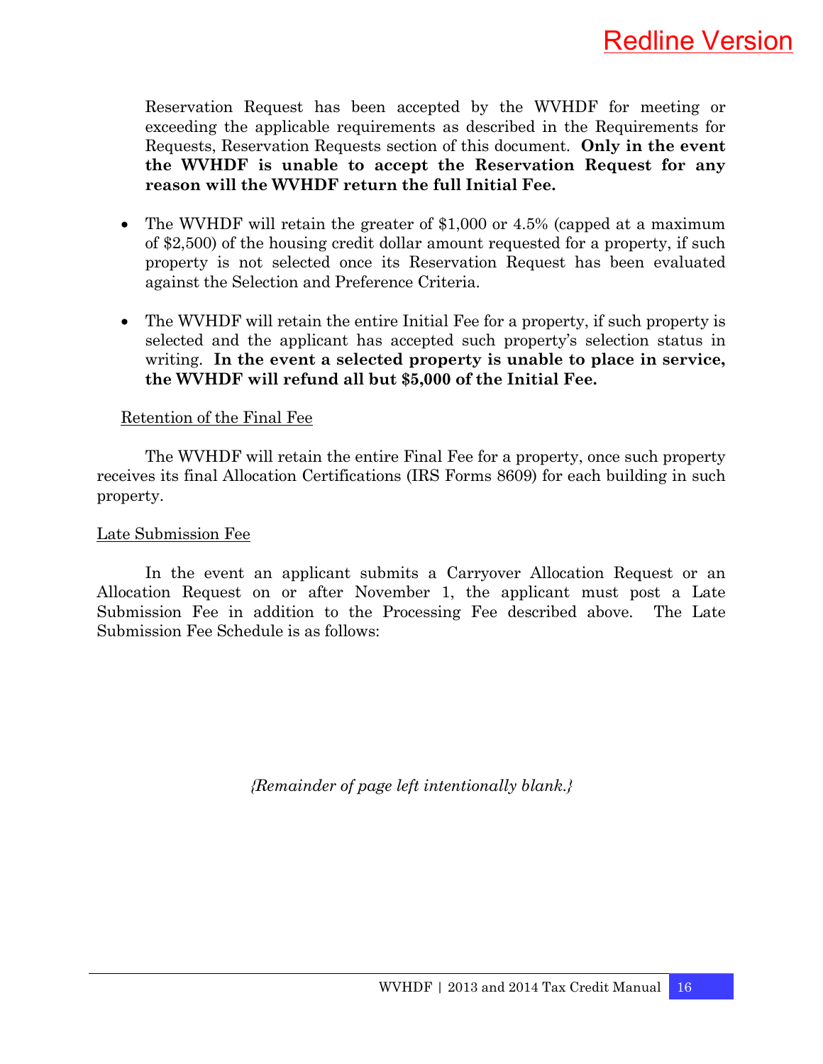Reservation Request has been accepted by the WVHDF for meeting or exceeding the applicable requirements as described in the Requirements for Requests, Reservation Requests section of this document. **Only in the event the WVHDF is unable to accept the Reservation Request for any reason will the WVHDF return the full Initial Fee.**

- The WVHDF will retain the greater of $1,000 or 4.5% (capped at a maximum of $2,500) of the housing credit dollar amount requested for a property, if such property is not selected once its Reservation Request has been evaluated against the Selection and Preference Criteria.

- The WVHDF will retain the entire Initial Fee for a property, if such property is selected and the applicant has accepted such property's selection status in writing. **In the event a selected property is unable to place in service, the WVHDF will refund all but $5,000 of the Initial Fee.**

Retention of the Final Fee

The WVHDF will retain the entire Final Fee for a property, once such property receives its final Allocation Certifications (IRS Forms 8609) for each building in such property.

Late Submission Fee

In the event an applicant submits a Carryover Allocation Request or an Allocation Request on or after November 1, the applicant must post a Late Submission Fee in addition to the Processing Fee described above. The Late Submission Fee Schedule is as follows:

*{Remainder of page left intentionally blank.}*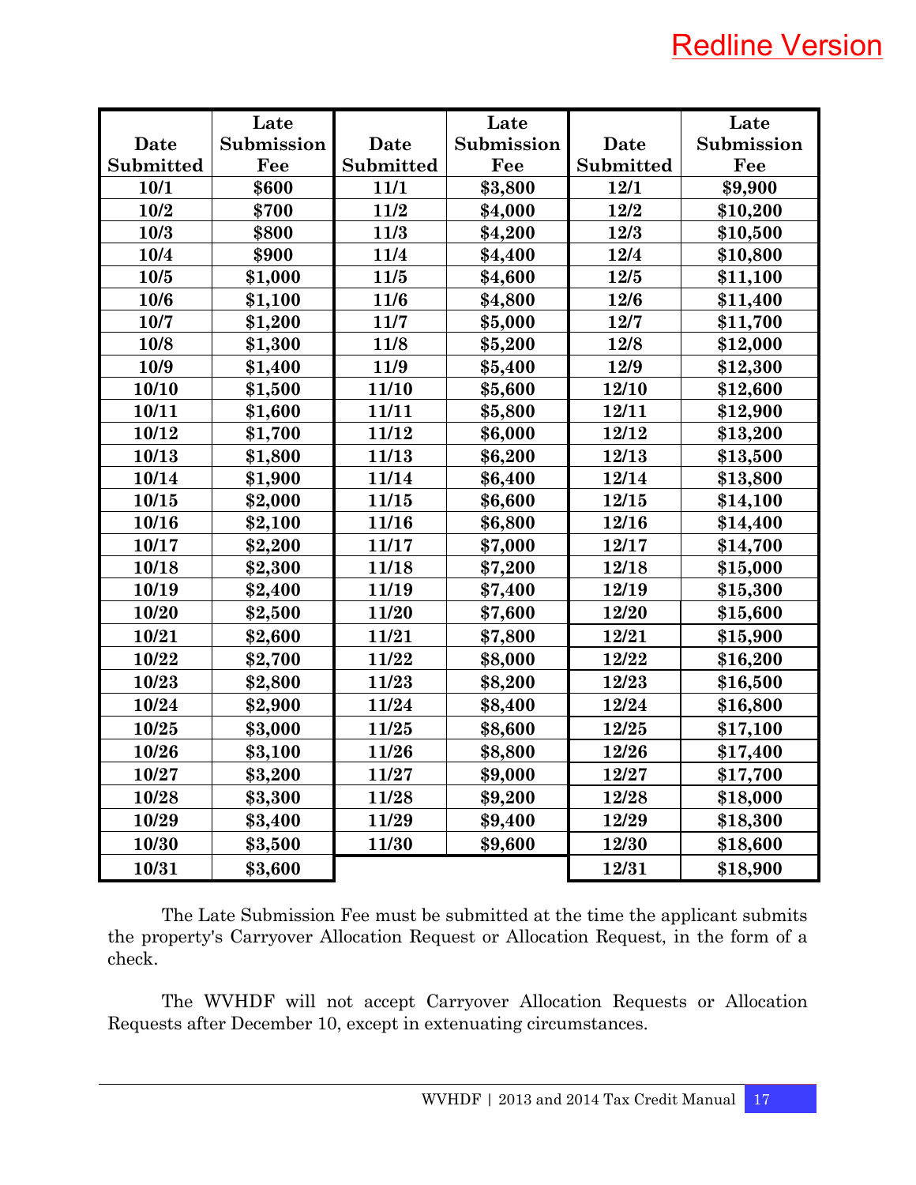**Redline Version**

| Date Submitted | Late Submission Fee | Date Submitted | Late Submission Fee | Date Submitted | Late Submission Fee |
|---|---|---|---|---|---|
| 10/1 | $600 | 11/1 | $3,800 | 12/1 | $9,900 |
| 10/2 | $700 | 11/2 | $4,000 | 12/2 | $10,200 |
| 10/3 | $800 | 11/3 | $4,200 | 12/3 | $10,500 |
| 10/4 | $900 | 11/4 | $4,400 | 12/4 | $10,800 |
| 10/5 | $1,000 | 11/5 | $4,600 | 12/5 | $11,100 |
| 10/6 | $1,100 | 11/6 | $4,800 | 12/6 | $11,400 |
| 10/7 | $1,200 | 11/7 | $5,000 | 12/7 | $11,700 |
| 10/8 | $1,300 | 11/8 | $5,200 | 12/8 | $12,000 |
| 10/9 | $1,400 | 11/9 | $5,400 | 12/9 | $12,300 |
| 10/10 | $1,500 | 11/10 | $5,600 | 12/10 | $12,600 |
| 10/11 | $1,600 | 11/11 | $5,800 | 12/11 | $12,900 |
| 10/12 | $1,700 | 11/12 | $6,000 | 12/12 | $13,200 |
| 10/13 | $1,800 | 11/13 | $6,200 | 12/13 | $13,500 |
| 10/14 | $1,900 | 11/14 | $6,400 | 12/14 | $13,800 |
| 10/15 | $2,000 | 11/15 | $6,600 | 12/15 | $14,100 |
| 10/16 | $2,100 | 11/16 | $6,800 | 12/16 | $14,400 |
| 10/17 | $2,200 | 11/17 | $7,000 | 12/17 | $14,700 |
| 10/18 | $2,300 | 11/18 | $7,200 | 12/18 | $15,000 |
| 10/19 | $2,400 | 11/19 | $7,400 | 12/19 | $15,300 |
| 10/20 | $2,500 | 11/20 | $7,600 | 12/20 | $15,600 |
| 10/21 | $2,600 | 11/21 | $7,800 | 12/21 | $15,900 |
| 10/22 | $2,700 | 11/22 | $8,000 | 12/22 | $16,200 |
| 10/23 | $2,800 | 11/23 | $8,200 | 12/23 | $16,500 |
| 10/24 | $2,900 | 11/24 | $8,400 | 12/24 | $16,800 |
| 10/25 | $3,000 | 11/25 | $8,600 | 12/25 | $17,100 |
| 10/26 | $3,100 | 11/26 | $8,800 | 12/26 | $17,400 |
| 10/27 | $3,200 | 11/27 | $9,000 | 12/27 | $17,700 |
| 10/28 | $3,300 | 11/28 | $9,200 | 12/28 | $18,000 |
| 10/29 | $3,400 | 11/29 | $9,400 | 12/29 | $18,300 |
| 10/30 | $3,500 | 11/30 | $9,600 | 12/30 | $18,600 |
| 10/31 | $3,600 | | | 12/31 | $18,900 |

The Late Submission Fee must be submitted at the time the applicant submits the property's Carryover Allocation Request or Allocation Request, in the form of a check.

The WVHDF will not accept Carryover Allocation Requests or Allocation Requests after December 10, except in extenuating circumstances.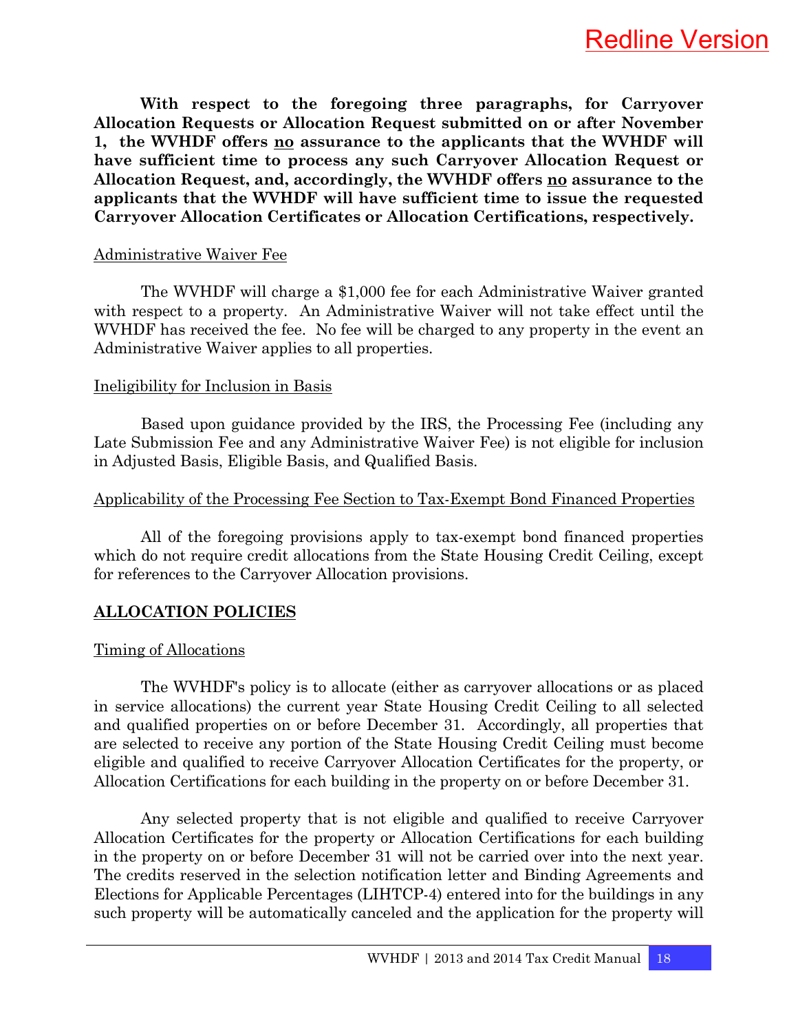**With respect to the foregoing three paragraphs, for Carryover Allocation Requests or Allocation Request submitted on or after November 1, the WVHDF offers <u>no</u> assurance to the applicants that the WVHDF will have sufficient time to process any such Carryover Allocation Request or Allocation Request, and, accordingly, the WVHDF offers <u>no</u> assurance to the applicants that the WVHDF will have sufficient time to issue the requested Carryover Allocation Certificates or Allocation Certifications, respectively.**

<u>Administrative Waiver Fee</u>

The WVHDF will charge a $1,000 fee for each Administrative Waiver granted with respect to a property. An Administrative Waiver will not take effect until the WVHDF has received the fee. No fee will be charged to any property in the event an Administrative Waiver applies to all properties.

<u>Ineligibility for Inclusion in Basis</u>

Based upon guidance provided by the IRS, the Processing Fee (including any Late Submission Fee and any Administrative Waiver Fee) is not eligible for inclusion in Adjusted Basis, Eligible Basis, and Qualified Basis.

<u>Applicability of the Processing Fee Section to Tax-Exempt Bond Financed Properties</u>

All of the foregoing provisions apply to tax-exempt bond financed properties which do not require credit allocations from the State Housing Credit Ceiling, except for references to the Carryover Allocation provisions.

## <u>ALLOCATION POLICIES</u>

<u>Timing of Allocations</u>

The WVHDF's policy is to allocate (either as carryover allocations or as placed in service allocations) the current year State Housing Credit Ceiling to all selected and qualified properties on or before December 31. Accordingly, all properties that are selected to receive any portion of the State Housing Credit Ceiling must become eligible and qualified to receive Carryover Allocation Certificates for the property, or Allocation Certifications for each building in the property on or before December 31.

Any selected property that is not eligible and qualified to receive Carryover Allocation Certificates for the property or Allocation Certifications for each building in the property on or before December 31 will not be carried over into the next year. The credits reserved in the selection notification letter and Binding Agreements and Elections for Applicable Percentages (LIHTCP-4) entered into for the buildings in any such property will be automatically canceled and the application for the property will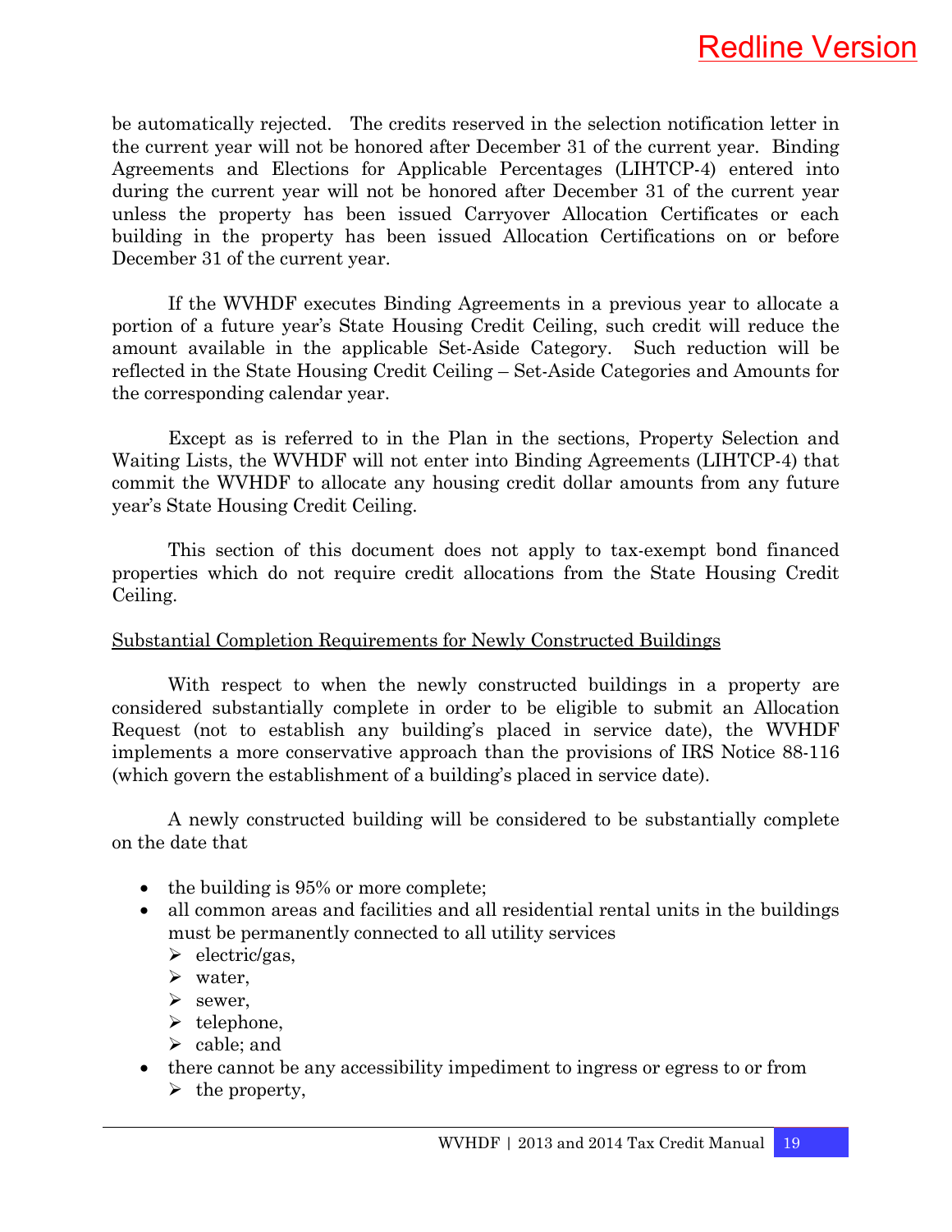be automatically rejected. The credits reserved in the selection notification letter in the current year will not be honored after December 31 of the current year. Binding Agreements and Elections for Applicable Percentages (LIHTCP-4) entered into during the current year will not be honored after December 31 of the current year unless the property has been issued Carryover Allocation Certificates or each building in the property has been issued Allocation Certifications on or before December 31 of the current year.

If the WVHDF executes Binding Agreements in a previous year to allocate a portion of a future year's State Housing Credit Ceiling, such credit will reduce the amount available in the applicable Set-Aside Category. Such reduction will be reflected in the State Housing Credit Ceiling – Set-Aside Categories and Amounts for the corresponding calendar year.

Except as is referred to in the Plan in the sections, Property Selection and Waiting Lists, the WVHDF will not enter into Binding Agreements (LIHTCP-4) that commit the WVHDF to allocate any housing credit dollar amounts from any future year's State Housing Credit Ceiling.

This section of this document does not apply to tax-exempt bond financed properties which do not require credit allocations from the State Housing Credit Ceiling.

<u>Substantial Completion Requirements for Newly Constructed Buildings</u>

With respect to when the newly constructed buildings in a property are considered substantially complete in order to be eligible to submit an Allocation Request (not to establish any building's placed in service date), the WVHDF implements a more conservative approach than the provisions of IRS Notice 88-116 (which govern the establishment of a building's placed in service date).

A newly constructed building will be considered to be substantially complete on the date that

- the building is 95% or more complete;
- all common areas and facilities and all residential rental units in the buildings must be permanently connected to all utility services
  - electric/gas,
  - water,
  - sewer,
  - telephone,
  - cable; and
- there cannot be any accessibility impediment to ingress or egress to or from
  - the property,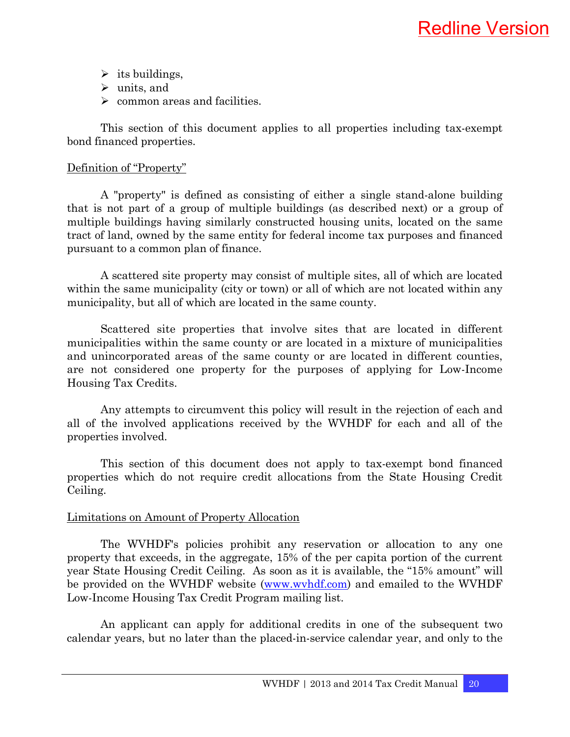- its buildings,
- units, and
- common areas and facilities.

This section of this document applies to all properties including tax-exempt bond financed properties.

Definition of "Property"

A "property" is defined as consisting of either a single stand-alone building that is not part of a group of multiple buildings (as described next) or a group of multiple buildings having similarly constructed housing units, located on the same tract of land, owned by the same entity for federal income tax purposes and financed pursuant to a common plan of finance.

A scattered site property may consist of multiple sites, all of which are located within the same municipality (city or town) or all of which are not located within any municipality, but all of which are located in the same county.

Scattered site properties that involve sites that are located in different municipalities within the same county or are located in a mixture of municipalities and unincorporated areas of the same county or are located in different counties, are not considered one property for the purposes of applying for Low-Income Housing Tax Credits.

Any attempts to circumvent this policy will result in the rejection of each and all of the involved applications received by the WVHDF for each and all of the properties involved.

This section of this document does not apply to tax-exempt bond financed properties which do not require credit allocations from the State Housing Credit Ceiling.

Limitations on Amount of Property Allocation

The WVHDF's policies prohibit any reservation or allocation to any one property that exceeds, in the aggregate, 15% of the per capita portion of the current year State Housing Credit Ceiling. As soon as it is available, the "15% amount" will be provided on the WVHDF website (www.wvhdf.com) and emailed to the WVHDF Low-Income Housing Tax Credit Program mailing list.

An applicant can apply for additional credits in one of the subsequent two calendar years, but no later than the placed-in-service calendar year, and only to the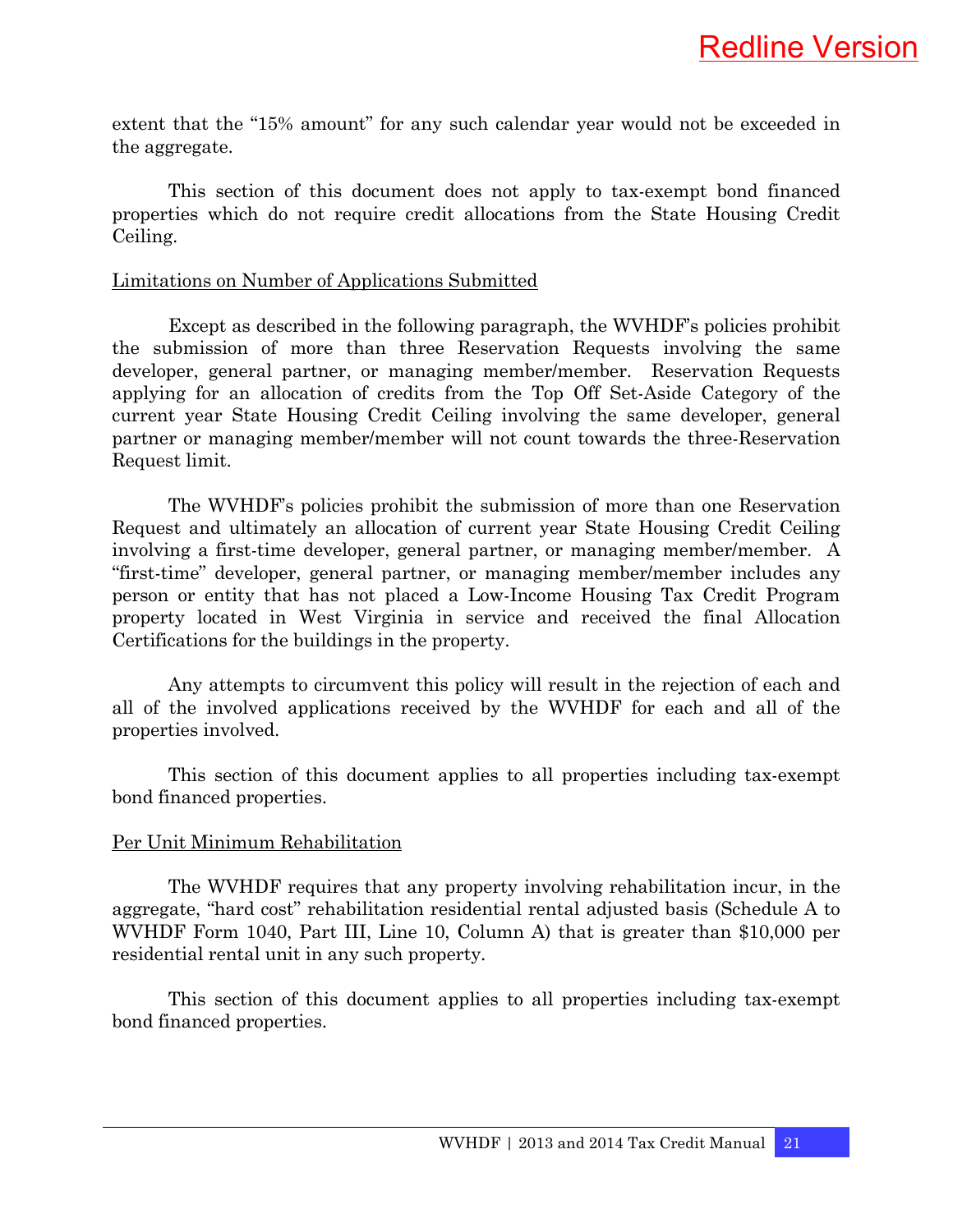extent that the "15% amount" for any such calendar year would not be exceeded in the aggregate.

This section of this document does not apply to tax-exempt bond financed properties which do not require credit allocations from the State Housing Credit Ceiling.

Limitations on Number of Applications Submitted

Except as described in the following paragraph, the WVHDF's policies prohibit the submission of more than three Reservation Requests involving the same developer, general partner, or managing member/member. Reservation Requests applying for an allocation of credits from the Top Off Set-Aside Category of the current year State Housing Credit Ceiling involving the same developer, general partner or managing member/member will not count towards the three-Reservation Request limit.

The WVHDF's policies prohibit the submission of more than one Reservation Request and ultimately an allocation of current year State Housing Credit Ceiling involving a first-time developer, general partner, or managing member/member. A "first-time" developer, general partner, or managing member/member includes any person or entity that has not placed a Low-Income Housing Tax Credit Program property located in West Virginia in service and received the final Allocation Certifications for the buildings in the property.

Any attempts to circumvent this policy will result in the rejection of each and all of the involved applications received by the WVHDF for each and all of the properties involved.

This section of this document applies to all properties including tax-exempt bond financed properties.

Per Unit Minimum Rehabilitation

The WVHDF requires that any property involving rehabilitation incur, in the aggregate, "hard cost" rehabilitation residential rental adjusted basis (Schedule A to WVHDF Form 1040, Part III, Line 10, Column A) that is greater than $10,000 per residential rental unit in any such property.

This section of this document applies to all properties including tax-exempt bond financed properties.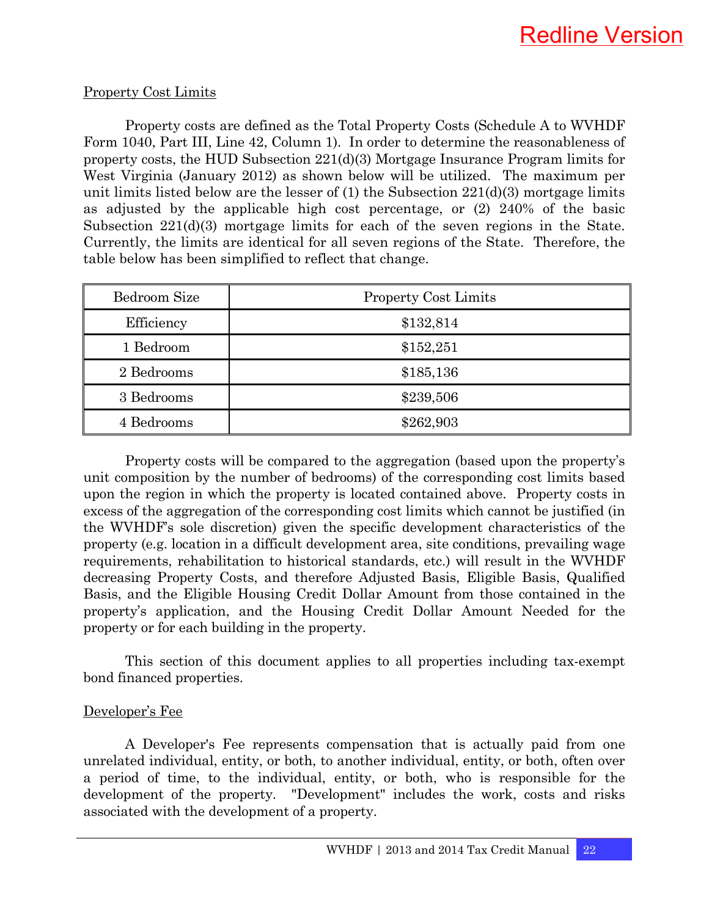Redline Version

<u>Property Cost Limits</u>

Property costs are defined as the Total Property Costs (Schedule A to WVHDF Form 1040, Part III, Line 42, Column 1). In order to determine the reasonableness of property costs, the HUD Subsection 221(d)(3) Mortgage Insurance Program limits for West Virginia (January 2012) as shown below will be utilized. The maximum per unit limits listed below are the lesser of (1) the Subsection 221(d)(3) mortgage limits as adjusted by the applicable high cost percentage, or (2) 240% of the basic Subsection 221(d)(3) mortgage limits for each of the seven regions in the State. Currently, the limits are identical for all seven regions of the State. Therefore, the table below has been simplified to reflect that change.

| Bedroom Size | Property Cost Limits |
|---|---|
| Efficiency | $132,814 |
| 1 Bedroom | $152,251 |
| 2 Bedrooms | $185,136 |
| 3 Bedrooms | $239,506 |
| 4 Bedrooms | $262,903 |

Property costs will be compared to the aggregation (based upon the property's unit composition by the number of bedrooms) of the corresponding cost limits based upon the region in which the property is located contained above. Property costs in excess of the aggregation of the corresponding cost limits which cannot be justified (in the WVHDF's sole discretion) given the specific development characteristics of the property (e.g. location in a difficult development area, site conditions, prevailing wage requirements, rehabilitation to historical standards, etc.) will result in the WVHDF decreasing Property Costs, and therefore Adjusted Basis, Eligible Basis, Qualified Basis, and the Eligible Housing Credit Dollar Amount from those contained in the property's application, and the Housing Credit Dollar Amount Needed for the property or for each building in the property.

This section of this document applies to all properties including tax-exempt bond financed properties.

<u>Developer's Fee</u>

A Developer's Fee represents compensation that is actually paid from one unrelated individual, entity, or both, to another individual, entity, or both, often over a period of time, to the individual, entity, or both, who is responsible for the development of the property. "Development" includes the work, costs and risks associated with the development of a property.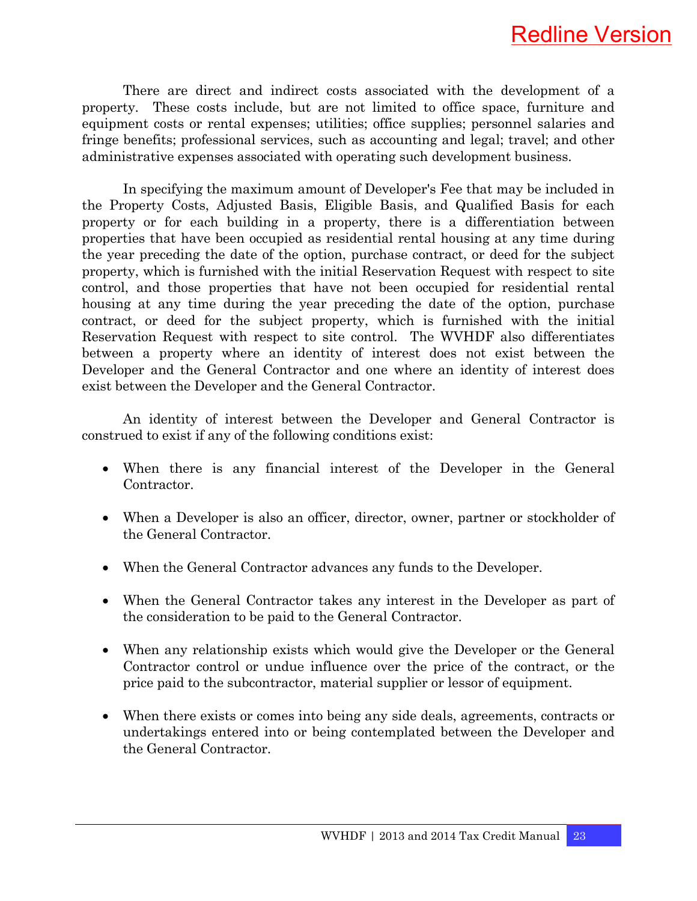There are direct and indirect costs associated with the development of a property. These costs include, but are not limited to office space, furniture and equipment costs or rental expenses; utilities; office supplies; personnel salaries and fringe benefits; professional services, such as accounting and legal; travel; and other administrative expenses associated with operating such development business.

In specifying the maximum amount of Developer's Fee that may be included in the Property Costs, Adjusted Basis, Eligible Basis, and Qualified Basis for each property or for each building in a property, there is a differentiation between properties that have been occupied as residential rental housing at any time during the year preceding the date of the option, purchase contract, or deed for the subject property, which is furnished with the initial Reservation Request with respect to site control, and those properties that have not been occupied for residential rental housing at any time during the year preceding the date of the option, purchase contract, or deed for the subject property, which is furnished with the initial Reservation Request with respect to site control. The WVHDF also differentiates between a property where an identity of interest does not exist between the Developer and the General Contractor and one where an identity of interest does exist between the Developer and the General Contractor.

An identity of interest between the Developer and General Contractor is construed to exist if any of the following conditions exist:

- When there is any financial interest of the Developer in the General Contractor.
- When a Developer is also an officer, director, owner, partner or stockholder of the General Contractor.
- When the General Contractor advances any funds to the Developer.
- When the General Contractor takes any interest in the Developer as part of the consideration to be paid to the General Contractor.
- When any relationship exists which would give the Developer or the General Contractor control or undue influence over the price of the contract, or the price paid to the subcontractor, material supplier or lessor of equipment.
- When there exists or comes into being any side deals, agreements, contracts or undertakings entered into or being contemplated between the Developer and the General Contractor.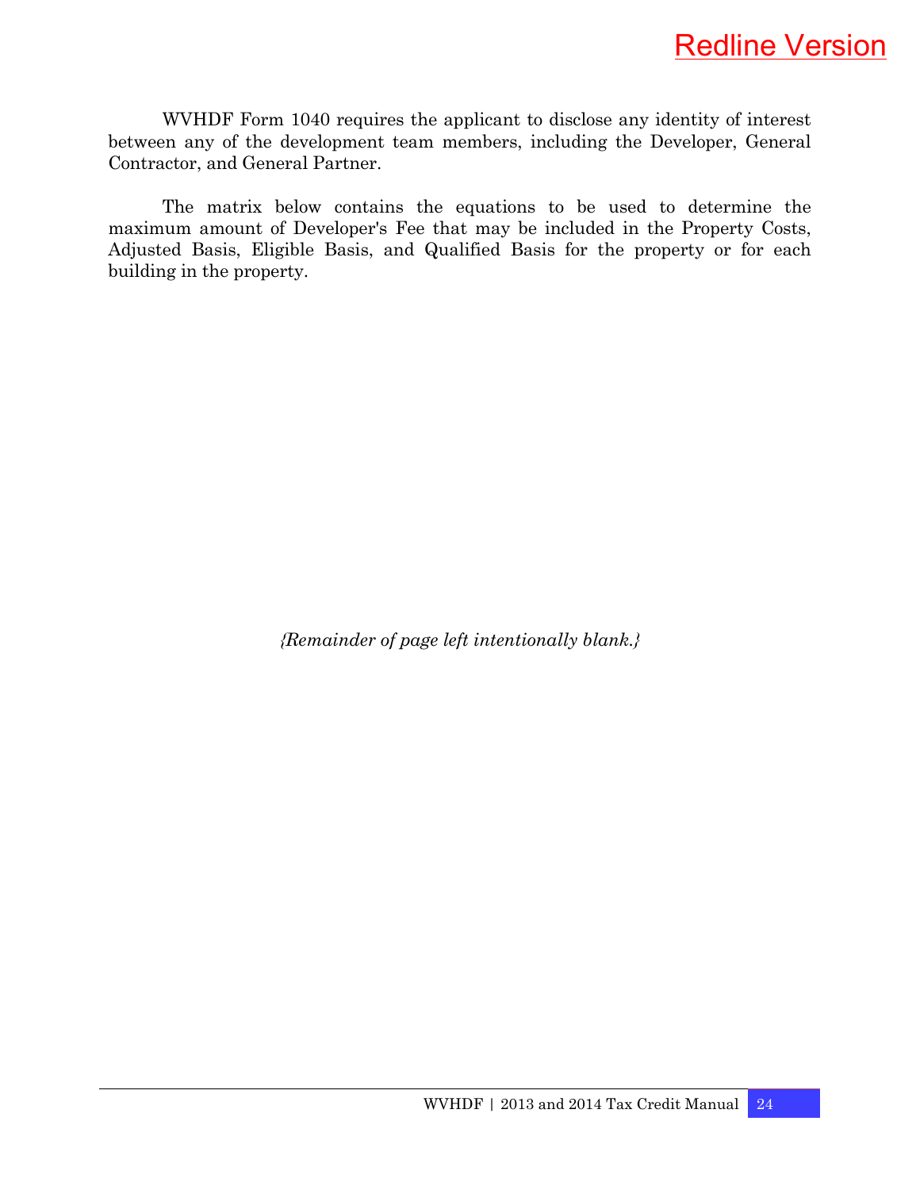WVHDF Form 1040 requires the applicant to disclose any identity of interest between any of the development team members, including the Developer, General Contractor, and General Partner.

The matrix below contains the equations to be used to determine the maximum amount of Developer's Fee that may be included in the Property Costs, Adjusted Basis, Eligible Basis, and Qualified Basis for the property or for each building in the property.

*{Remainder of page left intentionally blank.}*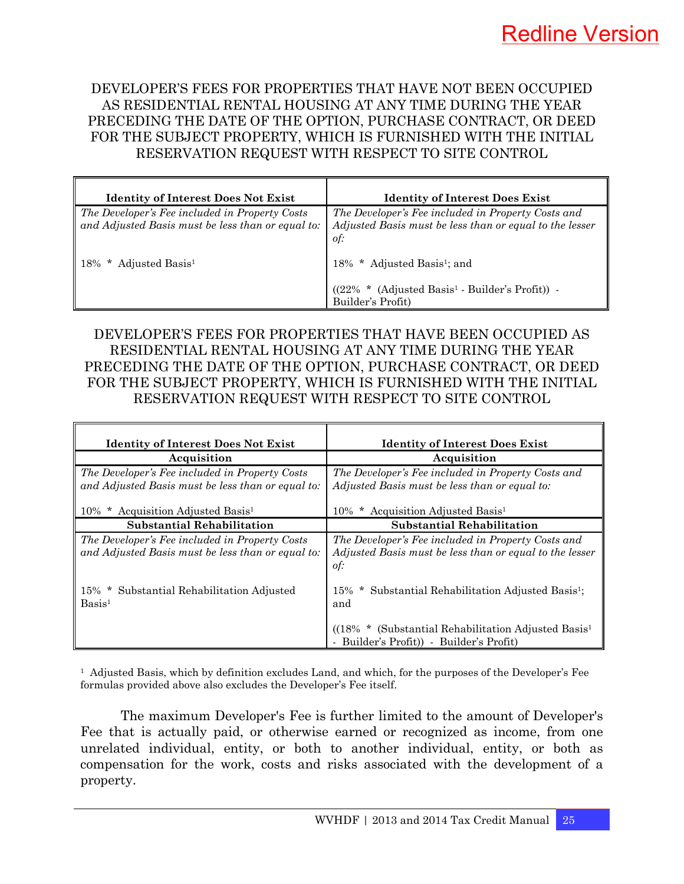Redline Version

DEVELOPER'S FEES FOR PROPERTIES THAT HAVE NOT BEEN OCCUPIED AS RESIDENTIAL RENTAL HOUSING AT ANY TIME DURING THE YEAR PRECEDING THE DATE OF THE OPTION, PURCHASE CONTRACT, OR DEED FOR THE SUBJECT PROPERTY, WHICH IS FURNISHED WITH THE INITIAL RESERVATION REQUEST WITH RESPECT TO SITE CONTROL

| **Identity of Interest Does Not Exist** | **Identity of Interest Does Exist** |
|---|---|
| *The Developer's Fee included in Property Costs and Adjusted Basis must be less than or equal to:*<br><br>18% * Adjusted Basis[1] | *The Developer's Fee included in Property Costs and Adjusted Basis must be less than or equal to the lesser of:*<br><br>18% * Adjusted Basis[1]; and<br><br>((22% * (Adjusted Basis[1] - Builder's Profit)) - Builder's Profit) |

DEVELOPER'S FEES FOR PROPERTIES THAT HAVE BEEN OCCUPIED AS RESIDENTIAL RENTAL HOUSING AT ANY TIME DURING THE YEAR PRECEDING THE DATE OF THE OPTION, PURCHASE CONTRACT, OR DEED FOR THE SUBJECT PROPERTY, WHICH IS FURNISHED WITH THE INITIAL RESERVATION REQUEST WITH RESPECT TO SITE CONTROL

| **Identity of Interest Does Not Exist** | **Identity of Interest Does Exist** |
|---|---|
| **Acquisition** | **Acquisition** |
| *The Developer's Fee included in Property Costs and Adjusted Basis must be less than or equal to:*<br><br>10% * Acquisition Adjusted Basis[1] | *The Developer's Fee included in Property Costs and Adjusted Basis must be less than or equal to:*<br><br>10% * Acquisition Adjusted Basis[1] |
| **Substantial Rehabilitation** | **Substantial Rehabilitation** |
| *The Developer's Fee included in Property Costs and Adjusted Basis must be less than or equal to:*<br><br>15% * Substantial Rehabilitation Adjusted Basis[1] | *The Developer's Fee included in Property Costs and Adjusted Basis must be less than or equal to the lesser of:*<br><br>15% * Substantial Rehabilitation Adjusted Basis[1]; and<br><br>((18% * (Substantial Rehabilitation Adjusted Basis[1] - Builder's Profit)) - Builder's Profit) |

[1] Adjusted Basis, which by definition excludes Land, and which, for the purposes of the Developer's Fee formulas provided above also excludes the Developer's Fee itself.

The maximum Developer's Fee is further limited to the amount of Developer's Fee that is actually paid, or otherwise earned or recognized as income, from one unrelated individual, entity, or both to another individual, entity, or both as compensation for the work, costs and risks associated with the development of a property.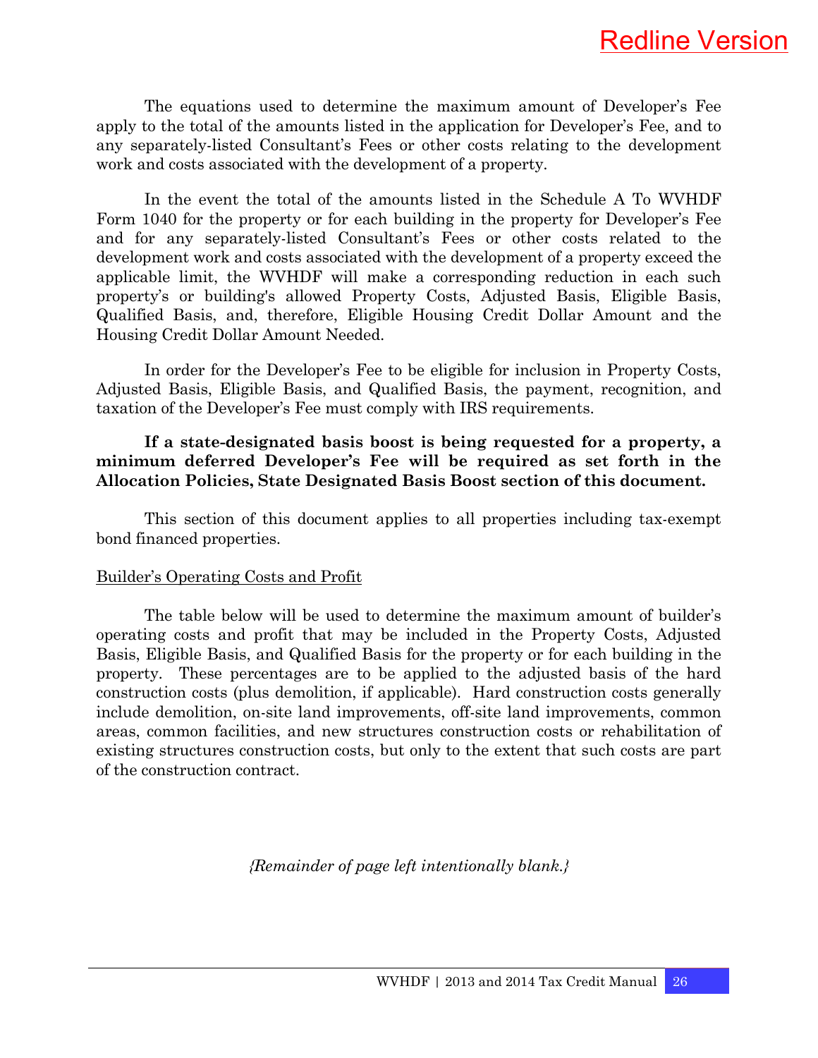The equations used to determine the maximum amount of Developer's Fee apply to the total of the amounts listed in the application for Developer's Fee, and to any separately-listed Consultant's Fees or other costs relating to the development work and costs associated with the development of a property.

In the event the total of the amounts listed in the Schedule A To WVHDF Form 1040 for the property or for each building in the property for Developer's Fee and for any separately-listed Consultant's Fees or other costs related to the development work and costs associated with the development of a property exceed the applicable limit, the WVHDF will make a corresponding reduction in each such property's or building's allowed Property Costs, Adjusted Basis, Eligible Basis, Qualified Basis, and, therefore, Eligible Housing Credit Dollar Amount and the Housing Credit Dollar Amount Needed.

In order for the Developer's Fee to be eligible for inclusion in Property Costs, Adjusted Basis, Eligible Basis, and Qualified Basis, the payment, recognition, and taxation of the Developer's Fee must comply with IRS requirements.

**If a state-designated basis boost is being requested for a property, a minimum deferred Developer's Fee will be required as set forth in the Allocation Policies, State Designated Basis Boost section of this document.**

This section of this document applies to all properties including tax-exempt bond financed properties.

<u>Builder's Operating Costs and Profit</u>

The table below will be used to determine the maximum amount of builder's operating costs and profit that may be included in the Property Costs, Adjusted Basis, Eligible Basis, and Qualified Basis for the property or for each building in the property. These percentages are to be applied to the adjusted basis of the hard construction costs (plus demolition, if applicable). Hard construction costs generally include demolition, on-site land improvements, off-site land improvements, common areas, common facilities, and new structures construction costs or rehabilitation of existing structures construction costs, but only to the extent that such costs are part of the construction contract.

*{Remainder of page left intentionally blank.}*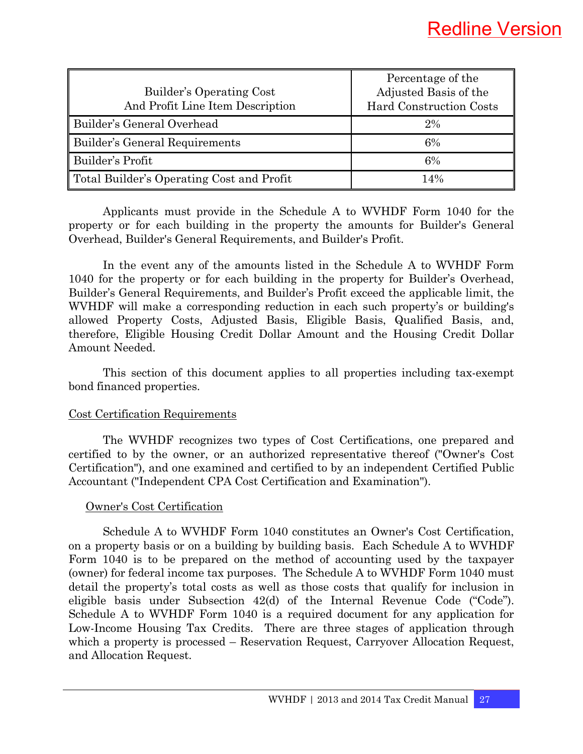Redline Version

| Builder's Operating Cost And Profit Line Item Description | Percentage of the Adjusted Basis of the Hard Construction Costs |
|---|---|
| Builder's General Overhead | 2% |
| Builder's General Requirements | 6% |
| Builder's Profit | 6% |
| Total Builder's Operating Cost and Profit | 14% |

Applicants must provide in the Schedule A to WVHDF Form 1040 for the property or for each building in the property the amounts for Builder's General Overhead, Builder's General Requirements, and Builder's Profit.

In the event any of the amounts listed in the Schedule A to WVHDF Form 1040 for the property or for each building in the property for Builder's Overhead, Builder's General Requirements, and Builder's Profit exceed the applicable limit, the WVHDF will make a corresponding reduction in each such property's or building's allowed Property Costs, Adjusted Basis, Eligible Basis, Qualified Basis, and, therefore, Eligible Housing Credit Dollar Amount and the Housing Credit Dollar Amount Needed.

This section of this document applies to all properties including tax-exempt bond financed properties.

## Cost Certification Requirements

The WVHDF recognizes two types of Cost Certifications, one prepared and certified to by the owner, or an authorized representative thereof ("Owner's Cost Certification"), and one examined and certified to by an independent Certified Public Accountant ("Independent CPA Cost Certification and Examination").

### Owner's Cost Certification

Schedule A to WVHDF Form 1040 constitutes an Owner's Cost Certification, on a property basis or on a building by building basis. Each Schedule A to WVHDF Form 1040 is to be prepared on the method of accounting used by the taxpayer (owner) for federal income tax purposes. The Schedule A to WVHDF Form 1040 must detail the property's total costs as well as those costs that qualify for inclusion in eligible basis under Subsection 42(d) of the Internal Revenue Code ("Code"). Schedule A to WVHDF Form 1040 is a required document for any application for Low-Income Housing Tax Credits. There are three stages of application through which a property is processed – Reservation Request, Carryover Allocation Request, and Allocation Request.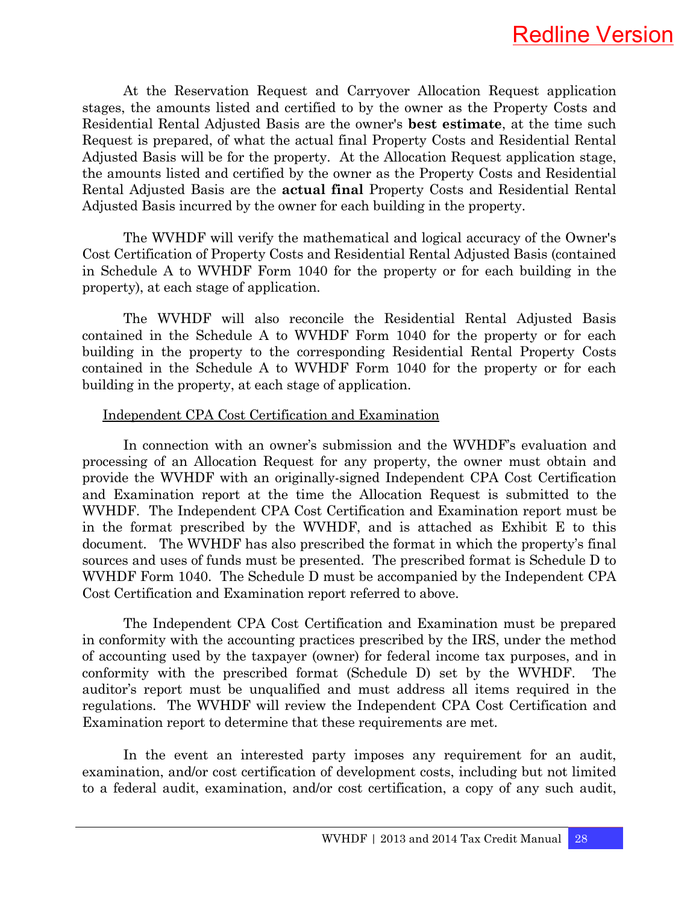At the Reservation Request and Carryover Allocation Request application stages, the amounts listed and certified to by the owner as the Property Costs and Residential Rental Adjusted Basis are the owner's **best estimate**, at the time such Request is prepared, of what the actual final Property Costs and Residential Rental Adjusted Basis will be for the property. At the Allocation Request application stage, the amounts listed and certified by the owner as the Property Costs and Residential Rental Adjusted Basis are the **actual final** Property Costs and Residential Rental Adjusted Basis incurred by the owner for each building in the property.

The WVHDF will verify the mathematical and logical accuracy of the Owner's Cost Certification of Property Costs and Residential Rental Adjusted Basis (contained in Schedule A to WVHDF Form 1040 for the property or for each building in the property), at each stage of application.

The WVHDF will also reconcile the Residential Rental Adjusted Basis contained in the Schedule A to WVHDF Form 1040 for the property or for each building in the property to the corresponding Residential Rental Property Costs contained in the Schedule A to WVHDF Form 1040 for the property or for each building in the property, at each stage of application.

Independent CPA Cost Certification and Examination

In connection with an owner's submission and the WVHDF's evaluation and processing of an Allocation Request for any property, the owner must obtain and provide the WVHDF with an originally-signed Independent CPA Cost Certification and Examination report at the time the Allocation Request is submitted to the WVHDF. The Independent CPA Cost Certification and Examination report must be in the format prescribed by the WVHDF, and is attached as Exhibit E to this document. The WVHDF has also prescribed the format in which the property's final sources and uses of funds must be presented. The prescribed format is Schedule D to WVHDF Form 1040. The Schedule D must be accompanied by the Independent CPA Cost Certification and Examination report referred to above.

The Independent CPA Cost Certification and Examination must be prepared in conformity with the accounting practices prescribed by the IRS, under the method of accounting used by the taxpayer (owner) for federal income tax purposes, and in conformity with the prescribed format (Schedule D) set by the WVHDF. The auditor's report must be unqualified and must address all items required in the regulations. The WVHDF will review the Independent CPA Cost Certification and Examination report to determine that these requirements are met.

In the event an interested party imposes any requirement for an audit, examination, and/or cost certification of development costs, including but not limited to a federal audit, examination, and/or cost certification, a copy of any such audit,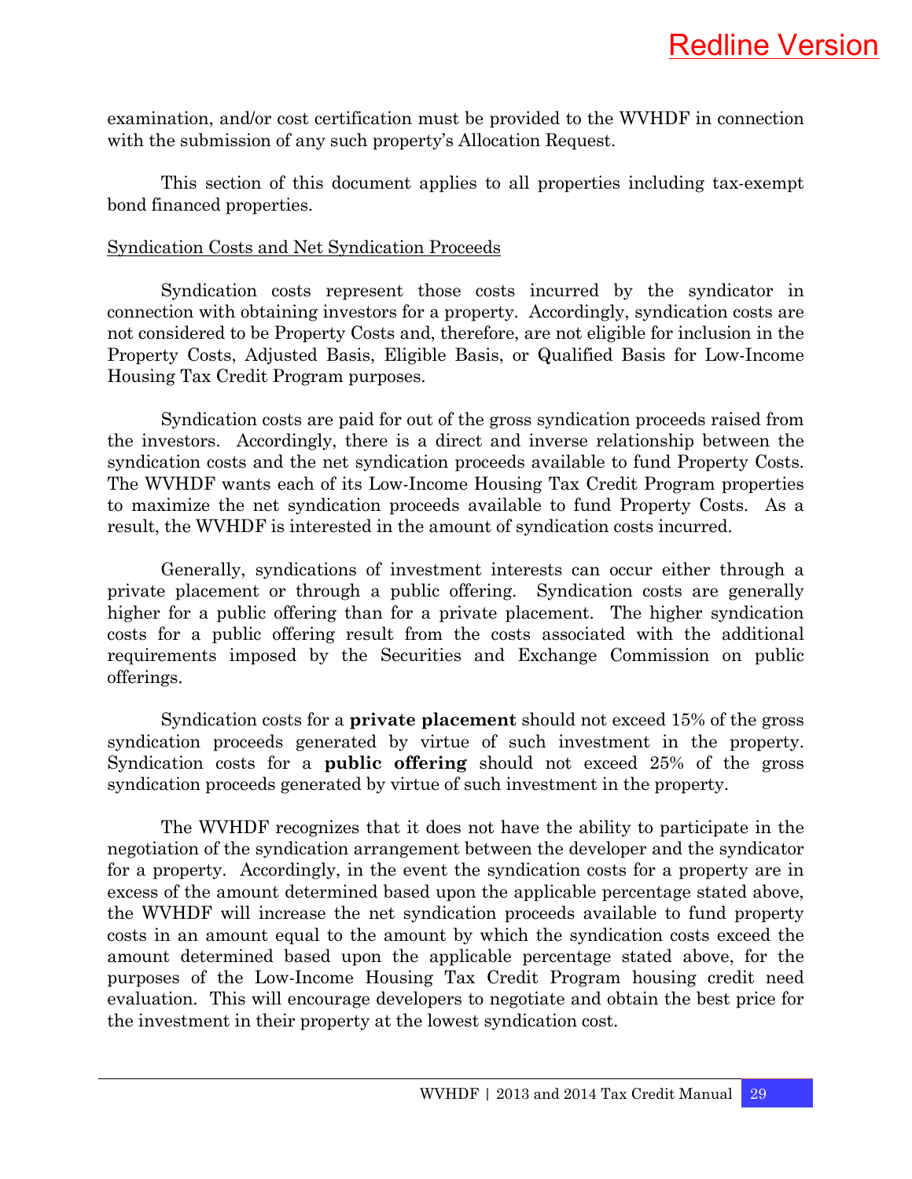examination, and/or cost certification must be provided to the WVHDF in connection with the submission of any such property's Allocation Request.

This section of this document applies to all properties including tax-exempt bond financed properties.

Syndication Costs and Net Syndication Proceeds

Syndication costs represent those costs incurred by the syndicator in connection with obtaining investors for a property. Accordingly, syndication costs are not considered to be Property Costs and, therefore, are not eligible for inclusion in the Property Costs, Adjusted Basis, Eligible Basis, or Qualified Basis for Low-Income Housing Tax Credit Program purposes.

Syndication costs are paid for out of the gross syndication proceeds raised from the investors. Accordingly, there is a direct and inverse relationship between the syndication costs and the net syndication proceeds available to fund Property Costs. The WVHDF wants each of its Low-Income Housing Tax Credit Program properties to maximize the net syndication proceeds available to fund Property Costs. As a result, the WVHDF is interested in the amount of syndication costs incurred.

Generally, syndications of investment interests can occur either through a private placement or through a public offering. Syndication costs are generally higher for a public offering than for a private placement. The higher syndication costs for a public offering result from the costs associated with the additional requirements imposed by the Securities and Exchange Commission on public offerings.

Syndication costs for a **private placement** should not exceed 15% of the gross syndication proceeds generated by virtue of such investment in the property. Syndication costs for a **public offering** should not exceed 25% of the gross syndication proceeds generated by virtue of such investment in the property.

The WVHDF recognizes that it does not have the ability to participate in the negotiation of the syndication arrangement between the developer and the syndicator for a property. Accordingly, in the event the syndication costs for a property are in excess of the amount determined based upon the applicable percentage stated above, the WVHDF will increase the net syndication proceeds available to fund property costs in an amount equal to the amount by which the syndication costs exceed the amount determined based upon the applicable percentage stated above, for the purposes of the Low-Income Housing Tax Credit Program housing credit need evaluation. This will encourage developers to negotiate and obtain the best price for the investment in their property at the lowest syndication cost.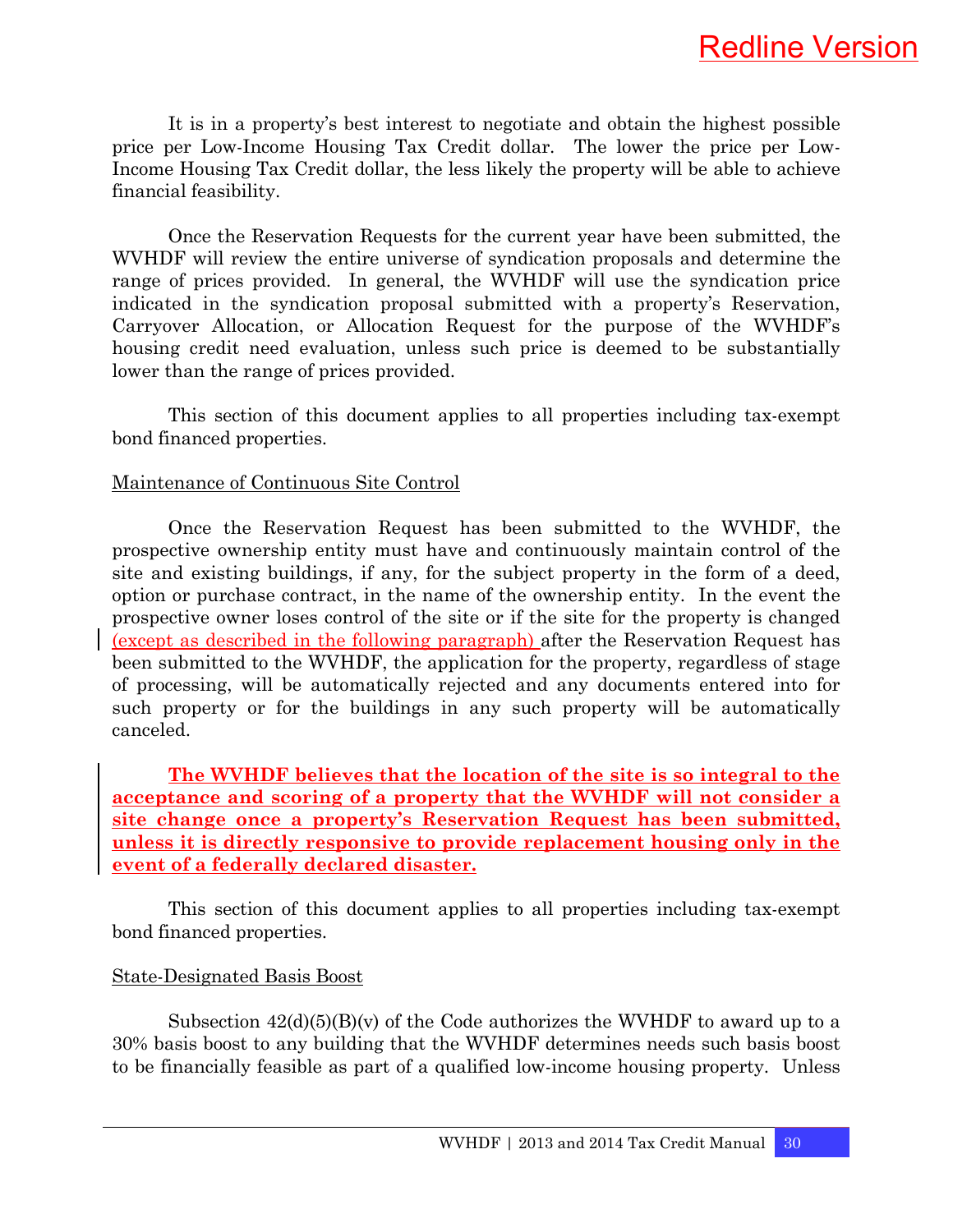It is in a property's best interest to negotiate and obtain the highest possible price per Low-Income Housing Tax Credit dollar. The lower the price per Low-Income Housing Tax Credit dollar, the less likely the property will be able to achieve financial feasibility.

Once the Reservation Requests for the current year have been submitted, the WVHDF will review the entire universe of syndication proposals and determine the range of prices provided. In general, the WVHDF will use the syndication price indicated in the syndication proposal submitted with a property's Reservation, Carryover Allocation, or Allocation Request for the purpose of the WVHDF's housing credit need evaluation, unless such price is deemed to be substantially lower than the range of prices provided.

This section of this document applies to all properties including tax-exempt bond financed properties.

Maintenance of Continuous Site Control

Once the Reservation Request has been submitted to the WVHDF, the prospective ownership entity must have and continuously maintain control of the site and existing buildings, if any, for the subject property in the form of a deed, option or purchase contract, in the name of the ownership entity. In the event the prospective owner loses control of the site or if the site for the property is changed (except as described in the following paragraph) after the Reservation Request has been submitted to the WVHDF, the application for the property, regardless of stage of processing, will be automatically rejected and any documents entered into for such property or for the buildings in any such property will be automatically canceled.

**The WVHDF believes that the location of the site is so integral to the acceptance and scoring of a property that the WVHDF will not consider a site change once a property's Reservation Request has been submitted, unless it is directly responsive to provide replacement housing only in the event of a federally declared disaster.**

This section of this document applies to all properties including tax-exempt bond financed properties.

State-Designated Basis Boost

Subsection 42(d)(5)(B)(v) of the Code authorizes the WVHDF to award up to a 30% basis boost to any building that the WVHDF determines needs such basis boost to be financially feasible as part of a qualified low-income housing property. Unless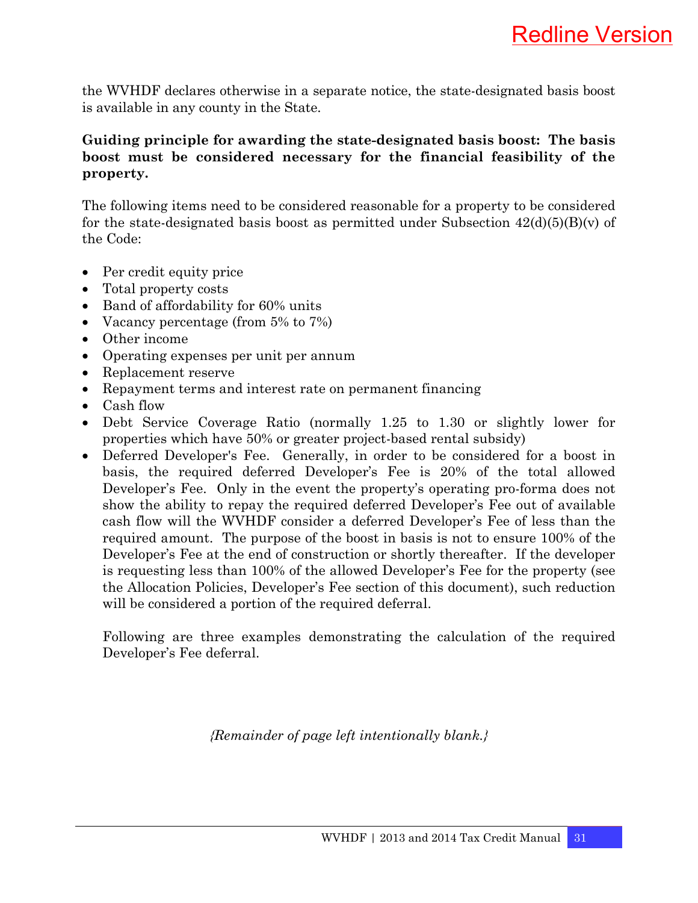the WVHDF declares otherwise in a separate notice, the state-designated basis boost is available in any county in the State.

**Guiding principle for awarding the state-designated basis boost: The basis boost must be considered necessary for the financial feasibility of the property.**

The following items need to be considered reasonable for a property to be considered for the state-designated basis boost as permitted under Subsection 42(d)(5)(B)(v) of the Code:

- Per credit equity price
- Total property costs
- Band of affordability for 60% units
- Vacancy percentage (from 5% to 7%)
- Other income
- Operating expenses per unit per annum
- Replacement reserve
- Repayment terms and interest rate on permanent financing
- Cash flow
- Debt Service Coverage Ratio (normally 1.25 to 1.30 or slightly lower for properties which have 50% or greater project-based rental subsidy)
- Deferred Developer's Fee. Generally, in order to be considered for a boost in basis, the required deferred Developer's Fee is 20% of the total allowed Developer's Fee. Only in the event the property's operating pro-forma does not show the ability to repay the required deferred Developer's Fee out of available cash flow will the WVHDF consider a deferred Developer's Fee of less than the required amount. The purpose of the boost in basis is not to ensure 100% of the Developer's Fee at the end of construction or shortly thereafter. If the developer is requesting less than 100% of the allowed Developer's Fee for the property (see the Allocation Policies, Developer's Fee section of this document), such reduction will be considered a portion of the required deferral.

  Following are three examples demonstrating the calculation of the required Developer's Fee deferral.

*{Remainder of page left intentionally blank.}*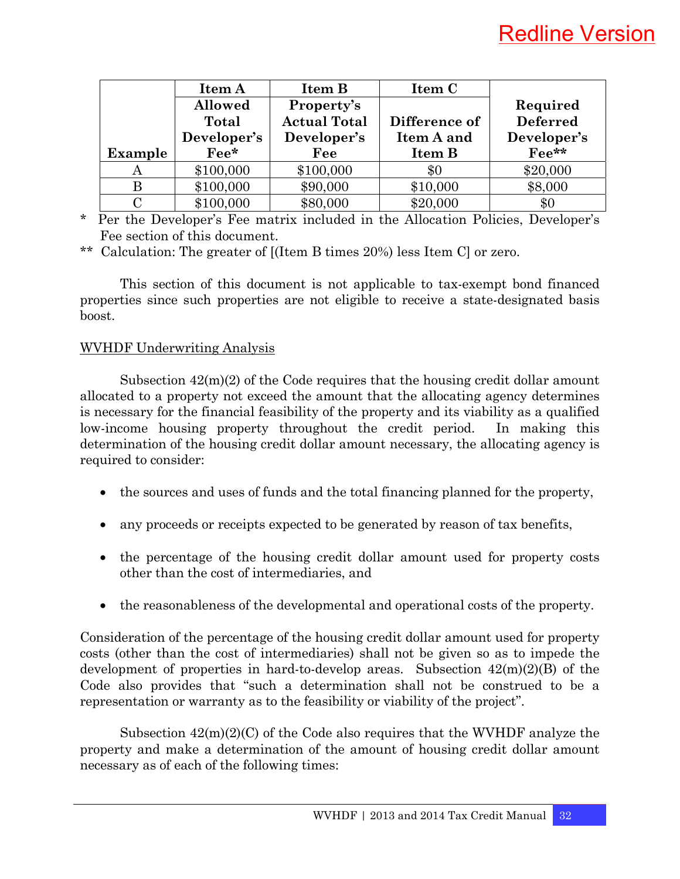Redline Version

| Example | Item A<br>Allowed Total Developer's Fee* | Item B<br>Property's Actual Total Developer's Fee | Item C<br>Difference of Item A and Item B | Required Deferred Developer's Fee** |
|---|---|---|---|---|
| A | $100,000 | $100,000 | $0 | $20,000 |
| B | $100,000 | $90,000 | $10,000 | $8,000 |
| C | $100,000 | $80,000 | $20,000 | $0 |

\* Per the Developer's Fee matrix included in the Allocation Policies, Developer's Fee section of this document.

\*\* Calculation: The greater of [(Item B times 20%) less Item C] or zero.

This section of this document is not applicable to tax-exempt bond financed properties since such properties are not eligible to receive a state-designated basis boost.

WVHDF Underwriting Analysis

Subsection 42(m)(2) of the Code requires that the housing credit dollar amount allocated to a property not exceed the amount that the allocating agency determines is necessary for the financial feasibility of the property and its viability as a qualified low-income housing property throughout the credit period. In making this determination of the housing credit dollar amount necessary, the allocating agency is required to consider:

- the sources and uses of funds and the total financing planned for the property,
- any proceeds or receipts expected to be generated by reason of tax benefits,
- the percentage of the housing credit dollar amount used for property costs other than the cost of intermediaries, and
- the reasonableness of the developmental and operational costs of the property.

Consideration of the percentage of the housing credit dollar amount used for property costs (other than the cost of intermediaries) shall not be given so as to impede the development of properties in hard-to-develop areas. Subsection 42(m)(2)(B) of the Code also provides that "such a determination shall not be construed to be a representation or warranty as to the feasibility or viability of the project".

Subsection 42(m)(2)(C) of the Code also requires that the WVHDF analyze the property and make a determination of the amount of housing credit dollar amount necessary as of each of the following times: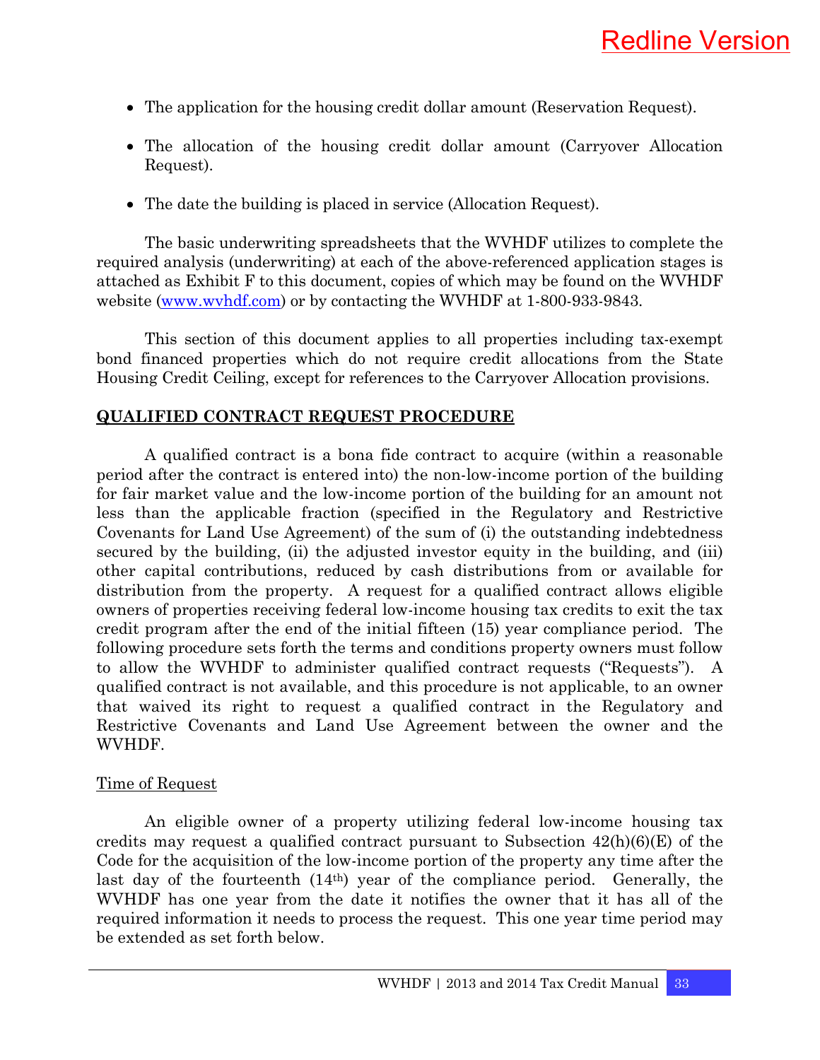- The application for the housing credit dollar amount (Reservation Request).
- The allocation of the housing credit dollar amount (Carryover Allocation Request).
- The date the building is placed in service (Allocation Request).

The basic underwriting spreadsheets that the WVHDF utilizes to complete the required analysis (underwriting) at each of the above-referenced application stages is attached as Exhibit F to this document, copies of which may be found on the WVHDF website (www.wvhdf.com) or by contacting the WVHDF at 1-800-933-9843.

This section of this document applies to all properties including tax-exempt bond financed properties which do not require credit allocations from the State Housing Credit Ceiling, except for references to the Carryover Allocation provisions.

## QUALIFIED CONTRACT REQUEST PROCEDURE

A qualified contract is a bona fide contract to acquire (within a reasonable period after the contract is entered into) the non-low-income portion of the building for fair market value and the low-income portion of the building for an amount not less than the applicable fraction (specified in the Regulatory and Restrictive Covenants for Land Use Agreement) of the sum of (i) the outstanding indebtedness secured by the building, (ii) the adjusted investor equity in the building, and (iii) other capital contributions, reduced by cash distributions from or available for distribution from the property. A request for a qualified contract allows eligible owners of properties receiving federal low-income housing tax credits to exit the tax credit program after the end of the initial fifteen (15) year compliance period. The following procedure sets forth the terms and conditions property owners must follow to allow the WVHDF to administer qualified contract requests ("Requests"). A qualified contract is not available, and this procedure is not applicable, to an owner that waived its right to request a qualified contract in the Regulatory and Restrictive Covenants and Land Use Agreement between the owner and the WVHDF.

### Time of Request

An eligible owner of a property utilizing federal low-income housing tax credits may request a qualified contract pursuant to Subsection 42(h)(6)(E) of the Code for the acquisition of the low-income portion of the property any time after the last day of the fourteenth (14th) year of the compliance period. Generally, the WVHDF has one year from the date it notifies the owner that it has all of the required information it needs to process the request. This one year time period may be extended as set forth below.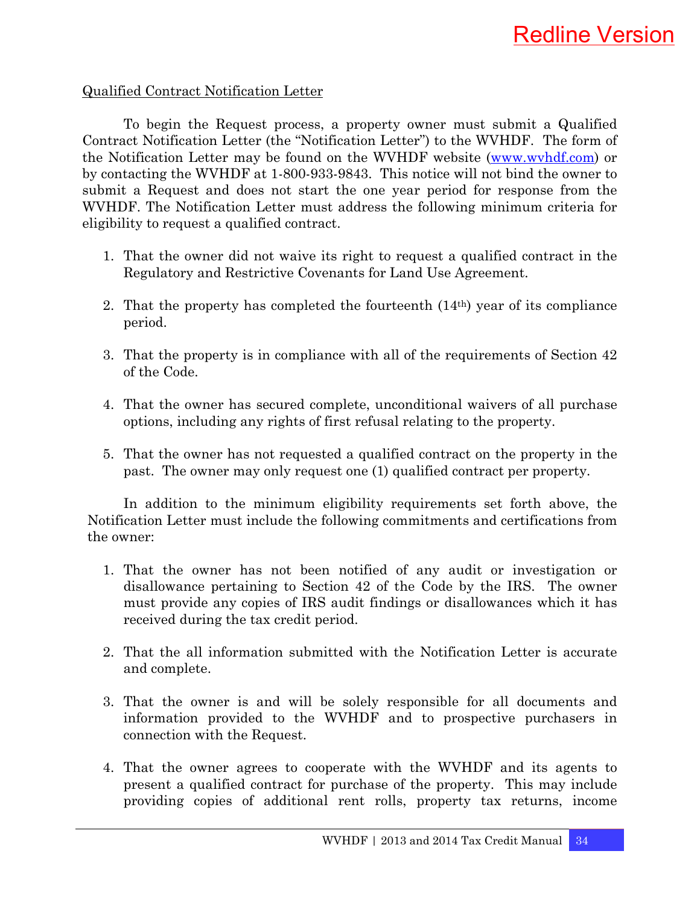Redline Version

Qualified Contract Notification Letter

To begin the Request process, a property owner must submit a Qualified Contract Notification Letter (the "Notification Letter") to the WVHDF. The form of the Notification Letter may be found on the WVHDF website (www.wvhdf.com) or by contacting the WVHDF at 1-800-933-9843. This notice will not bind the owner to submit a Request and does not start the one year period for response from the WVHDF. The Notification Letter must address the following minimum criteria for eligibility to request a qualified contract.

1. That the owner did not waive its right to request a qualified contract in the Regulatory and Restrictive Covenants for Land Use Agreement.

2. That the property has completed the fourteenth (14th) year of its compliance period.

3. That the property is in compliance with all of the requirements of Section 42 of the Code.

4. That the owner has secured complete, unconditional waivers of all purchase options, including any rights of first refusal relating to the property.

5. That the owner has not requested a qualified contract on the property in the past. The owner may only request one (1) qualified contract per property.

In addition to the minimum eligibility requirements set forth above, the Notification Letter must include the following commitments and certifications from the owner:

1. That the owner has not been notified of any audit or investigation or disallowance pertaining to Section 42 of the Code by the IRS. The owner must provide any copies of IRS audit findings or disallowances which it has received during the tax credit period.

2. That the all information submitted with the Notification Letter is accurate and complete.

3. That the owner is and will be solely responsible for all documents and information provided to the WVHDF and to prospective purchasers in connection with the Request.

4. That the owner agrees to cooperate with the WVHDF and its agents to present a qualified contract for purchase of the property. This may include providing copies of additional rent rolls, property tax returns, income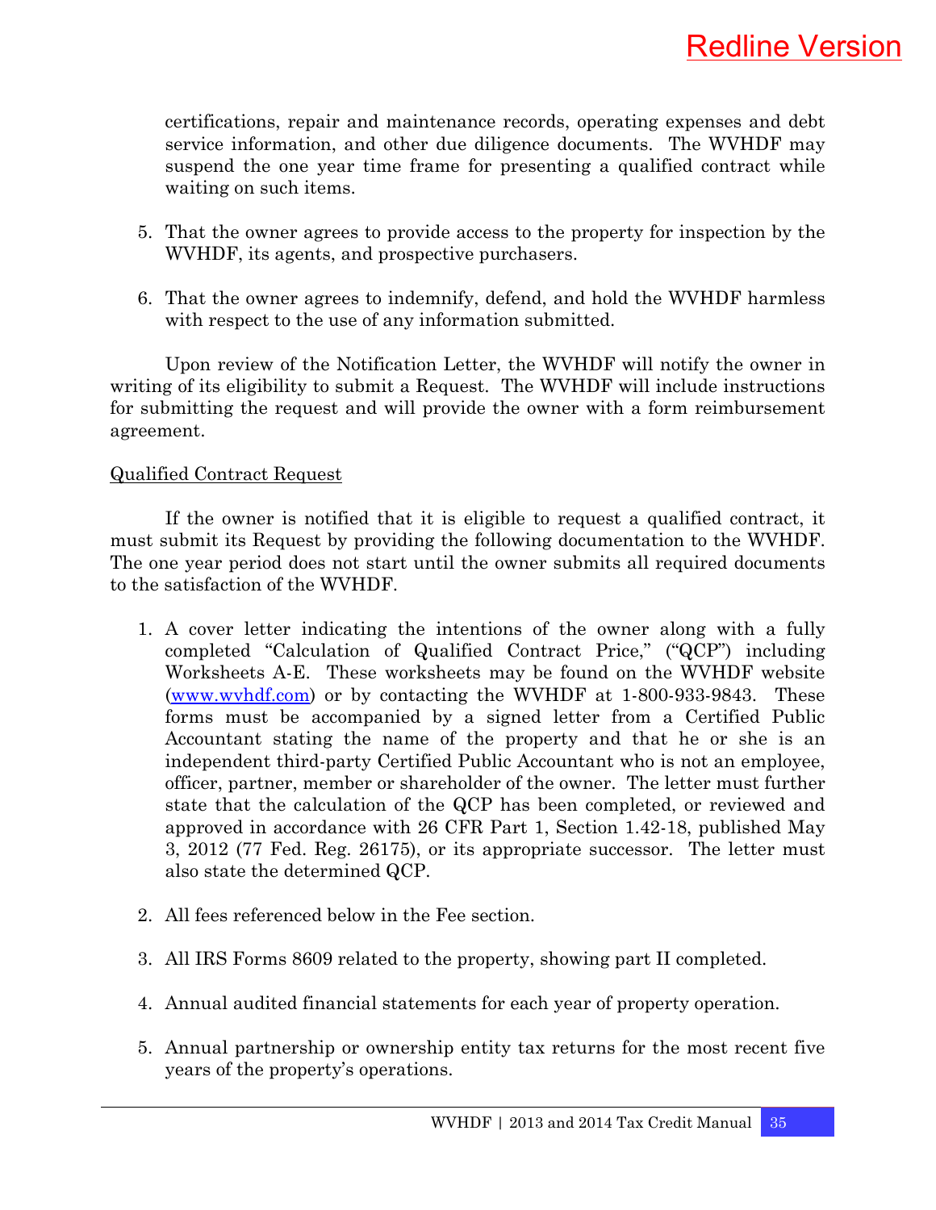certifications, repair and maintenance records, operating expenses and debt service information, and other due diligence documents. The WVHDF may suspend the one year time frame for presenting a qualified contract while waiting on such items.

5. That the owner agrees to provide access to the property for inspection by the WVHDF, its agents, and prospective purchasers.

6. That the owner agrees to indemnify, defend, and hold the WVHDF harmless with respect to the use of any information submitted.

Upon review of the Notification Letter, the WVHDF will notify the owner in writing of its eligibility to submit a Request. The WVHDF will include instructions for submitting the request and will provide the owner with a form reimbursement agreement.

Qualified Contract Request

If the owner is notified that it is eligible to request a qualified contract, it must submit its Request by providing the following documentation to the WVHDF. The one year period does not start until the owner submits all required documents to the satisfaction of the WVHDF.

1. A cover letter indicating the intentions of the owner along with a fully completed "Calculation of Qualified Contract Price," ("QCP") including Worksheets A-E. These worksheets may be found on the WVHDF website ([www.wvhdf.com](http://www.wvhdf.com)) or by contacting the WVHDF at 1-800-933-9843. These forms must be accompanied by a signed letter from a Certified Public Accountant stating the name of the property and that he or she is an independent third-party Certified Public Accountant who is not an employee, officer, partner, member or shareholder of the owner. The letter must further state that the calculation of the QCP has been completed, or reviewed and approved in accordance with 26 CFR Part 1, Section 1.42-18, published May 3, 2012 (77 Fed. Reg. 26175), or its appropriate successor. The letter must also state the determined QCP.

2. All fees referenced below in the Fee section.

3. All IRS Forms 8609 related to the property, showing part II completed.

4. Annual audited financial statements for each year of property operation.

5. Annual partnership or ownership entity tax returns for the most recent five years of the property's operations.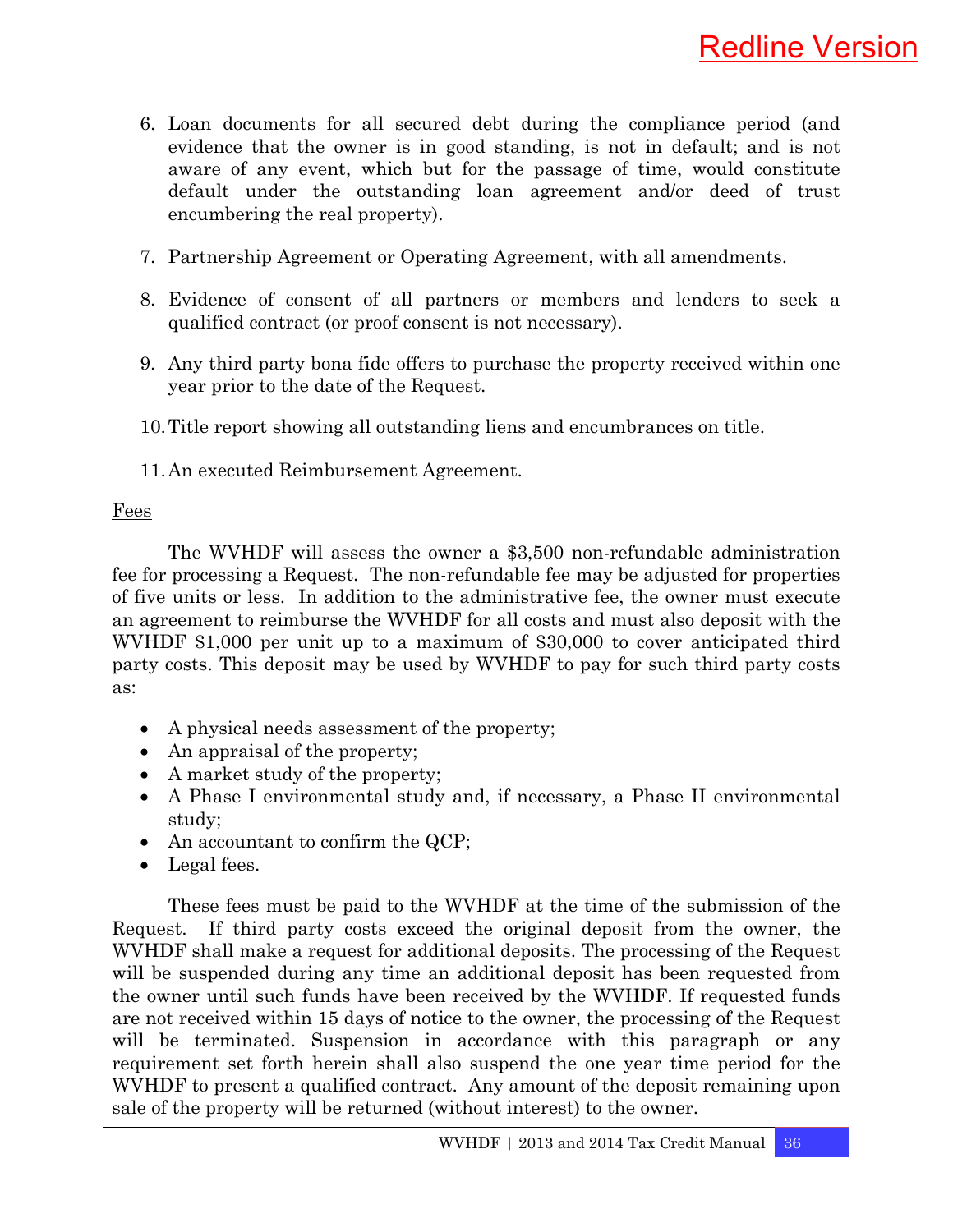6. Loan documents for all secured debt during the compliance period (and evidence that the owner is in good standing, is not in default; and is not aware of any event, which but for the passage of time, would constitute default under the outstanding loan agreement and/or deed of trust encumbering the real property).

7. Partnership Agreement or Operating Agreement, with all amendments.

8. Evidence of consent of all partners or members and lenders to seek a qualified contract (or proof consent is not necessary).

9. Any third party bona fide offers to purchase the property received within one year prior to the date of the Request.

10. Title report showing all outstanding liens and encumbrances on title.

11. An executed Reimbursement Agreement.

Fees

The WVHDF will assess the owner a $3,500 non-refundable administration fee for processing a Request. The non-refundable fee may be adjusted for properties of five units or less. In addition to the administrative fee, the owner must execute an agreement to reimburse the WVHDF for all costs and must also deposit with the WVHDF $1,000 per unit up to a maximum of $30,000 to cover anticipated third party costs. This deposit may be used by WVHDF to pay for such third party costs as:

- A physical needs assessment of the property;
- An appraisal of the property;
- A market study of the property;
- A Phase I environmental study and, if necessary, a Phase II environmental study;
- An accountant to confirm the QCP;
- Legal fees.

These fees must be paid to the WVHDF at the time of the submission of the Request. If third party costs exceed the original deposit from the owner, the WVHDF shall make a request for additional deposits. The processing of the Request will be suspended during any time an additional deposit has been requested from the owner until such funds have been received by the WVHDF. If requested funds are not received within 15 days of notice to the owner, the processing of the Request will be terminated. Suspension in accordance with this paragraph or any requirement set forth herein shall also suspend the one year time period for the WVHDF to present a qualified contract. Any amount of the deposit remaining upon sale of the property will be returned (without interest) to the owner.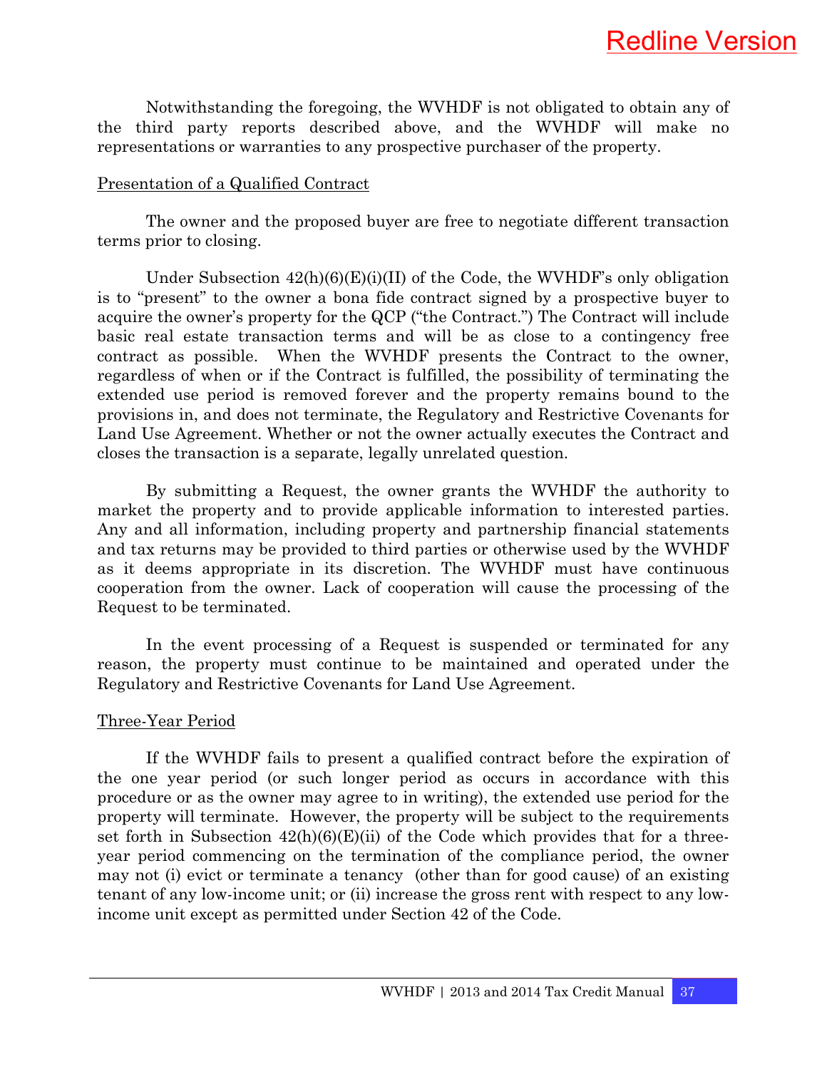Notwithstanding the foregoing, the WVHDF is not obligated to obtain any of the third party reports described above, and the WVHDF will make no representations or warranties to any prospective purchaser of the property.

Presentation of a Qualified Contract

The owner and the proposed buyer are free to negotiate different transaction terms prior to closing.

Under Subsection 42(h)(6)(E)(i)(II) of the Code, the WVHDF's only obligation is to "present" to the owner a bona fide contract signed by a prospective buyer to acquire the owner's property for the QCP ("the Contract.") The Contract will include basic real estate transaction terms and will be as close to a contingency free contract as possible. When the WVHDF presents the Contract to the owner, regardless of when or if the Contract is fulfilled, the possibility of terminating the extended use period is removed forever and the property remains bound to the provisions in, and does not terminate, the Regulatory and Restrictive Covenants for Land Use Agreement. Whether or not the owner actually executes the Contract and closes the transaction is a separate, legally unrelated question.

By submitting a Request, the owner grants the WVHDF the authority to market the property and to provide applicable information to interested parties. Any and all information, including property and partnership financial statements and tax returns may be provided to third parties or otherwise used by the WVHDF as it deems appropriate in its discretion. The WVHDF must have continuous cooperation from the owner. Lack of cooperation will cause the processing of the Request to be terminated.

In the event processing of a Request is suspended or terminated for any reason, the property must continue to be maintained and operated under the Regulatory and Restrictive Covenants for Land Use Agreement.

Three-Year Period

If the WVHDF fails to present a qualified contract before the expiration of the one year period (or such longer period as occurs in accordance with this procedure or as the owner may agree to in writing), the extended use period for the property will terminate. However, the property will be subject to the requirements set forth in Subsection 42(h)(6)(E)(ii) of the Code which provides that for a three-year period commencing on the termination of the compliance period, the owner may not (i) evict or terminate a tenancy (other than for good cause) of an existing tenant of any low-income unit; or (ii) increase the gross rent with respect to any low-income unit except as permitted under Section 42 of the Code.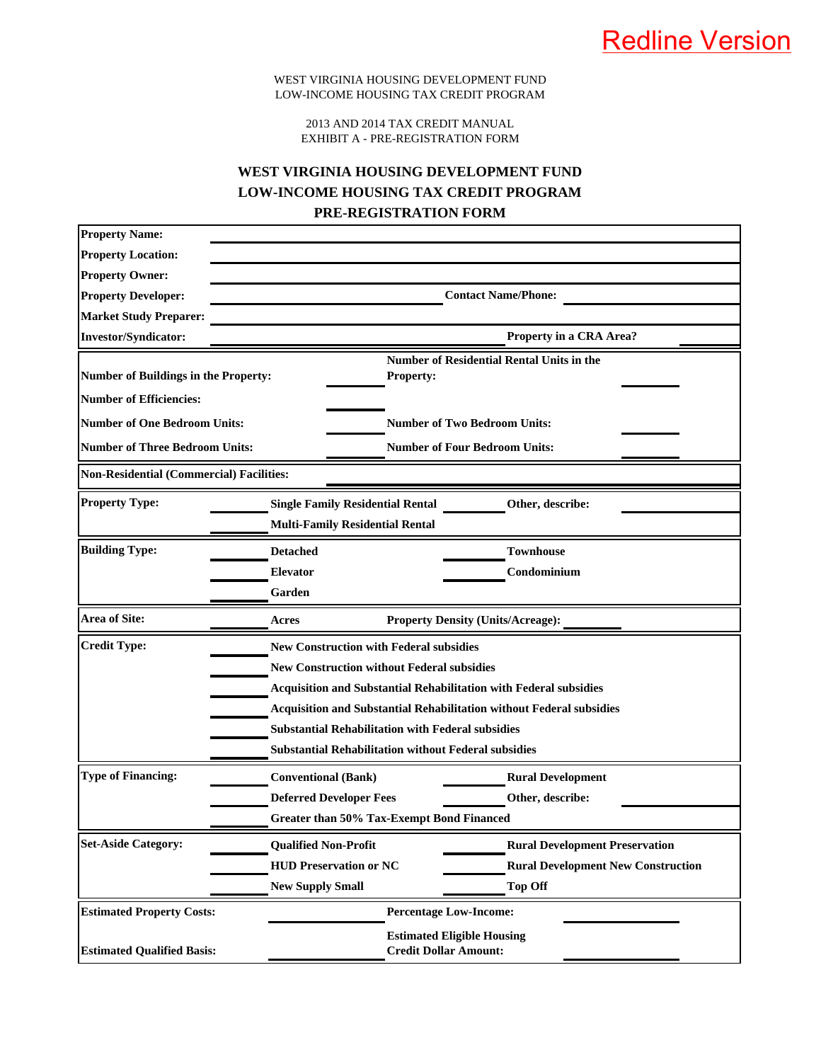Redline Version

WEST VIRGINIA HOUSING DEVELOPMENT FUND
LOW-INCOME HOUSING TAX CREDIT PROGRAM

2013 AND 2014 TAX CREDIT MANUAL
EXHIBIT A - PRE-REGISTRATION FORM

## WEST VIRGINIA HOUSING DEVELOPMENT FUND
## LOW-INCOME HOUSING TAX CREDIT PROGRAM
## PRE-REGISTRATION FORM

**Property Name:** ______________________________

**Property Location:** ______________________________

**Property Owner:** ______________________________

**Property Developer:** ______________________________ **Contact Name/Phone:** ______________

**Market Study Preparer:** ______________________________

**Investor/Syndicator:** ______________________________ **Property in a CRA Area?** ________

**Number of Buildings in the Property:** ________ **Number of Residential Rental Units in the Property:** ________

**Number of Efficiencies:** ________

**Number of One Bedroom Units:** ________ **Number of Two Bedroom Units:** ________

**Number of Three Bedroom Units:** ________ **Number of Four Bedroom Units:** ________

**Non-Residential (Commercial) Facilities:** ______________________________

**Property Type:**
- ________ **Single Family Residential Rental**
- ________ **Multi-Family Residential Rental**
- ________ **Other, describe:** ________

**Building Type:**
- ________ **Detached**
- ________ **Elevator**
- ________ **Garden**
- ________ **Townhouse**
- ________ **Condominium**

**Area of Site:** ________ **Acres** **Property Density (Units/Acreage):** ________

**Credit Type:**
- ________ **New Construction with Federal subsidies**
- ________ **New Construction without Federal subsidies**
- ________ **Acquisition and Substantial Rehabilitation with Federal subsidies**
- ________ **Acquisition and Substantial Rehabilitation without Federal subsidies**
- ________ **Substantial Rehabilitation with Federal subsidies**
- ________ **Substantial Rehabilitation without Federal subsidies**

**Type of Financing:**
- ________ **Conventional (Bank)**
- ________ **Deferred Developer Fees**
- ________ **Greater than 50% Tax-Exempt Bond Financed**
- ________ **Rural Development**
- ________ **Other, describe:** ________

**Set-Aside Category:**
- ________ **Qualified Non-Profit**
- ________ **HUD Preservation or NC**
- ________ **New Supply Small**
- ________ **Rural Development Preservation**
- ________ **Rural Development New Construction**
- ________ **Top Off**

**Estimated Property Costs:** ________ **Percentage Low-Income:** ________

**Estimated Qualified Basis:** ________ **Estimated Eligible Housing Credit Dollar Amount:** ________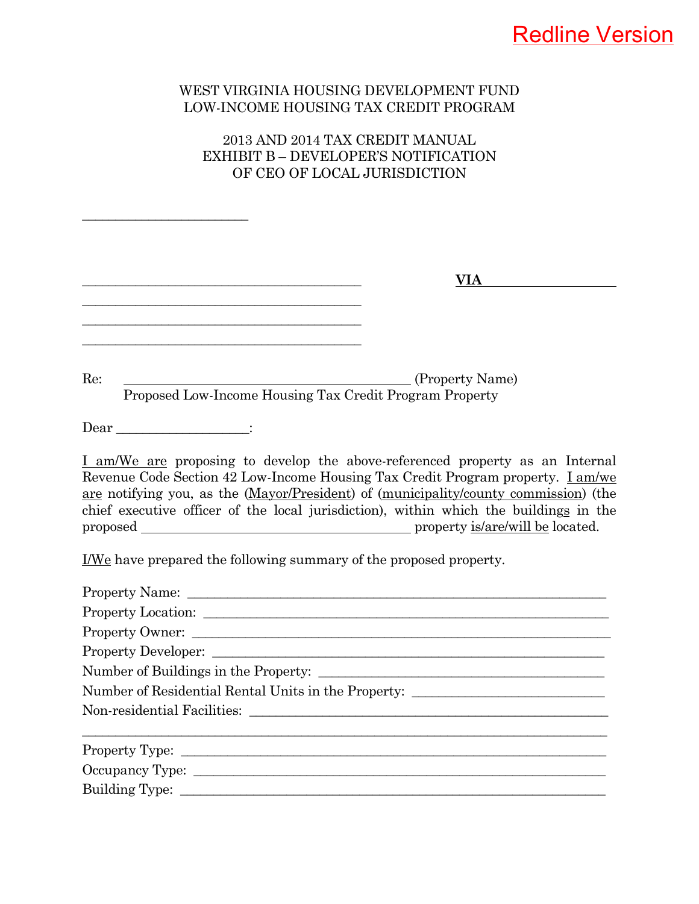Redline Version

WEST VIRGINIA HOUSING DEVELOPMENT FUND
LOW-INCOME HOUSING TAX CREDIT PROGRAM

2013 AND 2014 TAX CREDIT MANUAL
EXHIBIT B – DEVELOPER'S NOTIFICATION
OF CEO OF LOCAL JURISDICTION

________________________

________________________________________ **VIA** ________________
________________________________________
________________________________________
________________________________________

Re: ________________________________________ (Property Name)
Proposed Low-Income Housing Tax Credit Program Property

Dear ___________________:

I am/We are proposing to develop the above-referenced property as an Internal Revenue Code Section 42 Low-Income Housing Tax Credit Program property. I am/we are notifying you, as the (Mayor/President) of (municipality/county commission) (the chief executive officer of the local jurisdiction), within which the buildings in the proposed ______________________________________ property is/are/will be located.

I/We have prepared the following summary of the proposed property.

Property Name: ____________________________________________________________
Property Location: __________________________________________________________
Property Owner: ____________________________________________________________
Property Developer: _________________________________________________________
Number of Buildings in the Property: ___________________________________________
Number of Residential Rental Units in the Property: ___________________________
Non-residential Facilities: ____________________________________________________
______________________________________________________________________________
Property Type: ______________________________________________________________
Occupancy Type: ____________________________________________________________
Building Type: ______________________________________________________________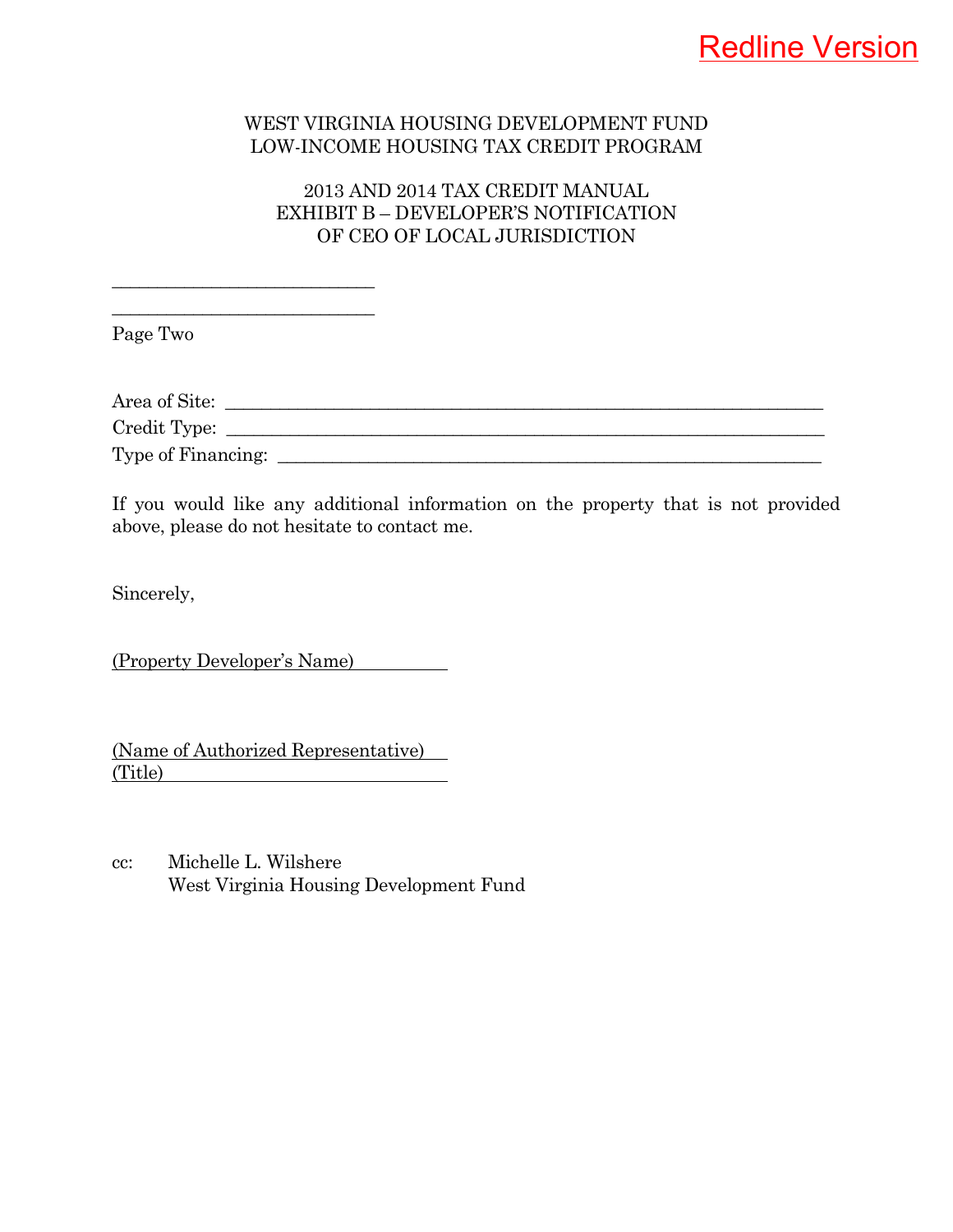Redline Version

WEST VIRGINIA HOUSING DEVELOPMENT FUND
LOW-INCOME HOUSING TAX CREDIT PROGRAM

2013 AND 2014 TAX CREDIT MANUAL
EXHIBIT B – DEVELOPER'S NOTIFICATION
OF CEO OF LOCAL JURISDICTION

___________________________
___________________________
Page Two

Area of Site: ___________________________________________________________
Credit Type: ___________________________________________________________
Type of Financing: ______________________________________________________

If you would like any additional information on the property that is not provided above, please do not hesitate to contact me.

Sincerely,

(Property Developer's Name)

(Name of Authorized Representative)
(Title)

cc: Michelle L. Wilshere
West Virginia Housing Development Fund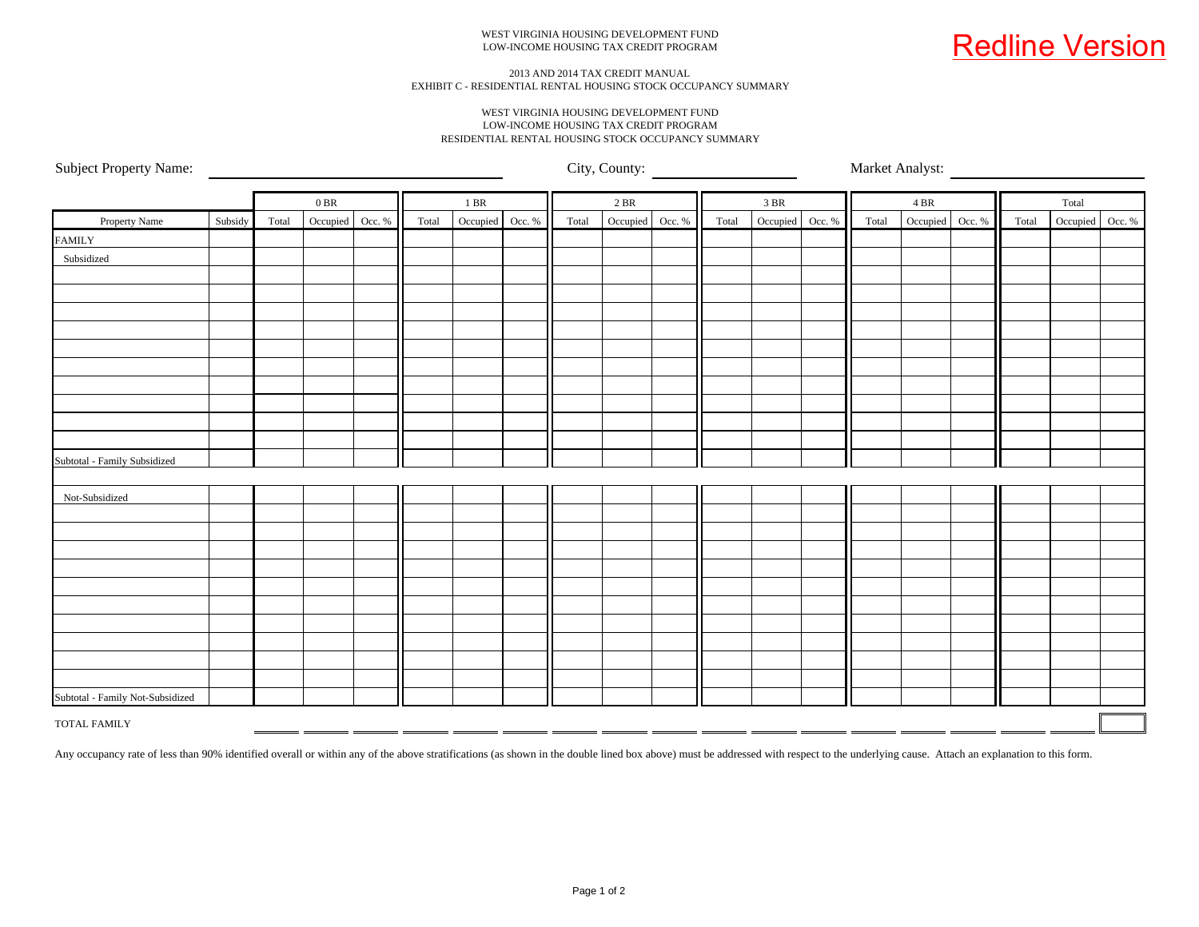Redline Version

WEST VIRGINIA HOUSING DEVELOPMENT FUND
LOW-INCOME HOUSING TAX CREDIT PROGRAM

2013 AND 2014 TAX CREDIT MANUAL
EXHIBIT C - RESIDENTIAL RENTAL HOUSING STOCK OCCUPANCY SUMMARY

WEST VIRGINIA HOUSING DEVELOPMENT FUND
LOW-INCOME HOUSING TAX CREDIT PROGRAM
RESIDENTIAL RENTAL HOUSING STOCK OCCUPANCY SUMMARY

Subject Property Name: ____________________ City, County: ____________________ Market Analyst: ____________________

| | | 0 BR | | | 1 BR | | | 2 BR | | | 3 BR | | | 4 BR | | | Total | | |
|---|---|---|---|---|---|---|---|---|---|---|---|---|---|---|---|---|---|---|---|---|
| Property Name | Subsidy | Total | Occupied | Occ. % | Total | Occupied | Occ. % | Total | Occupied | Occ. % | Total | Occupied | Occ. % | Total | Occupied | Occ. % | Total | Occupied | Occ. % |
| FAMILY | | | | | | | | | | | | | | | | | | | |
| Subsidized | | | | | | | | | | | | | | | | | | | |
| | | | | | | | | | | | | | | | | | | | |
| | | | | | | | | | | | | | | | | | | | |
| | | | | | | | | | | | | | | | | | | | |
| | | | | | | | | | | | | | | | | | | | |
| | | | | | | | | | | | | | | | | | | | |
| | | | | | | | | | | | | | | | | | | | |
| | | | | | | | | | | | | | | | | | | | |
| | | | | | | | | | | | | | | | | | | | |
| | | | | | | | | | | | | | | | | | | | |
| | | | | | | | | | | | | | | | | | | | |
| Subtotal - Family Subsidized | | | | | | | | | | | | | | | | | | | |
| | | | | | | | | | | | | | | | | | | | |
| Not-Subsidized | | | | | | | | | | | | | | | | | | | |
| | | | | | | | | | | | | | | | | | | | |
| | | | | | | | | | | | | | | | | | | | |
| | | | | | | | | | | | | | | | | | | | |
| | | | | | | | | | | | | | | | | | | | |
| | | | | | | | | | | | | | | | | | | | |
| | | | | | | | | | | | | | | | | | | | |
| | | | | | | | | | | | | | | | | | | | |
| | | | | | | | | | | | | | | | | | | | |
| | | | | | | | | | | | | | | | | | | | |
| | | | | | | | | | | | | | | | | | | | |
| Subtotal - Family Not-Subsidized | | | | | | | | | | | | | | | | | | | |
| TOTAL FAMILY | | | | | | | | | | | | | | | | | | | |

Any occupancy rate of less than 90% identified overall or within any of the above stratifications (as shown in the double lined box above) must be addressed with respect to the underlying cause. Attach an explanation to this form.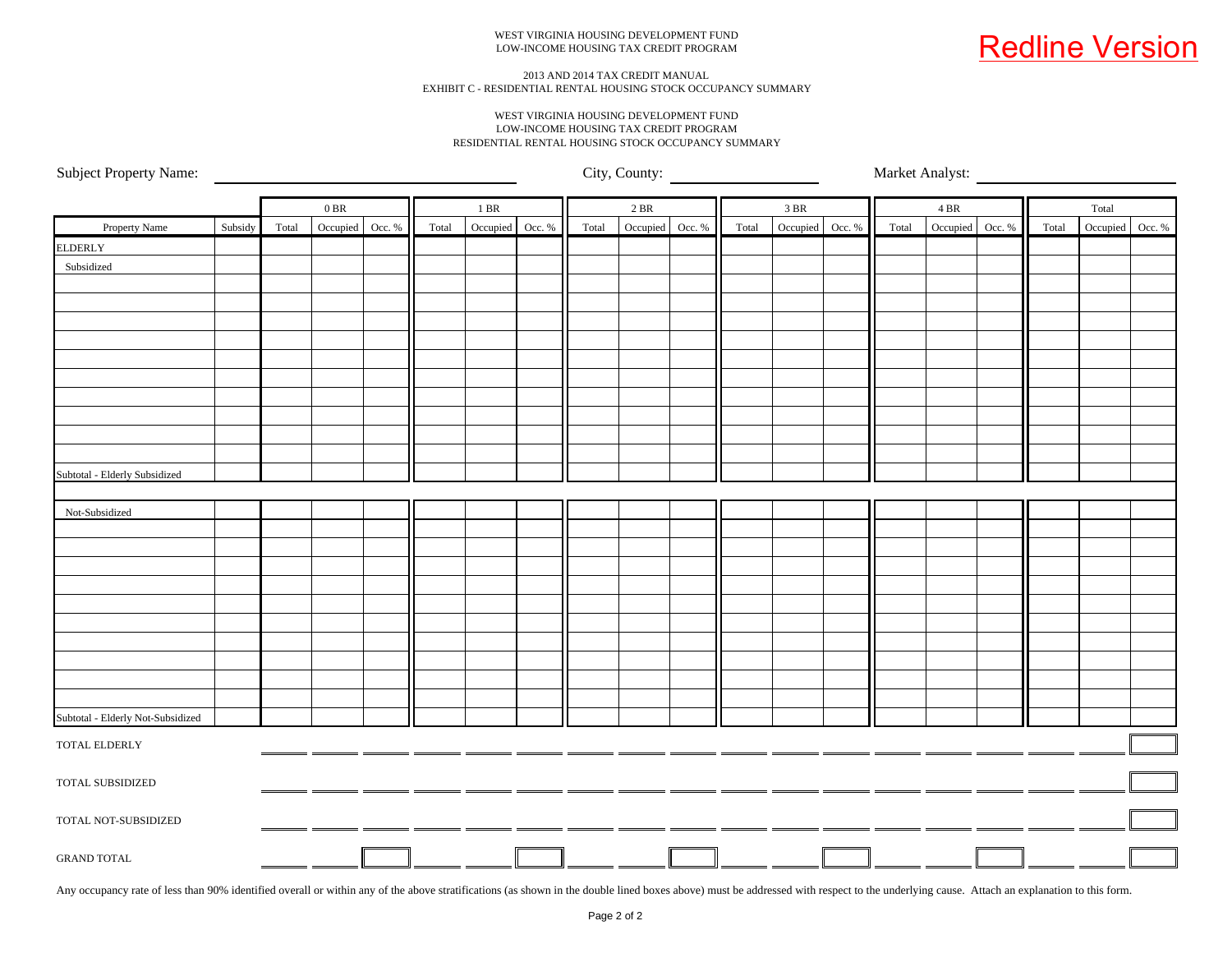Redline Version

WEST VIRGINIA HOUSING DEVELOPMENT FUND
LOW-INCOME HOUSING TAX CREDIT PROGRAM

2013 AND 2014 TAX CREDIT MANUAL
EXHIBIT C - RESIDENTIAL RENTAL HOUSING STOCK OCCUPANCY SUMMARY

WEST VIRGINIA HOUSING DEVELOPMENT FUND
LOW-INCOME HOUSING TAX CREDIT PROGRAM
RESIDENTIAL RENTAL HOUSING STOCK OCCUPANCY SUMMARY

Subject Property Name: ______________________ City, County: ______________ Market Analyst: ______________

| | | 0 BR | | | 1 BR | | | 2 BR | | | 3 BR | | | 4 BR | | | Total | | |
|---|---|---|---|---|---|---|---|---|---|---|---|---|---|---|---|---|---|---|---|
| Property Name | Subsidy | Total | Occupied | Occ. % | Total | Occupied | Occ. % | Total | Occupied | Occ. % | Total | Occupied | Occ. % | Total | Occupied | Occ. % | Total | Occupied | Occ. % |
| ELDERLY | | | | | | | | | | | | | | | | | | | |
| Subsidized | | | | | | | | | | | | | | | | | | | |
| | | | | | | | | | | | | | | | | | | | |
| | | | | | | | | | | | | | | | | | | | |
| | | | | | | | | | | | | | | | | | | | |
| | | | | | | | | | | | | | | | | | | | |
| | | | | | | | | | | | | | | | | | | | |
| | | | | | | | | | | | | | | | | | | | |
| | | | | | | | | | | | | | | | | | | | |
| | | | | | | | | | | | | | | | | | | | |
| | | | | | | | | | | | | | | | | | | | |
| | | | | | | | | | | | | | | | | | | | |
| Subtotal - Elderly Subsidized | | | | | | | | | | | | | | | | | | | |
| | | | | | | | | | | | | | | | | | | | |
| Not-Subsidized | | | | | | | | | | | | | | | | | | | |
| | | | | | | | | | | | | | | | | | | | |
| | | | | | | | | | | | | | | | | | | | |
| | | | | | | | | | | | | | | | | | | | |
| | | | | | | | | | | | | | | | | | | | |
| | | | | | | | | | | | | | | | | | | | |
| | | | | | | | | | | | | | | | | | | | |
| | | | | | | | | | | | | | | | | | | | |
| | | | | | | | | | | | | | | | | | | | |
| | | | | | | | | | | | | | | | | | | | |
| | | | | | | | | | | | | | | | | | | | |
| Subtotal - Elderly Not-Subsidized | | | | | | | | | | | | | | | | | | | |
| TOTAL ELDERLY | | | | | | | | | | | | | | | | | | | |
| TOTAL SUBSIDIZED | | | | | | | | | | | | | | | | | | | |
| TOTAL NOT-SUBSIDIZED | | | | | | | | | | | | | | | | | | | |
| GRAND TOTAL | | | | | | | | | | | | | | | | | | | |

Any occupancy rate of less than 90% identified overall or within any of the above stratifications (as shown in the double lined boxes above) must be addressed with respect to the underlying cause. Attach an explanation to this form.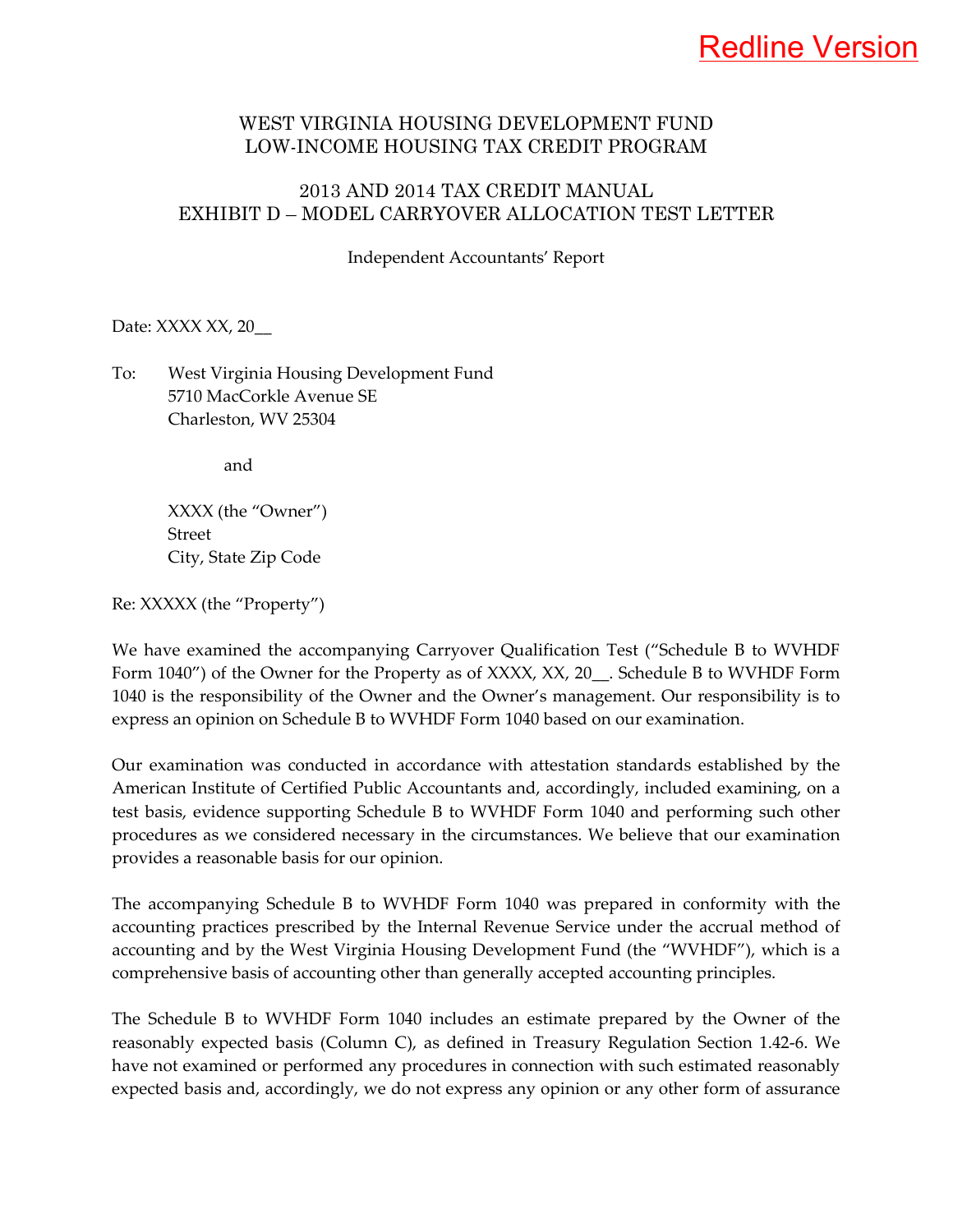Redline Version

WEST VIRGINIA HOUSING DEVELOPMENT FUND
LOW-INCOME HOUSING TAX CREDIT PROGRAM

2013 AND 2014 TAX CREDIT MANUAL
EXHIBIT D – MODEL CARRYOVER ALLOCATION TEST LETTER

Independent Accountants' Report

Date: XXXX XX, 20__

To: West Virginia Housing Development Fund
5710 MacCorkle Avenue SE
Charleston, WV 25304

and

XXXX (the "Owner")
Street
City, State Zip Code

Re: XXXXX (the "Property")

We have examined the accompanying Carryover Qualification Test ("Schedule B to WVHDF Form 1040") of the Owner for the Property as of XXXX, XX, 20__. Schedule B to WVHDF Form 1040 is the responsibility of the Owner and the Owner's management. Our responsibility is to express an opinion on Schedule B to WVHDF Form 1040 based on our examination.

Our examination was conducted in accordance with attestation standards established by the American Institute of Certified Public Accountants and, accordingly, included examining, on a test basis, evidence supporting Schedule B to WVHDF Form 1040 and performing such other procedures as we considered necessary in the circumstances. We believe that our examination provides a reasonable basis for our opinion.

The accompanying Schedule B to WVHDF Form 1040 was prepared in conformity with the accounting practices prescribed by the Internal Revenue Service under the accrual method of accounting and by the West Virginia Housing Development Fund (the "WVHDF"), which is a comprehensive basis of accounting other than generally accepted accounting principles.

The Schedule B to WVHDF Form 1040 includes an estimate prepared by the Owner of the reasonably expected basis (Column C), as defined in Treasury Regulation Section 1.42-6. We have not examined or performed any procedures in connection with such estimated reasonably expected basis and, accordingly, we do not express any opinion or any other form of assurance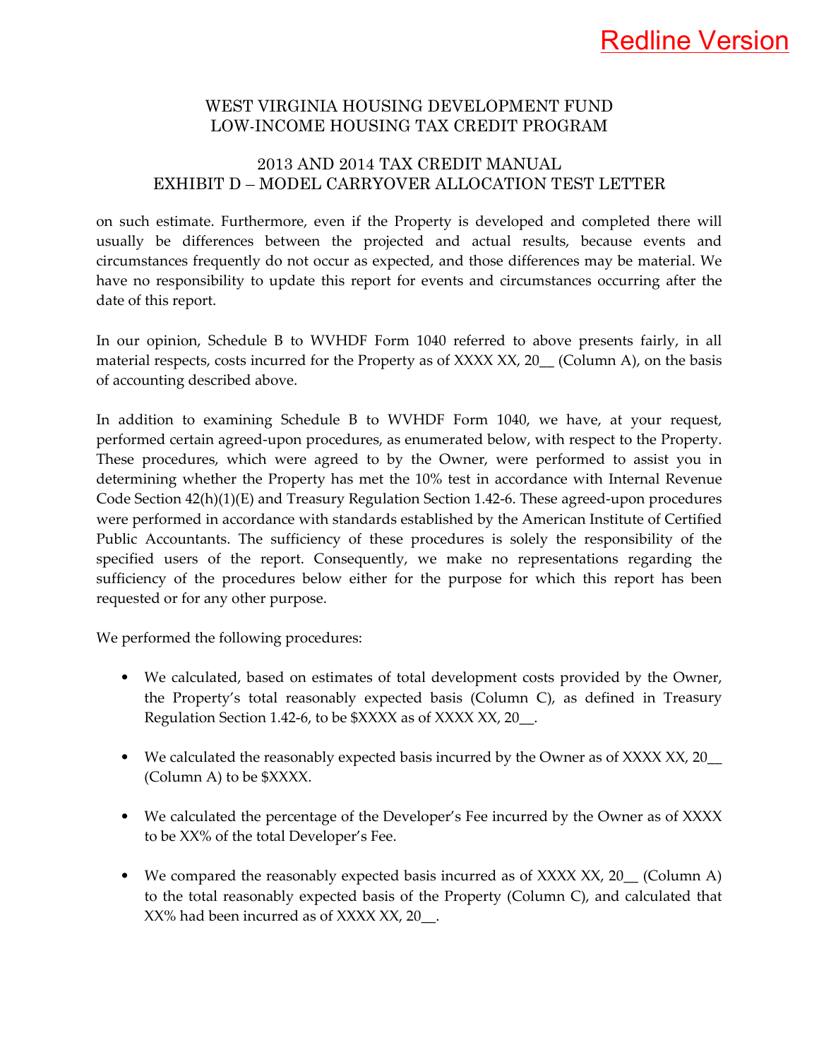on such estimate. Furthermore, even if the Property is developed and completed there will usually be differences between the projected and actual results, because events and circumstances frequently do not occur as expected, and those differences may be material. We have no responsibility to update this report for events and circumstances occurring after the date of this report.

In our opinion, Schedule B to WVHDF Form 1040 referred to above presents fairly, in all material respects, costs incurred for the Property as of XXXX XX, 20__ (Column A), on the basis of accounting described above.

In addition to examining Schedule B to WVHDF Form 1040, we have, at your request, performed certain agreed-upon procedures, as enumerated below, with respect to the Property. These procedures, which were agreed to by the Owner, were performed to assist you in determining whether the Property has met the 10% test in accordance with Internal Revenue Code Section 42(h)(1)(E) and Treasury Regulation Section 1.42-6. These agreed-upon procedures were performed in accordance with standards established by the American Institute of Certified Public Accountants. The sufficiency of these procedures is solely the responsibility of the specified users of the report. Consequently, we make no representations regarding the sufficiency of the procedures below either for the purpose for which this report has been requested or for any other purpose.

We performed the following procedures:

- We calculated, based on estimates of total development costs provided by the Owner, the Property's total reasonably expected basis (Column C), as defined in Treasury Regulation Section 1.42-6, to be $XXXX as of XXXX XX, 20__.

- We calculated the reasonably expected basis incurred by the Owner as of XXXX XX, 20__ (Column A) to be $XXXX.

- We calculated the percentage of the Developer's Fee incurred by the Owner as of XXXX to be XX% of the total Developer's Fee.

- We compared the reasonably expected basis incurred as of XXXX XX, 20__ (Column A) to the total reasonably expected basis of the Property (Column C), and calculated that XX% had been incurred as of XXXX XX, 20__.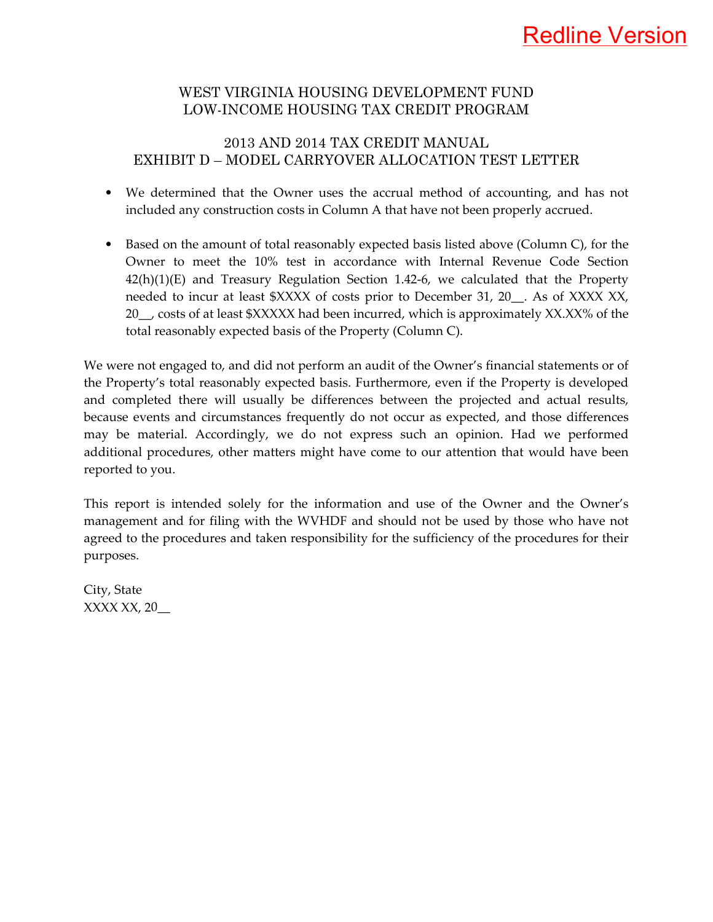Redline Version

WEST VIRGINIA HOUSING DEVELOPMENT FUND
LOW-INCOME HOUSING TAX CREDIT PROGRAM

2013 AND 2014 TAX CREDIT MANUAL
EXHIBIT D – MODEL CARRYOVER ALLOCATION TEST LETTER

- We determined that the Owner uses the accrual method of accounting, and has not included any construction costs in Column A that have not been properly accrued.

- Based on the amount of total reasonably expected basis listed above (Column C), for the Owner to meet the 10% test in accordance with Internal Revenue Code Section 42(h)(1)(E) and Treasury Regulation Section 1.42-6, we calculated that the Property needed to incur at least $XXXX of costs prior to December 31, 20__. As of XXXX XX, 20__, costs of at least $XXXXX had been incurred, which is approximately XX.XX% of the total reasonably expected basis of the Property (Column C).

We were not engaged to, and did not perform an audit of the Owner's financial statements or of the Property's total reasonably expected basis. Furthermore, even if the Property is developed and completed there will usually be differences between the projected and actual results, because events and circumstances frequently do not occur as expected, and those differences may be material. Accordingly, we do not express such an opinion. Had we performed additional procedures, other matters might have come to our attention that would have been reported to you.

This report is intended solely for the information and use of the Owner and the Owner's management and for filing with the WVHDF and should not be used by those who have not agreed to the procedures and taken responsibility for the sufficiency of the procedures for their purposes.

City, State
XXXX XX, 20__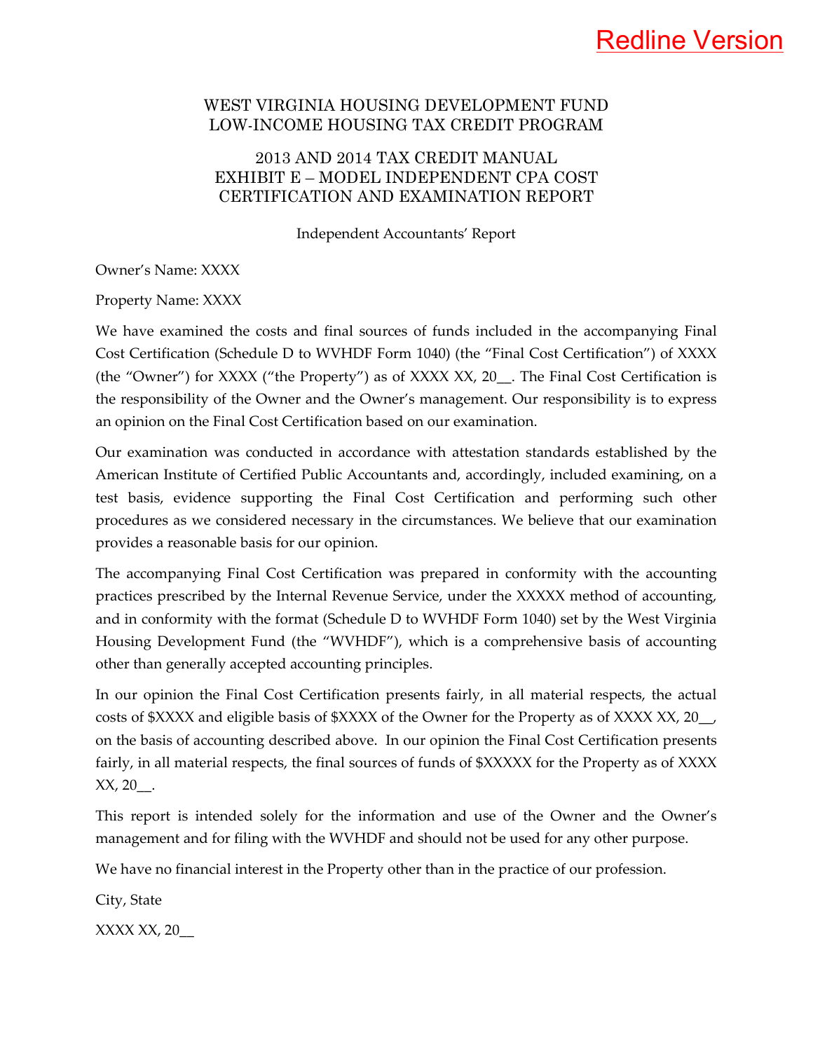Redline Version

# WEST VIRGINIA HOUSING DEVELOPMENT FUND
# LOW-INCOME HOUSING TAX CREDIT PROGRAM

## 2013 AND 2014 TAX CREDIT MANUAL
## EXHIBIT E – MODEL INDEPENDENT CPA COST CERTIFICATION AND EXAMINATION REPORT

Independent Accountants' Report

Owner's Name: XXXX

Property Name: XXXX

We have examined the costs and final sources of funds included in the accompanying Final Cost Certification (Schedule D to WVHDF Form 1040) (the "Final Cost Certification") of XXXX (the "Owner") for XXXX ("the Property") as of XXXX XX, 20__. The Final Cost Certification is the responsibility of the Owner and the Owner's management. Our responsibility is to express an opinion on the Final Cost Certification based on our examination.

Our examination was conducted in accordance with attestation standards established by the American Institute of Certified Public Accountants and, accordingly, included examining, on a test basis, evidence supporting the Final Cost Certification and performing such other procedures as we considered necessary in the circumstances. We believe that our examination provides a reasonable basis for our opinion.

The accompanying Final Cost Certification was prepared in conformity with the accounting practices prescribed by the Internal Revenue Service, under the XXXXX method of accounting, and in conformity with the format (Schedule D to WVHDF Form 1040) set by the West Virginia Housing Development Fund (the "WVHDF"), which is a comprehensive basis of accounting other than generally accepted accounting principles.

In our opinion the Final Cost Certification presents fairly, in all material respects, the actual costs of $XXXX and eligible basis of $XXXX of the Owner for the Property as of XXXX XX, 20__, on the basis of accounting described above. In our opinion the Final Cost Certification presents fairly, in all material respects, the final sources of funds of $XXXXX for the Property as of XXXX XX, 20__.

This report is intended solely for the information and use of the Owner and the Owner's management and for filing with the WVHDF and should not be used for any other purpose.

We have no financial interest in the Property other than in the practice of our profession.

City, State

XXXX XX, 20__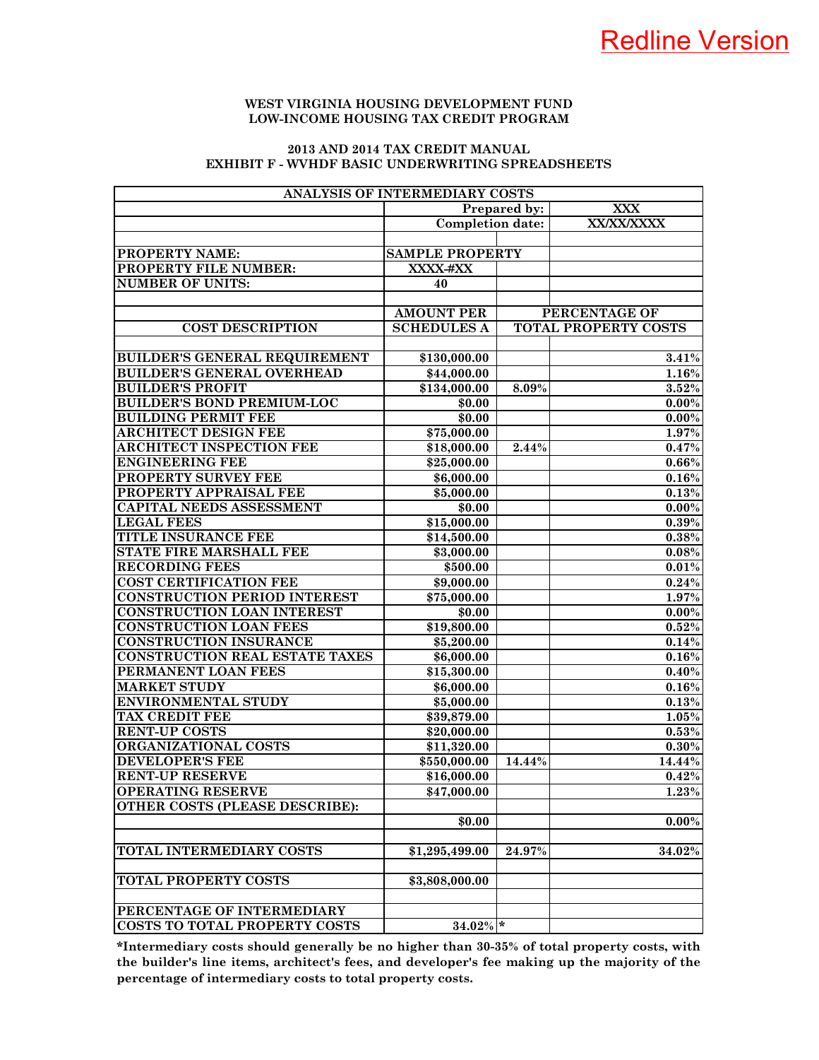Redline Version

**WEST VIRGINIA HOUSING DEVELOPMENT FUND**
**LOW-INCOME HOUSING TAX CREDIT PROGRAM**

**2013 AND 2014 TAX CREDIT MANUAL**
**EXHIBIT F - WVHDF BASIC UNDERWRITING SPREADSHEETS**

| ANALYSIS OF INTERMEDIARY COSTS | | | |
|---|---|---|---|
| | Prepared by: | | XXX |
| | Completion date: | | XX/XX/XXXX |
| | | | |
| PROPERTY NAME: | SAMPLE PROPERTY | | |
| PROPERTY FILE NUMBER: | XXXX-#XX | | |
| NUMBER OF UNITS: | 40 | | |
| | | | |
| | AMOUNT PER | PERCENTAGE OF | |
| COST DESCRIPTION | SCHEDULES A | TOTAL PROPERTY COSTS | |
| | | | |
| BUILDER'S GENERAL REQUIREMENT | $130,000.00 | | 3.41% |
| BUILDER'S GENERAL OVERHEAD | $44,000.00 | | 1.16% |
| BUILDER'S PROFIT | $134,000.00 | 8.09% | 3.52% |
| BUILDER'S BOND PREMIUM-LOC | $0.00 | | 0.00% |
| BUILDING PERMIT FEE | $0.00 | | 0.00% |
| ARCHITECT DESIGN FEE | $75,000.00 | | 1.97% |
| ARCHITECT INSPECTION FEE | $18,000.00 | 2.44% | 0.47% |
| ENGINEERING FEE | $25,000.00 | | 0.66% |
| PROPERTY SURVEY FEE | $6,000.00 | | 0.16% |
| PROPERTY APPRAISAL FEE | $5,000.00 | | 0.13% |
| CAPITAL NEEDS ASSESSMENT | $0.00 | | 0.00% |
| LEGAL FEES | $15,000.00 | | 0.39% |
| TITLE INSURANCE FEE | $14,500.00 | | 0.38% |
| STATE FIRE MARSHALL FEE | $3,000.00 | | 0.08% |
| RECORDING FEES | $500.00 | | 0.01% |
| COST CERTIFICATION FEE | $9,000.00 | | 0.24% |
| CONSTRUCTION PERIOD INTEREST | $75,000.00 | | 1.97% |
| CONSTRUCTION LOAN INTEREST | $0.00 | | 0.00% |
| CONSTRUCTION LOAN FEES | $19,800.00 | | 0.52% |
| CONSTRUCTION INSURANCE | $5,200.00 | | 0.14% |
| CONSTRUCTION REAL ESTATE TAXES | $6,000.00 | | 0.16% |
| PERMANENT LOAN FEES | $15,300.00 | | 0.40% |
| MARKET STUDY | $6,000.00 | | 0.16% |
| ENVIRONMENTAL STUDY | $5,000.00 | | 0.13% |
| TAX CREDIT FEE | $39,879.00 | | 1.05% |
| RENT-UP COSTS | $20,000.00 | | 0.53% |
| ORGANIZATIONAL COSTS | $11,320.00 | | 0.30% |
| DEVELOPER'S FEE | $550,000.00 | 14.44% | 14.44% |
| RENT-UP RESERVE | $16,000.00 | | 0.42% |
| OPERATING RESERVE | $47,000.00 | | 1.23% |
| OTHER COSTS (PLEASE DESCRIBE): | | | |
| | $0.00 | | 0.00% |
| | | | |
| TOTAL INTERMEDIARY COSTS | $1,295,499.00 | 24.97% | 34.02% |
| | | | |
| TOTAL PROPERTY COSTS | $3,808,000.00 | | |
| | | | |
| PERCENTAGE OF INTERMEDIARY | | | |
| COSTS TO TOTAL PROPERTY COSTS | 34.02% | * | |

**\*Intermediary costs should generally be no higher than 30-35% of total property costs, with the builder's line items, architect's fees, and developer's fee making up the majority of the percentage of intermediary costs to total property costs.**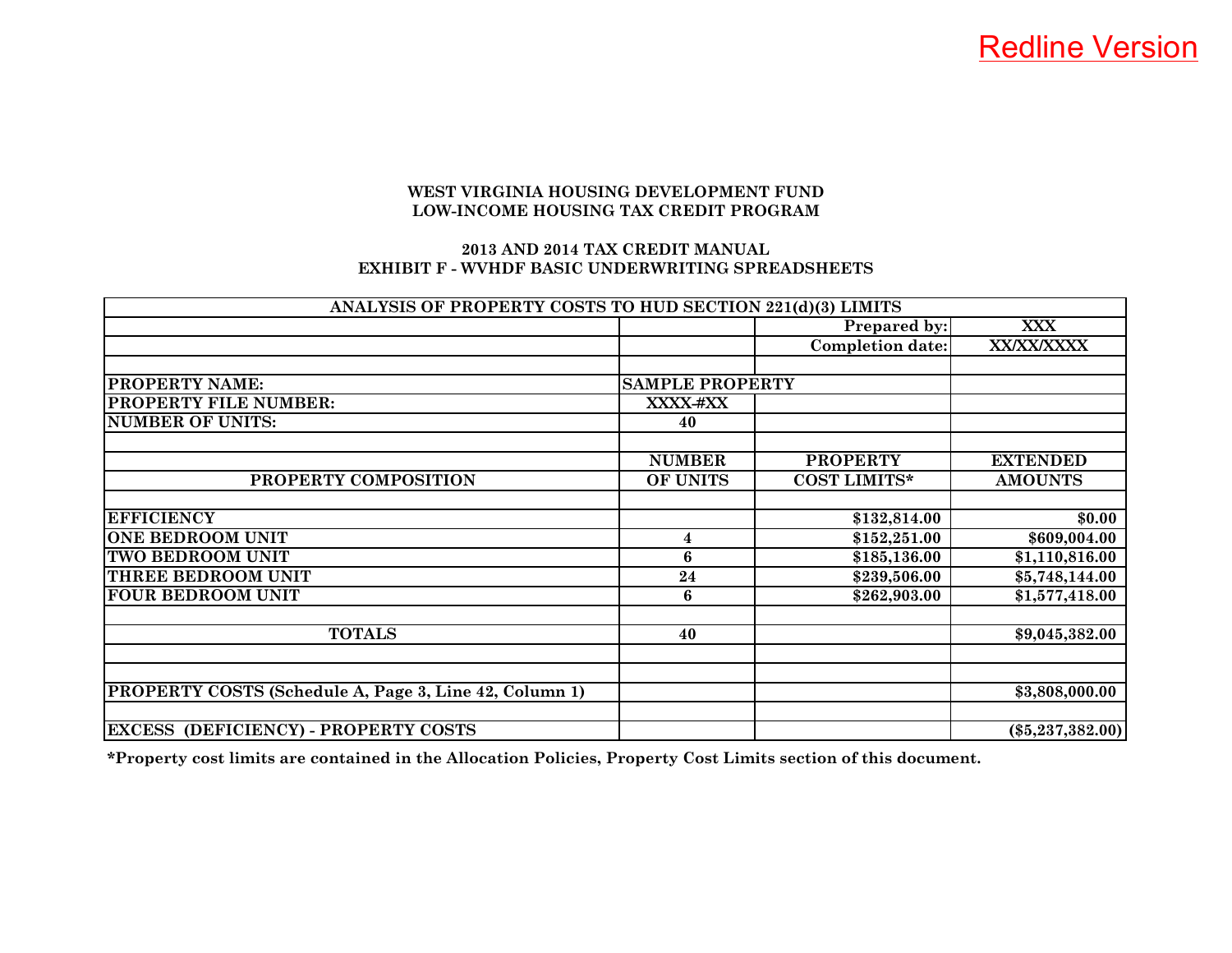Redline Version

**WEST VIRGINIA HOUSING DEVELOPMENT FUND**
**LOW-INCOME HOUSING TAX CREDIT PROGRAM**

**2013 AND 2014 TAX CREDIT MANUAL**
**EXHIBIT F - WVHDF BASIC UNDERWRITING SPREADSHEETS**

| ANALYSIS OF PROPERTY COSTS TO HUD SECTION 221(d)(3) LIMITS | | | |
|---|---|---|---|
| | | Prepared by: | XXX |
| | | Completion date: | XX/XX/XXXX |
| | | | |
| PROPERTY NAME: | SAMPLE PROPERTY | | |
| PROPERTY FILE NUMBER: | XXXX-#XX | | |
| NUMBER OF UNITS: | 40 | | |
| | | | |
| | NUMBER | PROPERTY | EXTENDED |
| PROPERTY COMPOSITION | OF UNITS | COST LIMITS* | AMOUNTS |
| | | | |
| EFFICIENCY | | $132,814.00 | $0.00 |
| ONE BEDROOM UNIT | 4 | $152,251.00 | $609,004.00 |
| TWO BEDROOM UNIT | 6 | $185,136.00 | $1,110,816.00 |
| THREE BEDROOM UNIT | 24 | $239,506.00 | $5,748,144.00 |
| FOUR BEDROOM UNIT | 6 | $262,903.00 | $1,577,418.00 |
| | | | |
| TOTALS | 40 | | $9,045,382.00 |
| | | | |
| | | | |
| PROPERTY COSTS (Schedule A, Page 3, Line 42, Column 1) | | | $3,808,000.00 |
| | | | |
| EXCESS (DEFICIENCY) - PROPERTY COSTS | | | ($5,237,382.00) |

**\*Property cost limits are contained in the Allocation Policies, Property Cost Limits section of this document.**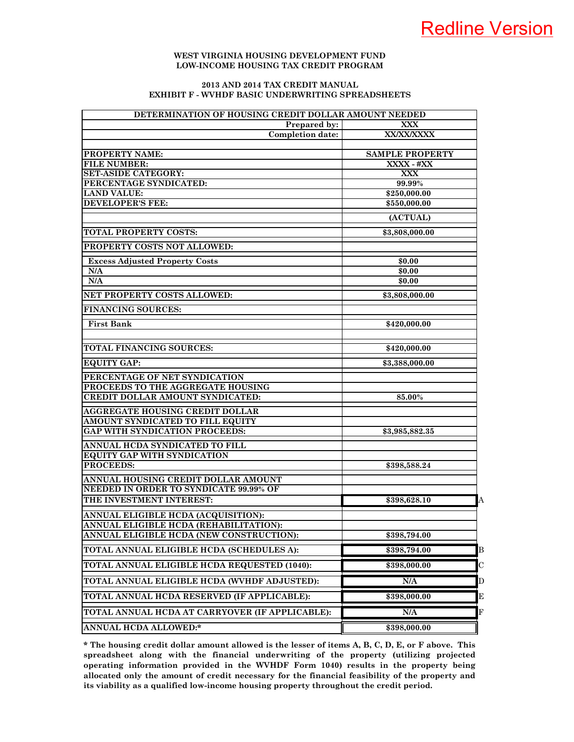Redline Version

**WEST VIRGINIA HOUSING DEVELOPMENT FUND**
**LOW-INCOME HOUSING TAX CREDIT PROGRAM**

**2013 AND 2014 TAX CREDIT MANUAL**
**EXHIBIT F - WVHDF BASIC UNDERWRITING SPREADSHEETS**

| DETERMINATION OF HOUSING CREDIT DOLLAR AMOUNT NEEDED | | |
|---|---|---|
| Prepared by: | XXX | |
| Completion date: | XX/XX/XXXX | |
| | | |
| PROPERTY NAME: | SAMPLE PROPERTY | |
| FILE NUMBER: | XXXX - #XX | |
| SET-ASIDE CATEGORY: | XXX | |
| PERCENTAGE SYNDICATED: | 99.99% | |
| LAND VALUE: | $250,000.00 | |
| DEVELOPER'S FEE: | $550,000.00 | |
| | (ACTUAL) | |
| TOTAL PROPERTY COSTS: | $3,808,000.00 | |
| PROPERTY COSTS NOT ALLOWED: | | |
| Excess Adjusted Property Costs | $0.00 | |
| N/A | $0.00 | |
| N/A | $0.00 | |
| NET PROPERTY COSTS ALLOWED: | $3,808,000.00 | |
| FINANCING SOURCES: | | |
| First Bank | $420,000.00 | |
| | | |
| TOTAL FINANCING SOURCES: | $420,000.00 | |
| EQUITY GAP: | $3,388,000.00 | |
| PERCENTAGE OF NET SYNDICATION PROCEEDS TO THE AGGREGATE HOUSING CREDIT DOLLAR AMOUNT SYNDICATED: | 85.00% | |
| AGGREGATE HOUSING CREDIT DOLLAR AMOUNT SYNDICATED TO FILL EQUITY GAP WITH SYNDICATION PROCEEDS: | $3,985,882.35 | |
| ANNUAL HCDA SYNDICATED TO FILL EQUITY GAP WITH SYNDICATION PROCEEDS: | $398,588.24 | |
| ANNUAL HOUSING CREDIT DOLLAR AMOUNT NEEDED IN ORDER TO SYNDICATE 99.99% OF THE INVESTMENT INTEREST: | $398,628.10 | A |
| ANNUAL ELIGIBLE HCDA (ACQUISITION): | | |
| ANNUAL ELIGIBLE HCDA (REHABILITATION): | | |
| ANNUAL ELIGIBLE HCDA (NEW CONSTRUCTION): | $398,794.00 | |
| TOTAL ANNUAL ELIGIBLE HCDA (SCHEDULES A): | $398,794.00 | B |
| TOTAL ANNUAL ELIGIBLE HCDA REQUESTED (1040): | $398,000.00 | C |
| TOTAL ANNUAL ELIGIBLE HCDA (WVHDF ADJUSTED): | N/A | D |
| TOTAL ANNUAL HCDA RESERVED (IF APPLICABLE): | $398,000.00 | E |
| TOTAL ANNUAL HCDA AT CARRYOVER (IF APPLICABLE): | N/A | F |
| ANNUAL HCDA ALLOWED:* | $398,000.00 | |

**\* The housing credit dollar amount allowed is the lesser of items A, B, C, D, E, or F above. This spreadsheet along with the financial underwriting of the property (utilizing projected operating information provided in the WVHDF Form 1040) results in the property being allocated only the amount of credit necessary for the financial feasibility of the property and its viability as a qualified low-income housing property throughout the credit period.**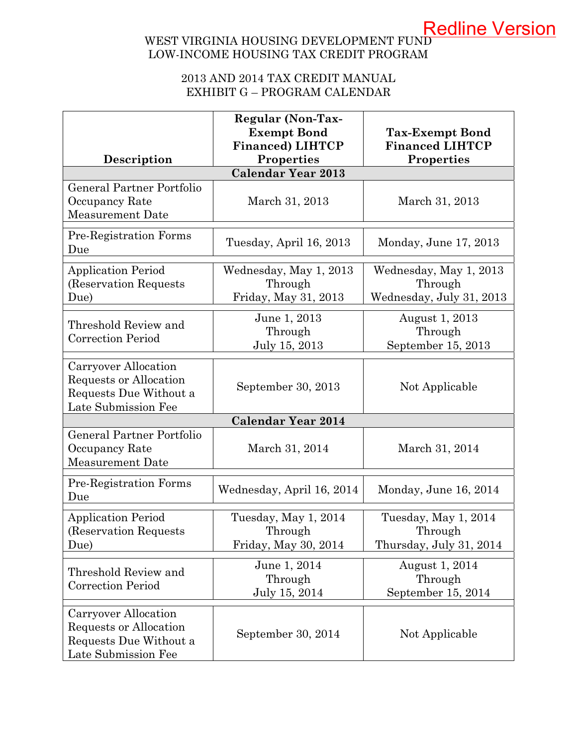Redline Version

WEST VIRGINIA HOUSING DEVELOPMENT FUND
LOW-INCOME HOUSING TAX CREDIT PROGRAM

2013 AND 2014 TAX CREDIT MANUAL
EXHIBIT G – PROGRAM CALENDAR

| **Description** | **Regular (Non-Tax-Exempt Bond Financed) LIHTCP Properties** | **Tax-Exempt Bond Financed LIHTCP Properties** |
|---|---|---|
| **Calendar Year 2013** | | |
| General Partner Portfolio Occupancy Rate Measurement Date | March 31, 2013 | March 31, 2013 |
| Pre-Registration Forms Due | Tuesday, April 16, 2013 | Monday, June 17, 2013 |
| Application Period (Reservation Requests Due) | Wednesday, May 1, 2013 Through Friday, May 31, 2013 | Wednesday, May 1, 2013 Through Wednesday, July 31, 2013 |
| Threshold Review and Correction Period | June 1, 2013 Through July 15, 2013 | August 1, 2013 Through September 15, 2013 |
| Carryover Allocation Requests or Allocation Requests Due Without a Late Submission Fee | September 30, 2013 | Not Applicable |
| **Calendar Year 2014** | | |
| General Partner Portfolio Occupancy Rate Measurement Date | March 31, 2014 | March 31, 2014 |
| Pre-Registration Forms Due | Wednesday, April 16, 2014 | Monday, June 16, 2014 |
| Application Period (Reservation Requests Due) | Tuesday, May 1, 2014 Through Friday, May 30, 2014 | Tuesday, May 1, 2014 Through Thursday, July 31, 2014 |
| Threshold Review and Correction Period | June 1, 2014 Through July 15, 2014 | August 1, 2014 Through September 15, 2014 |
| Carryover Allocation Requests or Allocation Requests Due Without a Late Submission Fee | September 30, 2014 | Not Applicable |